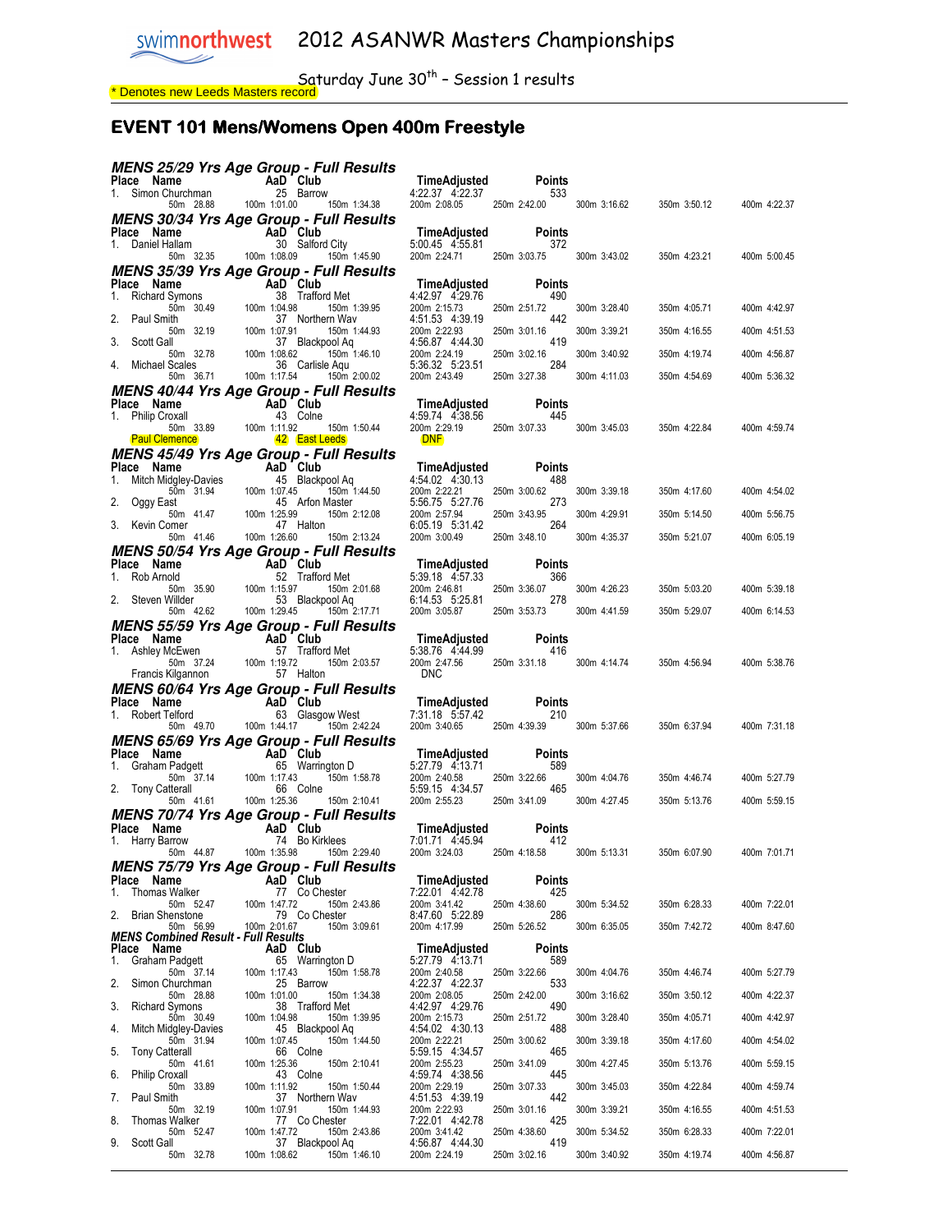# swimnorthwest 2012 ASANWR Masters Championships

Saturday June 30th - Session 1 results

\* Denotes new Leeds Masters record

## EVENT 101 Mens/Womens Open 400m Freestyle

### MENS 25/29 Yrs Age Group - Full Results

| Place | Name | AaD | Club | Time | Adjusted | Points |
|---|---|---|---|---|---|---|
| 1. | Simon Churchman | 25 | Barrow | 4:22.37 | 4:22.37 | 533 |

50m 28.88 | 100m 1:01.00 | 150m 1:34.38 | 200m 2:08.05 | 250m 2:42.00 | 300m 3:16.62 | 350m 3:50.12 | 400m 4:22.37

### MENS 30/34 Yrs Age Group - Full Results

| Place | Name | AaD | Club | Time | Adjusted | Points |
|---|---|---|---|---|---|---|
| 1. | Daniel Hallam | 30 | Salford City | 5:00.45 | 4:55.81 | 372 |

50m 32.35 | 100m 1:08.09 | 150m 1:45.90 | 200m 2:24.71 | 250m 3:03.75 | 300m 3:43.02 | 350m 4:23.21 | 400m 5:00.45

### MENS 35/39 Yrs Age Group - Full Results

| Place | Name | AaD | Club | Time | Adjusted | Points |
|---|---|---|---|---|---|---|
| 1. | Richard Symons | 38 | Trafford Met | 4:42.97 | 4:29.76 | 490 |
| | 50m 30.49 | 100m 1:04.98 | 150m 1:39.95 | 200m 2:15.73 | 250m 2:51.72 | 300m 3:28.40 / 350m 4:05.71 / 400m 4:42.97 |
| 2. | Paul Smith | 37 | Northern Wav | 4:51.53 | 4:39.19 | 442 |
| | 50m 32.19 | 100m 1:07.91 | 150m 1:44.93 | 200m 2:22.93 | 250m 3:01.16 | 300m 3:39.21 / 350m 4:16.55 / 400m 4:51.53 |
| 3. | Scott Gall | 37 | Blackpool Aq | 4:56.87 | 4:44.30 | 419 |
| | 50m 32.78 | 100m 1:08.62 | 150m 1:46.10 | 200m 2:24.19 | 250m 3:02.16 | 300m 3:40.92 / 350m 4:19.74 / 400m 4:56.87 |
| 4. | Michael Scales | 36 | Carlisle Aqu | 5:36.32 | 5:23.51 | 284 |
| | 50m 36.71 | 100m 1:17.54 | 150m 2:00.02 | 200m 2:43.49 | 250m 3:27.38 | 300m 4:11.03 / 350m 4:54.69 / 400m 5:36.32 |

### MENS 40/44 Yrs Age Group - Full Results

| Place | Name | AaD | Club | Time | Adjusted | Points |
|---|---|---|---|---|---|---|
| 1. | Philip Croxall | 43 | Colne | 4:59.74 | 4:38.56 | 445 |
| | 50m 33.89 | 100m 1:11.92 | 150m 1:50.44 | 200m 2:29.19 | 250m 3:07.33 | 300m 3:45.03 / 350m 4:22.84 / 400m 4:59.74 |
| | Paul Clemence | 42 | East Leeds | DNF | | |

### MENS 45/49 Yrs Age Group - Full Results

| Place | Name | AaD | Club | Time | Adjusted | Points |
|---|---|---|---|---|---|---|
| 1. | Mitch Midgley-Davies | 45 | Blackpool Aq | 4:54.02 | 4:30.13 | 488 |
| | 50m 31.94 | 100m 1:07.45 | 150m 1:44.50 | 200m 2:22.21 | 250m 3:00.62 | 300m 3:39.18 / 350m 4:17.60 / 400m 4:54.02 |
| 2. | Oggy East | 45 | Arfon Master | 5:56.75 | 5:27.76 | 273 |
| | 50m 41.47 | 100m 1:25.99 | 150m 2:12.08 | 200m 2:57.94 | 250m 3:43.95 | 300m 4:29.91 / 350m 5:14.50 / 400m 5:56.75 |
| 3. | Kevin Comer | 47 | Halton | 6:05.19 | 5:31.42 | 264 |
| | 50m 41.46 | 100m 1:26.60 | 150m 2:13.24 | 200m 3:00.49 | 250m 3:48.10 | 300m 4:35.37 / 350m 5:21.07 / 400m 6:05.19 |

### MENS 50/54 Yrs Age Group - Full Results

| Place | Name | AaD | Club | Time | Adjusted | Points |
|---|---|---|---|---|---|---|
| 1. | Rob Arnold | 52 | Trafford Met | 5:39.18 | 4:57.33 | 366 |
| | 50m 35.90 | 100m 1:15.97 | 150m 2:01.68 | 200m 2:46.81 | 250m 3:36.07 | 300m 4:26.23 / 350m 5:03.20 / 400m 5:39.18 |
| 2. | Steven Willder | 53 | Blackpool Aq | 6:14.53 | 5:25.81 | 278 |
| | 50m 42.62 | 100m 1:29.45 | 150m 2:17.71 | 200m 3:05.87 | 250m 3:53.73 | 300m 4:41.59 / 350m 5:29.07 / 400m 6:14.53 |

### MENS 55/59 Yrs Age Group - Full Results

| Place | Name | AaD | Club | Time | Adjusted | Points |
|---|---|---|---|---|---|---|
| 1. | Ashley McEwen | 57 | Trafford Met | 5:38.76 | 4:44.99 | 416 |
| | 50m 37.24 | 100m 1:19.72 | 150m 2:03.57 | 200m 2:47.56 | 250m 3:31.18 | 300m 4:14.74 / 350m 4:56.94 / 400m 5:38.76 |
| | Francis Kilgannon | 57 | Halton | DNC | | |

### MENS 60/64 Yrs Age Group - Full Results

| Place | Name | AaD | Club | Time | Adjusted | Points |
|---|---|---|---|---|---|---|
| 1. | Robert Telford | 63 | Glasgow West | 7:31.18 | 5:57.42 | 210 |
| | 50m 49.70 | 100m 1:44.17 | 150m 2:42.24 | 200m 3:40.65 | 250m 4:39.39 | 300m 5:37.66 / 350m 6:37.94 / 400m 7:31.18 |

### MENS 65/69 Yrs Age Group - Full Results

| Place | Name | AaD | Club | Time | Adjusted | Points |
|---|---|---|---|---|---|---|
| 1. | Graham Padgett | 65 | Warrington D | 5:27.79 | 4:13.71 | 589 |
| | 50m 37.14 | 100m 1:17.43 | 150m 1:58.78 | 200m 2:40.58 | 250m 3:22.66 | 300m 4:04.76 / 350m 4:46.74 / 400m 5:27.79 |
| 2. | Tony Catterall | 66 | Colne | 5:59.15 | 4:34.57 | 465 |
| | 50m 41.61 | 100m 1:25.36 | 150m 2:10.41 | 200m 2:55.23 | 250m 3:41.09 | 300m 4:27.45 / 350m 5:13.76 / 400m 5:59.15 |

### MENS 70/74 Yrs Age Group - Full Results

| Place | Name | AaD | Club | Time | Adjusted | Points |
|---|---|---|---|---|---|---|
| 1. | Harry Barrow | 74 | Bo Kirklees | 7:01.71 | 4:45.94 | 412 |
| | 50m 44.87 | 100m 1:35.98 | 150m 2:29.40 | 200m 3:24.03 | 250m 4:18.58 | 300m 5:13.31 / 350m 6:07.90 / 400m 7:01.71 |

### MENS 75/79 Yrs Age Group - Full Results

| Place | Name | AaD | Club | Time | Adjusted | Points |
|---|---|---|---|---|---|---|
| 1. | Thomas Walker | 77 | Co Chester | 7:22.01 | 4:42.78 | 425 |
| | 50m 52.47 | 100m 1:47.72 | 150m 2:43.86 | 200m 3:41.42 | 250m 4:38.60 | 300m 5:34.52 / 350m 6:28.33 / 400m 7:22.01 |
| 2. | Brian Shenstone | 79 | Co Chester | 8:47.60 | 5:22.89 | 286 |
| | 50m 56.99 | 100m 2:01.67 | 150m 3:09.61 | 200m 4:17.99 | 250m 5:26.52 | 300m 6:35.05 / 350m 7:42.72 / 400m 8:47.60 |

### MENS Combined Result - Full Results

| Place | Name | AaD | Club | Time | Adjusted | Points |
|---|---|---|---|---|---|---|
| 1. | Graham Padgett | 65 | Warrington D | 5:27.79 | 4:13.71 | 589 |
| | 50m 37.14 | 100m 1:17.43 | 150m 1:58.78 | 200m 2:40.58 | 250m 3:22.66 | 300m 4:04.76 / 350m 4:46.74 / 400m 5:27.79 |
| 2. | Simon Churchman | 25 | Barrow | 4:22.37 | 4:22.37 | 533 |
| | 50m 28.88 | 100m 1:01.00 | 150m 1:34.38 | 200m 2:08.05 | 250m 2:42.00 | 300m 3:16.62 / 350m 3:50.12 / 400m 4:22.37 |
| 3. | Richard Symons | 38 | Trafford Met | 4:42.97 | 4:29.76 | 490 |
| | 50m 30.49 | 100m 1:04.98 | 150m 1:39.95 | 200m 2:15.73 | 250m 2:51.72 | 300m 3:28.40 / 350m 4:05.71 / 400m 4:42.97 |
| 4. | Mitch Midgley-Davies | 45 | Blackpool Aq | 4:54.02 | 4:30.13 | 488 |
| | 50m 31.94 | 100m 1:07.45 | 150m 1:44.50 | 200m 2:22.21 | 250m 3:00.62 | 300m 3:39.18 / 350m 4:17.60 / 400m 4:54.02 |
| 5. | Tony Catterall | 66 | Colne | 5:59.15 | 4:34.57 | 465 |
| | 50m 41.61 | 100m 1:25.36 | 150m 2:10.41 | 200m 2:55.23 | 250m 3:41.09 | 300m 4:27.45 / 350m 5:13.76 / 400m 5:59.15 |
| 6. | Philip Croxall | 43 | Colne | 4:59.74 | 4:38.56 | 445 |
| | 50m 33.89 | 100m 1:11.92 | 150m 1:50.44 | 200m 2:29.19 | 250m 3:07.33 | 300m 3:45.03 / 350m 4:22.84 / 400m 4:59.74 |
| 7. | Paul Smith | 37 | Northern Wav | 4:51.53 | 4:39.19 | 442 |
| | 50m 32.19 | 100m 1:07.91 | 150m 1:44.93 | 200m 2:22.93 | 250m 3:01.16 | 300m 3:39.21 / 350m 4:16.55 / 400m 4:51.53 |
| 8. | Thomas Walker | 77 | Co Chester | 7:22.01 | 4:42.78 | 425 |
| | 50m 52.47 | 100m 1:47.72 | 150m 2:43.86 | 200m 3:41.42 | 250m 4:38.60 | 300m 5:34.52 / 350m 6:28.33 / 400m 7:22.01 |
| 9. | Scott Gall | 37 | Blackpool Aq | 4:56.87 | 4:44.30 | 419 |
| | 50m 32.78 | 100m 1:08.62 | 150m 1:46.10 | 200m 2:24.19 | 250m 3:02.16 | 300m 3:40.92 / 350m 4:19.74 / 400m 4:56.87 |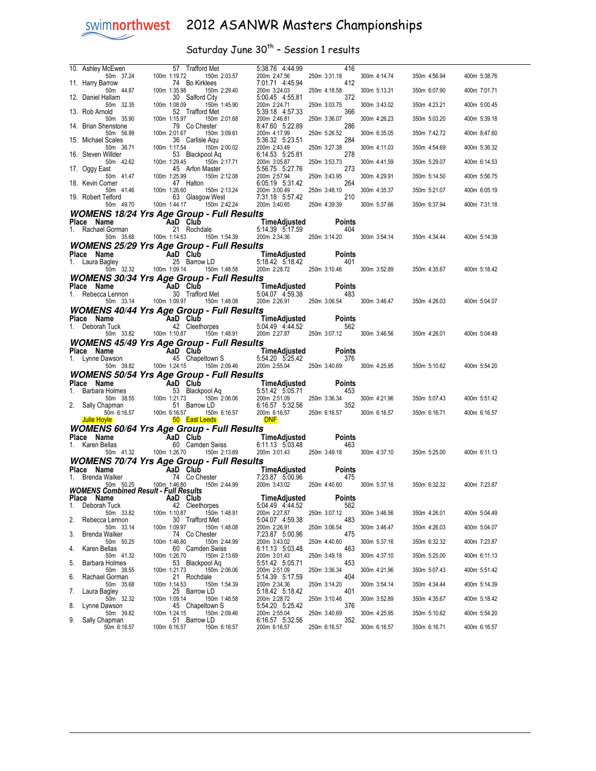# 2012 ASANWR Masters Championships

## Saturday June 30th – Session 1 results

| Place | Name | AaD | Club | Time | Adjusted | Points |
|---|---|---|---|---|---|---|
| 10. | Ashley McEwen | 57 | Trafford Met | 5:38.76 | 4:44.99 | 416 |
| | 50m 37.24 | 100m 1:19.72 | 150m 2:03.57 | 200m 2:47.56 | 250m 3:31.18 | 300m 4:14.74 | 350m 4:56.94 | 400m 5:38.76 |
| 11. | Harry Barrow | 74 | Bo Kirklees | 7:01.71 | 4:45.94 | 412 |
| | 50m 44.87 | 100m 1:35.98 | 150m 2:29.40 | 200m 3:24.03 | 250m 4:18.58 | 300m 5:13.31 | 350m 6:07.90 | 400m 7:01.71 |
| 12. | Daniel Hallam | 30 | Salford City | 5:00.45 | 4:55.81 | 372 |
| | 50m 32.35 | 100m 1:08.09 | 150m 1:45.90 | 200m 2:24.71 | 250m 3:03.75 | 300m 3:43.02 | 350m 4:23.21 | 400m 5:00.45 |
| 13. | Rob Arnold | 52 | Trafford Met | 5:39.18 | 4:57.33 | 366 |
| | 50m 35.90 | 100m 1:15.97 | 150m 2:01.68 | 200m 2:46.81 | 250m 3:36.07 | 300m 4:26.23 | 350m 5:03.20 | 400m 5:39.18 |
| 14. | Brian Shenstone | 79 | Co Chester | 8:47.60 | 5:22.89 | 286 |
| | 50m 56.99 | 100m 2:01.67 | 150m 3:09.61 | 200m 4:17.99 | 250m 5:26.52 | 300m 6:35.05 | 350m 7:42.72 | 400m 8:47.60 |
| 15. | Michael Scales | 36 | Carlisle Aqu | 5:36.32 | 5:23.51 | 284 |
| | 50m 36.71 | 100m 1:17.54 | 150m 2:00.02 | 200m 2:43.49 | 250m 3:27.38 | 300m 4:11.03 | 350m 4:54.69 | 400m 5:36.32 |
| 16. | Steven Willder | 53 | Blackpool Aq | 6:14.53 | 5:25.81 | 278 |
| | 50m 42.62 | 100m 1:29.45 | 150m 2:17.71 | 200m 3:05.87 | 250m 3:53.73 | 300m 4:41.59 | 350m 5:29.07 | 400m 6:14.53 |
| 17. | Oggy East | 45 | Arfon Master | 5:56.75 | 5:27.76 | 273 |
| | 50m 41.47 | 100m 1:25.99 | 150m 2:12.08 | 200m 2:57.94 | 250m 3:43.95 | 300m 4:29.91 | 350m 5:14.50 | 400m 5:56.75 |
| 18. | Kevin Comer | 47 | Halton | 6:05.19 | 5:31.42 | 264 |
| | 50m 41.46 | 100m 1:26.60 | 150m 2:13.24 | 200m 3:00.49 | 250m 3:48.10 | 300m 4:35.37 | 350m 5:21.07 | 400m 6:05.19 |
| 19. | Robert Telford | 63 | Glasgow West | 7:31.18 | 5:57.42 | 210 |
| | 50m 49.70 | 100m 1:44.17 | 150m 2:42.24 | 200m 3:40.65 | 250m 4:39.39 | 300m 5:37.66 | 350m 6:37.94 | 400m 7:31.18 |

### WOMENS 18/24 Yrs Age Group - Full Results

| Place | Name | AaD | Club | Time | Adjusted | Points |
|---|---|---|---|---|---|---|
| 1. | Rachael Gorman | 21 | Rochdale | 5:14.39 | 5:17.59 | 404 |
| | 50m 35.68 | 100m 1:14.53 | 150m 1:54.39 | 200m 2:34.36 | 250m 3:14.20 | 300m 3:54.14 | 350m 4:34.44 | 400m 5:14.39 |

### WOMENS 25/29 Yrs Age Group - Full Results

| Place | Name | AaD | Club | Time | Adjusted | Points |
|---|---|---|---|---|---|---|
| 1. | Laura Bagley | 25 | Barrow LD | 5:18.42 | 5:18.42 | 401 |
| | 50m 32.32 | 100m 1:09.14 | 150m 1:48.58 | 200m 2:28.72 | 250m 3:10.46 | 300m 3:52.89 | 350m 4:35.67 | 400m 5:18.42 |

### WOMENS 30/34 Yrs Age Group - Full Results

| Place | Name | AaD | Club | Time | Adjusted | Points |
|---|---|---|---|---|---|---|
| 1. | Rebecca Lennon | 30 | Trafford Met | 5:04.07 | 4:59.38 | 483 |
| | 50m 33.14 | 100m 1:09.97 | 150m 1:48.08 | 200m 2:26.91 | 250m 3:06.54 | 300m 3:46.47 | 350m 4:26.03 | 400m 5:04.07 |

### WOMENS 40/44 Yrs Age Group - Full Results

| Place | Name | AaD | Club | Time | Adjusted | Points |
|---|---|---|---|---|---|---|
| 1. | Deborah Tuck | 42 | Cleethorpes | 5:04.49 | 4:44.52 | 562 |
| | 50m 33.82 | 100m 1:10.87 | 150m 1:48.91 | 200m 2:27.87 | 250m 3:07.12 | 300m 3:46.56 | 350m 4:26.01 | 400m 5:04.49 |

### WOMENS 45/49 Yrs Age Group - Full Results

| Place | Name | AaD | Club | Time | Adjusted | Points |
|---|---|---|---|---|---|---|
| 1. | Lynne Dawson | 45 | Chapeltown S | 5:54.20 | 5:25.42 | 376 |
| | 50m 39.82 | 100m 1:24.15 | 150m 2:09.46 | 200m 2:55.04 | 250m 3:40.69 | 300m 4:25.95 | 350m 5:10.62 | 400m 5:54.20 |

### WOMENS 50/54 Yrs Age Group - Full Results

| Place | Name | AaD | Club | Time | Adjusted | Points |
|---|---|---|---|---|---|---|
| 1. | Barbara Holmes | 53 | Blackpool Aq | 5:51.42 | 5:05.71 | 453 |
| | 50m 38.55 | 100m 1:21.73 | 150m 2:06.06 | 200m 2:51.09 | 250m 3:36.34 | 300m 4:21.96 | 350m 5:07.43 | 400m 5:51.42 |
| 2. | Sally Chapman | 51 | Barrow LD | 6:16.57 | 5:32.56 | 352 |
| | 50m 6:16.57 | 100m 6:16.57 | 150m 6:16.57 | 200m 6:16.57 | 250m 6:16.57 | 300m 6:16.57 | 350m 6:16.71 | 400m 6:16.57 |
| | Julie Hoyle | 50 | East Leeds | DNF | | |

### WOMENS 60/64 Yrs Age Group - Full Results

| Place | Name | AaD | Club | Time | Adjusted | Points |
|---|---|---|---|---|---|---|
| 1. | Karen Bellas | 60 | Camden Swiss | 6:11.13 | 5:03.48 | 463 |
| | 50m 41.32 | 100m 1:26.70 | 150m 2:13.69 | 200m 3:01.43 | 250m 3:49.18 | 300m 4:37.10 | 350m 5:25.00 | 400m 6:11.13 |

### WOMENS 70/74 Yrs Age Group - Full Results

| Place | Name | AaD | Club | Time | Adjusted | Points |
|---|---|---|---|---|---|---|
| 1. | Brenda Walker | 74 | Co Chester | 7:23.87 | 5:00.96 | 475 |
| | 50m 50.25 | 100m 1:46.80 | 150m 2:44.99 | 200m 3:43.02 | 250m 4:40.60 | 300m 5:37.16 | 350m 6:32.32 | 400m 7:23.87 |

### WOMENS Combined Result - Full Results

| Place | Name | AaD | Club | Time | Adjusted | Points |
|---|---|---|---|---|---|---|
| 1. | Deborah Tuck | 42 | Cleethorpes | 5:04.49 | 4:44.52 | 562 |
| | 50m 33.82 | 100m 1:10.87 | 150m 1:48.91 | 200m 2:27.87 | 250m 3:07.12 | 300m 3:46.56 | 350m 4:26.01 | 400m 5:04.49 |
| 2. | Rebecca Lennon | 30 | Trafford Met | 5:04.07 | 4:59.38 | 483 |
| | 50m 33.14 | 100m 1:09.97 | 150m 1:48.08 | 200m 2:26.91 | 250m 3:06.54 | 300m 3:46.47 | 350m 4:26.03 | 400m 5:04.07 |
| 3. | Brenda Walker | 74 | Co Chester | 7:23.87 | 5:00.96 | 475 |
| | 50m 50.25 | 100m 1:46.80 | 150m 2:44.99 | 200m 3:43.02 | 250m 4:40.60 | 300m 5:37.16 | 350m 6:32.32 | 400m 7:23.87 |
| 4. | Karen Bellas | 60 | Camden Swiss | 6:11.13 | 5:03.48 | 463 |
| | 50m 41.32 | 100m 1:26.70 | 150m 2:13.69 | 200m 3:01.43 | 250m 3:49.18 | 300m 4:37.10 | 350m 5:25.00 | 400m 6:11.13 |
| 5. | Barbara Holmes | 53 | Blackpool Aq | 5:51.42 | 5:05.71 | 453 |
| | 50m 38.55 | 100m 1:21.73 | 150m 2:06.06 | 200m 2:51.09 | 250m 3:36.34 | 300m 4:21.96 | 350m 5:07.43 | 400m 5:51.42 |
| 6. | Rachael Gorman | 21 | Rochdale | 5:14.39 | 5:17.59 | 404 |
| | 50m 35.68 | 100m 1:14.53 | 150m 1:54.39 | 200m 2:34.36 | 250m 3:14.20 | 300m 3:54.14 | 350m 4:34.44 | 400m 5:14.39 |
| 7. | Laura Bagley | 25 | Barrow LD | 5:18.42 | 5:18.42 | 401 |
| | 50m 32.32 | 100m 1:09.14 | 150m 1:48.58 | 200m 2:28.72 | 250m 3:10.46 | 300m 3:52.89 | 350m 4:35.67 | 400m 5:18.42 |
| 8. | Lynne Dawson | 45 | Chapeltown S | 5:54.20 | 5:25.42 | 376 |
| | 50m 39.82 | 100m 1:24.15 | 150m 2:09.46 | 200m 2:55.04 | 250m 3:40.69 | 300m 4:25.95 | 350m 5:10.62 | 400m 5:54.20 |
| 9. | Sally Chapman | 51 | Barrow LD | 6:16.57 | 5:32.56 | 352 |
| | 50m 6:16.57 | 100m 6:16.57 | 150m 6:16.57 | 200m 6:16.57 | 250m 6:16.57 | 300m 6:16.57 | 350m 6:16.71 | 400m 6:16.57 |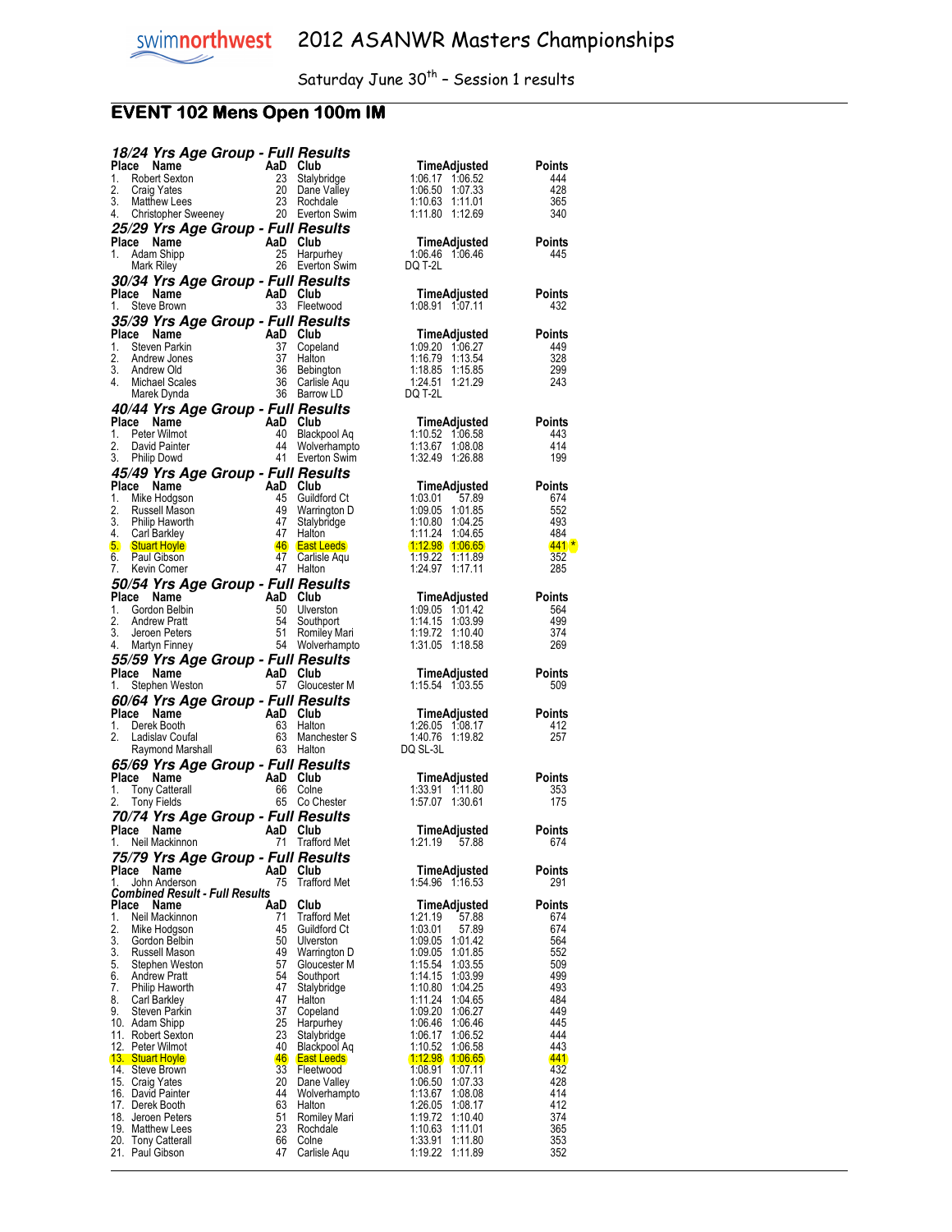# 2012 ASANWR Masters Championships

Saturday June 30th – Session 1 results

## EVENT 102 Mens Open 100m IM

### 18/24 Yrs Age Group - Full Results

| Place | Name | AaD | Club | Time | Adjusted | Points |
|---|---|---|---|---|---|---|
| 1. | Robert Sexton | 23 | Stalybridge | 1:06.17 | 1:06.52 | 444 |
| 2. | Craig Yates | 20 | Dane Valley | 1:06.50 | 1:07.33 | 428 |
| 3. | Matthew Lees | 23 | Rochdale | 1:10.63 | 1:11.01 | 365 |
| 4. | Christopher Sweeney | 20 | Everton Swim | 1:11.80 | 1:12.69 | 340 |

### 25/29 Yrs Age Group - Full Results

| Place | Name | AaD | Club | Time | Adjusted | Points |
|---|---|---|---|---|---|---|
| 1. | Adam Shipp | 25 | Harpurhey | 1:06.46 | 1:06.46 | 445 |
| | Mark Riley | 26 | Everton Swim | DQ T-2L | | |

### 30/34 Yrs Age Group - Full Results

| Place | Name | AaD | Club | Time | Adjusted | Points |
|---|---|---|---|---|---|---|
| 1. | Steve Brown | 33 | Fleetwood | 1:08.91 | 1:07.11 | 432 |

### 35/39 Yrs Age Group - Full Results

| Place | Name | AaD | Club | Time | Adjusted | Points |
|---|---|---|---|---|---|---|
| 1. | Steven Parkin | 37 | Copeland | 1:09.20 | 1:06.27 | 449 |
| 2. | Andrew Jones | 37 | Halton | 1:16.79 | 1:13.54 | 328 |
| 3. | Andrew Old | 36 | Bebington | 1:18.85 | 1:15.85 | 299 |
| 4. | Michael Scales | 36 | Carlisle Aqu | 1:24.51 | 1:21.29 | 243 |
| | Marek Dynda | 36 | Barrow LD | DQ T-2L | | |

### 40/44 Yrs Age Group - Full Results

| Place | Name | AaD | Club | Time | Adjusted | Points |
|---|---|---|---|---|---|---|
| 1. | Peter Wilmot | 40 | Blackpool Aq | 1:10.52 | 1:06.58 | 443 |
| 2. | David Painter | 44 | Wolverhampto | 1:13.67 | 1:08.08 | 414 |
| 3. | Philip Dowd | 41 | Everton Swim | 1:32.49 | 1:26.88 | 199 |

### 45/49 Yrs Age Group - Full Results

| Place | Name | AaD | Club | Time | Adjusted | Points |
|---|---|---|---|---|---|---|
| 1. | Mike Hodgson | 45 | Guildford Ct | 1:03.01 | 57.89 | 674 |
| 2. | Russell Mason | 49 | Warrington D | 1:09.05 | 1:01.85 | 552 |
| 3. | Philip Haworth | 47 | Stalybridge | 1:10.80 | 1:04.25 | 493 |
| 4. | Carl Barkley | 47 | Halton | 1:11.24 | 1:04.65 | 484 |
| 5. | Stuart Hoyle | 46 | East Leeds | 1:12.98 | 1:06.65 | 441 * |
| 6. | Paul Gibson | 47 | Carlisle Aqu | 1:19.22 | 1:11.89 | 352 |
| 7. | Kevin Comer | 47 | Halton | 1:24.97 | 1:17.11 | 285 |

### 50/54 Yrs Age Group - Full Results

| Place | Name | AaD | Club | Time | Adjusted | Points |
|---|---|---|---|---|---|---|
| 1. | Gordon Belbin | 50 | Ulverston | 1:09.05 | 1:01.42 | 564 |
| 2. | Andrew Pratt | 54 | Southport | 1:14.15 | 1:03.99 | 499 |
| 3. | Jeroen Peters | 51 | Romiley Mari | 1:19.72 | 1:10.40 | 374 |
| 4. | Martyn Finney | 54 | Wolverhampto | 1:31.05 | 1:18.58 | 269 |

### 55/59 Yrs Age Group - Full Results

| Place | Name | AaD | Club | Time | Adjusted | Points |
|---|---|---|---|---|---|---|
| 1. | Stephen Weston | 57 | Gloucester M | 1:15.54 | 1:03.55 | 509 |

### 60/64 Yrs Age Group - Full Results

| Place | Name | AaD | Club | Time | Adjusted | Points |
|---|---|---|---|---|---|---|
| 1. | Derek Booth | 63 | Halton | 1:26.05 | 1:08.17 | 412 |
| 2. | Ladislav Coufal | 63 | Manchester S | 1:40.76 | 1:19.82 | 257 |
| | Raymond Marshall | 63 | Halton | DQ SL-3L | | |

### 65/69 Yrs Age Group - Full Results

| Place | Name | AaD | Club | Time | Adjusted | Points |
|---|---|---|---|---|---|---|
| 1. | Tony Catterall | 66 | Colne | 1:33.91 | 1:11.80 | 353 |
| 2. | Tony Fields | 65 | Co Chester | 1:57.07 | 1:30.61 | 175 |

### 70/74 Yrs Age Group - Full Results

| Place | Name | AaD | Club | Time | Adjusted | Points |
|---|---|---|---|---|---|---|
| 1. | Neil Mackinnon | 71 | Trafford Met | 1:21.19 | 57.88 | 674 |

### 75/79 Yrs Age Group - Full Results

| Place | Name | AaD | Club | Time | Adjusted | Points |
|---|---|---|---|---|---|---|
| 1. | John Anderson | 75 | Trafford Met | 1:54.96 | 1:16.53 | 291 |

### Combined Result - Full Results

| Place | Name | AaD | Club | Time | Adjusted | Points |
|---|---|---|---|---|---|---|
| 1. | Neil Mackinnon | 71 | Trafford Met | 1:21.19 | 57.88 | 674 |
| 2. | Mike Hodgson | 45 | Guildford Ct | 1:03.01 | 57.89 | 674 |
| 3. | Gordon Belbin | 50 | Ulverston | 1:09.05 | 1:01.42 | 564 |
| 3. | Russell Mason | 49 | Warrington D | 1:09.05 | 1:01.85 | 552 |
| 5. | Stephen Weston | 57 | Gloucester M | 1:15.54 | 1:03.55 | 509 |
| 6. | Andrew Pratt | 54 | Southport | 1:14.15 | 1:03.99 | 499 |
| 7. | Philip Haworth | 47 | Stalybridge | 1:10.80 | 1:04.25 | 493 |
| 8. | Carl Barkley | 47 | Halton | 1:11.24 | 1:04.65 | 484 |
| 9. | Steven Parkin | 37 | Copeland | 1:09.20 | 1:06.27 | 449 |
| 10. | Adam Shipp | 25 | Harpurhey | 1:06.46 | 1:06.46 | 445 |
| 11. | Robert Sexton | 23 | Stalybridge | 1:06.17 | 1:06.52 | 444 |
| 12. | Peter Wilmot | 40 | Blackpool Aq | 1:10.52 | 1:06.58 | 443 |
| 13. | Stuart Hoyle | 46 | East Leeds | 1:12.98 | 1:06.65 | 441 |
| 14. | Steve Brown | 33 | Fleetwood | 1:08.91 | 1:07.11 | 432 |
| 15. | Craig Yates | 20 | Dane Valley | 1:06.50 | 1:07.33 | 428 |
| 16. | David Painter | 44 | Wolverhampto | 1:13.67 | 1:08.08 | 414 |
| 17. | Derek Booth | 63 | Halton | 1:26.05 | 1:08.17 | 412 |
| 18. | Jeroen Peters | 51 | Romiley Mari | 1:19.72 | 1:10.40 | 374 |
| 19. | Matthew Lees | 23 | Rochdale | 1:10.63 | 1:11.01 | 365 |
| 20. | Tony Catterall | 66 | Colne | 1:33.91 | 1:11.80 | 353 |
| 21. | Paul Gibson | 47 | Carlisle Aqu | 1:19.22 | 1:11.89 | 352 |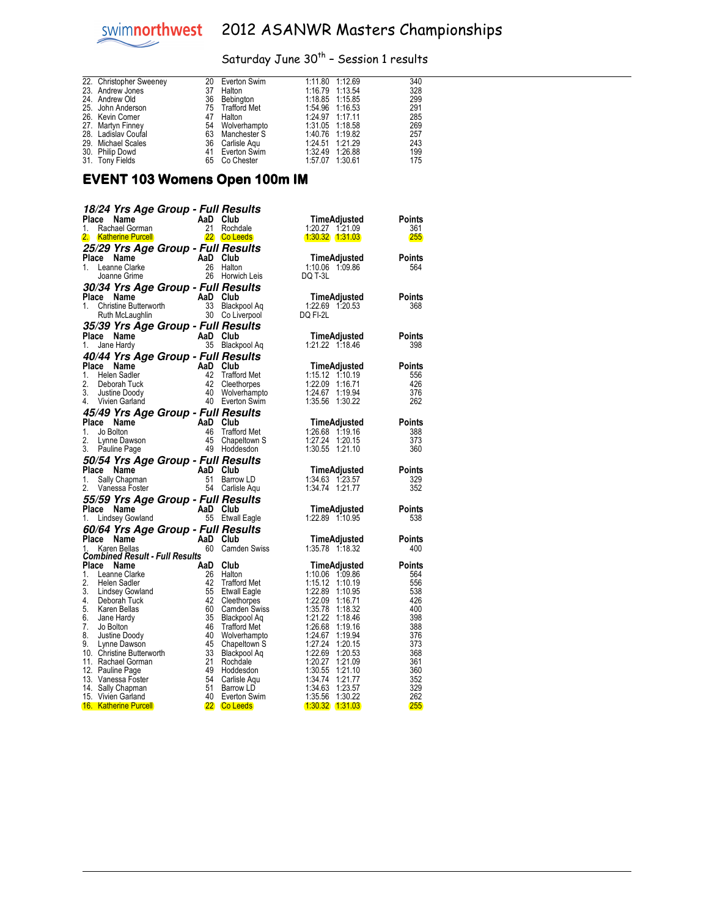| Place | Name | AaD | Club | Time | Adjusted | Points |
|---|---|---|---|---|---|---|
| 22. | Christopher Sweeney | 20 | Everton Swim | 1:11.80 | 1:12.69 | 340 |
| 23. | Andrew Jones | 37 | Halton | 1:16.79 | 1:13.54 | 328 |
| 24. | Andrew Old | 36 | Bebington | 1:18.85 | 1:15.85 | 299 |
| 25. | John Anderson | 75 | Trafford Met | 1:54.96 | 1:16.53 | 291 |
| 26. | Kevin Comer | 47 | Halton | 1:24.97 | 1:17.11 | 285 |
| 27. | Martyn Finney | 54 | Wolverhampto | 1:31.05 | 1:18.58 | 269 |
| 28. | Ladislav Coufal | 63 | Manchester S | 1:40.76 | 1:19.82 | 257 |
| 29. | Michael Scales | 36 | Carlisle Aqu | 1:24.51 | 1:21.29 | 243 |
| 30. | Philip Dowd | 41 | Everton Swim | 1:32.49 | 1:26.88 | 199 |
| 31. | Tony Fields | 65 | Co Chester | 1:57.07 | 1:30.61 | 175 |

## EVENT 103 Womens Open 100m IM

### *18/24 Yrs Age Group - Full Results*

| Place | Name | AaD | Club | Time | Adjusted | Points |
|---|---|---|---|---|---|---|
| 1. | Rachael Gorman | 21 | Rochdale | 1:20.27 | 1:21.09 | 361 |
| 2. | Katherine Purcell | 22 | Co Leeds | 1:30.32 | 1:31.03 | 255 |

### *25/29 Yrs Age Group - Full Results*

| Place | Name | AaD | Club | Time | Adjusted | Points |
|---|---|---|---|---|---|---|
| 1. | Leanne Clarke | 26 | Halton | 1:10.06 | 1:09.86 | 564 |
| | Joanne Grime | 26 | Horwich Leis | DQ T-3L | | |

### *30/34 Yrs Age Group - Full Results*

| Place | Name | AaD | Club | Time | Adjusted | Points |
|---|---|---|---|---|---|---|
| 1. | Christine Butterworth | 33 | Blackpool Aq | 1:22.69 | 1:20.53 | 368 |
| | Ruth McLaughlin | 30 | Co Liverpool | DQ FI-2L | | |

### *35/39 Yrs Age Group - Full Results*

| Place | Name | AaD | Club | Time | Adjusted | Points |
|---|---|---|---|---|---|---|
| 1. | Jane Hardy | 35 | Blackpool Aq | 1:21.22 | 1:18.46 | 398 |

### *40/44 Yrs Age Group - Full Results*

| Place | Name | AaD | Club | Time | Adjusted | Points |
|---|---|---|---|---|---|---|
| 1. | Helen Sadler | 42 | Trafford Met | 1:15.12 | 1:10.19 | 556 |
| 2. | Deborah Tuck | 42 | Cleethorpes | 1:22.09 | 1:16.71 | 426 |
| 3. | Justine Doody | 40 | Wolverhampto | 1:24.67 | 1:19.94 | 376 |
| 4. | Vivien Garland | 40 | Everton Swim | 1:35.56 | 1:30.22 | 262 |

### *45/49 Yrs Age Group - Full Results*

| Place | Name | AaD | Club | Time | Adjusted | Points |
|---|---|---|---|---|---|---|
| 1. | Jo Bolton | 46 | Trafford Met | 1:26.68 | 1:19.16 | 388 |
| 2. | Lynne Dawson | 45 | Chapeltown S | 1:27.24 | 1:20.15 | 373 |
| 3. | Pauline Page | 49 | Hoddesdon | 1:30.55 | 1:21.10 | 360 |

### *50/54 Yrs Age Group - Full Results*

| Place | Name | AaD | Club | Time | Adjusted | Points |
|---|---|---|---|---|---|---|
| 1. | Sally Chapman | 51 | Barrow LD | 1:34.63 | 1:23.57 | 329 |
| 2. | Vanessa Foster | 54 | Carlisle Aqu | 1:34.74 | 1:21.77 | 352 |

### *55/59 Yrs Age Group - Full Results*

| Place | Name | AaD | Club | Time | Adjusted | Points |
|---|---|---|---|---|---|---|
| 1. | Lindsey Gowland | 55 | Etwall Eagle | 1:22.89 | 1:10.95 | 538 |

### *60/64 Yrs Age Group - Full Results*

| Place | Name | AaD | Club | Time | Adjusted | Points |
|---|---|---|---|---|---|---|
| 1. | Karen Bellas | 60 | Camden Swiss | 1:35.78 | 1:18.32 | 400 |

### *Combined Result - Full Results*

| Place | Name | AaD | Club | Time | Adjusted | Points |
|---|---|---|---|---|---|---|
| 1. | Leanne Clarke | 26 | Halton | 1:10.06 | 1:09.86 | 564 |
| 2. | Helen Sadler | 42 | Trafford Met | 1:15.12 | 1:10.19 | 556 |
| 3. | Lindsey Gowland | 55 | Etwall Eagle | 1:22.89 | 1:10.95 | 538 |
| 4. | Deborah Tuck | 42 | Cleethorpes | 1:22.09 | 1:16.71 | 426 |
| 5. | Karen Bellas | 60 | Camden Swiss | 1:35.78 | 1:18.32 | 400 |
| 6. | Jane Hardy | 35 | Blackpool Aq | 1:21.22 | 1:18.46 | 398 |
| 7. | Jo Bolton | 46 | Trafford Met | 1:26.68 | 1:19.16 | 388 |
| 8. | Justine Doody | 40 | Wolverhampto | 1:24.67 | 1:19.94 | 376 |
| 9. | Lynne Dawson | 45 | Chapeltown S | 1:27.24 | 1:20.15 | 373 |
| 10. | Christine Butterworth | 33 | Blackpool Aq | 1:22.69 | 1:20.53 | 368 |
| 11. | Rachael Gorman | 21 | Rochdale | 1:20.27 | 1:21.09 | 361 |
| 12. | Pauline Page | 49 | Hoddesdon | 1:30.55 | 1:21.10 | 360 |
| 13. | Vanessa Foster | 54 | Carlisle Aqu | 1:34.74 | 1:21.77 | 352 |
| 14. | Sally Chapman | 51 | Barrow LD | 1:34.63 | 1:23.57 | 329 |
| 15. | Vivien Garland | 40 | Everton Swim | 1:35.56 | 1:30.22 | 262 |
| 16. | Katherine Purcell | 22 | Co Leeds | 1:30.32 | 1:31.03 | 255 |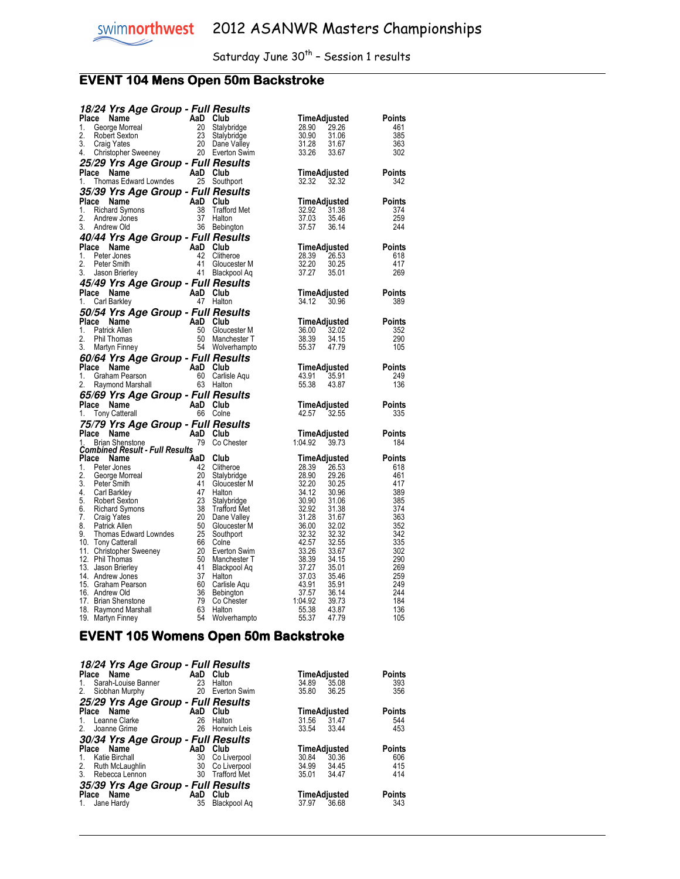# 2012 ASANWR Masters Championships

Saturday June 30th – Session 1 results

## EVENT 104 Mens Open 50m Backstroke

### 18/24 Yrs Age Group - Full Results

| Place | Name | AaD | Club | Time | Adjusted | Points |
|---|---|---|---|---|---|---|
| 1. | George Morreal | 20 | Stalybridge | 28.90 | 29.26 | 461 |
| 2. | Robert Sexton | 23 | Stalybridge | 30.90 | 31.06 | 385 |
| 3. | Craig Yates | 20 | Dane Valley | 31.28 | 31.67 | 363 |
| 4. | Christopher Sweeney | 20 | Everton Swim | 33.26 | 33.67 | 302 |

### 25/29 Yrs Age Group - Full Results

| Place | Name | AaD | Club | Time | Adjusted | Points |
|---|---|---|---|---|---|---|
| 1. | Thomas Edward Lowndes | 25 | Southport | 32.32 | 32.32 | 342 |

### 35/39 Yrs Age Group - Full Results

| Place | Name | AaD | Club | Time | Adjusted | Points |
|---|---|---|---|---|---|---|
| 1. | Richard Symons | 38 | Trafford Met | 32.92 | 31.38 | 374 |
| 2. | Andrew Jones | 37 | Halton | 37.03 | 35.46 | 259 |
| 3. | Andrew Old | 36 | Bebington | 37.57 | 36.14 | 244 |

### 40/44 Yrs Age Group - Full Results

| Place | Name | AaD | Club | Time | Adjusted | Points |
|---|---|---|---|---|---|---|
| 1. | Peter Jones | 42 | Clitheroe | 28.39 | 26.53 | 618 |
| 2. | Peter Smith | 41 | Gloucester M | 32.20 | 30.25 | 417 |
| 3. | Jason Brierley | 41 | Blackpool Aq | 37.27 | 35.01 | 269 |

### 45/49 Yrs Age Group - Full Results

| Place | Name | AaD | Club | Time | Adjusted | Points |
|---|---|---|---|---|---|---|
| 1. | Carl Barkley | 47 | Halton | 34.12 | 30.96 | 389 |

### 50/54 Yrs Age Group - Full Results

| Place | Name | AaD | Club | Time | Adjusted | Points |
|---|---|---|---|---|---|---|
| 1. | Patrick Allen | 50 | Gloucester M | 36.00 | 32.02 | 352 |
| 2. | Phil Thomas | 50 | Manchester T | 38.39 | 34.15 | 290 |
| 3. | Martyn Finney | 54 | Wolverhampto | 55.37 | 47.79 | 105 |

### 60/64 Yrs Age Group - Full Results

| Place | Name | AaD | Club | Time | Adjusted | Points |
|---|---|---|---|---|---|---|
| 1. | Graham Pearson | 60 | Carlisle Aqu | 43.91 | 35.91 | 249 |
| 2. | Raymond Marshall | 63 | Halton | 55.38 | 43.87 | 136 |

### 65/69 Yrs Age Group - Full Results

| Place | Name | AaD | Club | Time | Adjusted | Points |
|---|---|---|---|---|---|---|
| 1. | Tony Catterall | 66 | Colne | 42.57 | 32.55 | 335 |

### 75/79 Yrs Age Group - Full Results

| Place | Name | AaD | Club | Time | Adjusted | Points |
|---|---|---|---|---|---|---|
| 1. | Brian Shenstone | 79 | Co Chester | 1:04.92 | 39.73 | 184 |

### Combined Result - Full Results

| Place | Name | AaD | Club | Time | Adjusted | Points |
|---|---|---|---|---|---|---|
| 1. | Peter Jones | 42 | Clitheroe | 28.39 | 26.53 | 618 |
| 2. | George Morreal | 20 | Stalybridge | 28.90 | 29.26 | 461 |
| 3. | Peter Smith | 41 | Gloucester M | 32.20 | 30.25 | 417 |
| 4. | Carl Barkley | 47 | Halton | 34.12 | 30.96 | 389 |
| 5. | Robert Sexton | 23 | Stalybridge | 30.90 | 31.06 | 385 |
| 6. | Richard Symons | 38 | Trafford Met | 32.92 | 31.38 | 374 |
| 7. | Craig Yates | 20 | Dane Valley | 31.28 | 31.67 | 363 |
| 8. | Patrick Allen | 50 | Gloucester M | 36.00 | 32.02 | 352 |
| 9. | Thomas Edward Lowndes | 25 | Southport | 32.32 | 32.32 | 342 |
| 10. | Tony Catterall | 66 | Colne | 42.57 | 32.55 | 335 |
| 11. | Christopher Sweeney | 20 | Everton Swim | 33.26 | 33.67 | 302 |
| 12. | Phil Thomas | 50 | Manchester T | 38.39 | 34.15 | 290 |
| 13. | Jason Brierley | 41 | Blackpool Aq | 37.27 | 35.01 | 269 |
| 14. | Andrew Jones | 37 | Halton | 37.03 | 35.46 | 259 |
| 15. | Graham Pearson | 60 | Carlisle Aqu | 43.91 | 35.91 | 249 |
| 16. | Andrew Old | 36 | Bebington | 37.57 | 36.14 | 244 |
| 17. | Brian Shenstone | 79 | Co Chester | 1:04.92 | 39.73 | 184 |
| 18. | Raymond Marshall | 63 | Halton | 55.38 | 43.87 | 136 |
| 19. | Martyn Finney | 54 | Wolverhampto | 55.37 | 47.79 | 105 |

## EVENT 105 Womens Open 50m Backstroke

### 18/24 Yrs Age Group - Full Results

| Place | Name | AaD | Club | Time | Adjusted | Points |
|---|---|---|---|---|---|---|
| 1. | Sarah-Louise Banner | 23 | Halton | 34.89 | 35.08 | 393 |
| 2. | Siobhan Murphy | 20 | Everton Swim | 35.80 | 36.25 | 356 |

### 25/29 Yrs Age Group - Full Results

| Place | Name | AaD | Club | Time | Adjusted | Points |
|---|---|---|---|---|---|---|
| 1. | Leanne Clarke | 26 | Halton | 31.56 | 31.47 | 544 |
| 2. | Joanne Grime | 26 | Horwich Leis | 33.54 | 33.44 | 453 |

### 30/34 Yrs Age Group - Full Results

| Place | Name | AaD | Club | Time | Adjusted | Points |
|---|---|---|---|---|---|---|
| 1. | Katie Birchall | 30 | Co Liverpool | 30.84 | 30.36 | 606 |
| 2. | Ruth McLaughlin | 30 | Co Liverpool | 34.99 | 34.45 | 415 |
| 3. | Rebecca Lennon | 30 | Trafford Met | 35.01 | 34.47 | 414 |

### 35/39 Yrs Age Group - Full Results

| Place | Name | AaD | Club | Time | Adjusted | Points |
|---|---|---|---|---|---|---|
| 1. | Jane Hardy | 35 | Blackpool Aq | 37.97 | 36.68 | 343 |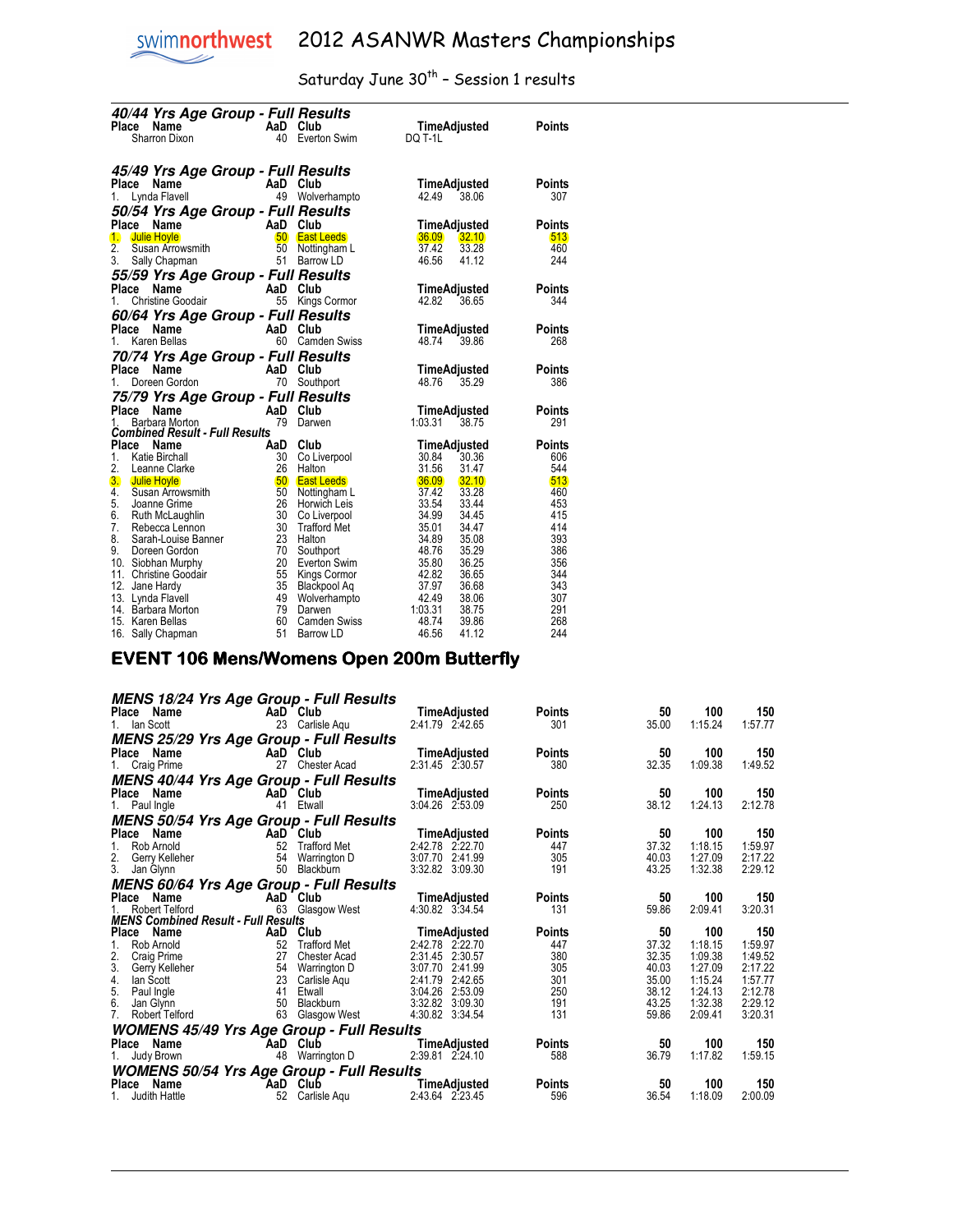# 2012 ASANWR Masters Championships

Saturday June 30th – Session 1 results

### 40/44 Yrs Age Group - Full Results

| Place | Name | AaD | Club | Time | Adjusted | Points |
|---|---|---|---|---|---|---|
| | Sharron Dixon | 40 | Everton Swim | DQ T-1L | | |

### 45/49 Yrs Age Group - Full Results

| Place | Name | AaD | Club | Time | Adjusted | Points |
|---|---|---|---|---|---|---|
| 1. | Lynda Flavell | 49 | Wolverhampto | 42.49 | 38.06 | 307 |

### 50/54 Yrs Age Group - Full Results

| Place | Name | AaD | Club | Time | Adjusted | Points |
|---|---|---|---|---|---|---|
| 1. | Julie Hoyle | 50 | East Leeds | 36.09 | 32.10 | 513 |
| 2. | Susan Arrowsmith | 50 | Nottingham L | 37.42 | 33.28 | 460 |
| 3. | Sally Chapman | 51 | Barrow LD | 46.56 | 41.12 | 244 |

### 55/59 Yrs Age Group - Full Results

| Place | Name | AaD | Club | Time | Adjusted | Points |
|---|---|---|---|---|---|---|
| 1. | Christine Goodair | 55 | Kings Cormor | 42.82 | 36.65 | 344 |

### 60/64 Yrs Age Group - Full Results

| Place | Name | AaD | Club | Time | Adjusted | Points |
|---|---|---|---|---|---|---|
| 1. | Karen Bellas | 60 | Camden Swiss | 48.74 | 39.86 | 268 |

### 70/74 Yrs Age Group - Full Results

| Place | Name | AaD | Club | Time | Adjusted | Points |
|---|---|---|---|---|---|---|
| 1. | Doreen Gordon | 70 | Southport | 48.76 | 35.29 | 386 |

### 75/79 Yrs Age Group - Full Results

| Place | Name | AaD | Club | Time | Adjusted | Points |
|---|---|---|---|---|---|---|
| 1. | Barbara Morton | 79 | Darwen | 1:03.31 | 38.75 | 291 |

### Combined Result - Full Results

| Place | Name | AaD | Club | Time | Adjusted | Points |
|---|---|---|---|---|---|---|
| 1. | Katie Birchall | 30 | Co Liverpool | 30.84 | 30.36 | 606 |
| 2. | Leanne Clarke | 26 | Halton | 31.56 | 31.47 | 544 |
| 3. | Julie Hoyle | 50 | East Leeds | 36.09 | 32.10 | 513 |
| 4. | Susan Arrowsmith | 50 | Nottingham L | 37.42 | 33.28 | 460 |
| 5. | Joanne Grime | 26 | Horwich Leis | 33.54 | 33.44 | 453 |
| 6. | Ruth McLaughlin | 30 | Co Liverpool | 34.99 | 34.45 | 415 |
| 7. | Rebecca Lennon | 30 | Trafford Met | 35.01 | 34.47 | 414 |
| 8. | Sarah-Louise Banner | 23 | Halton | 34.89 | 35.08 | 393 |
| 9. | Doreen Gordon | 70 | Southport | 48.76 | 35.29 | 386 |
| 10. | Siobhan Murphy | 20 | Everton Swim | 35.80 | 36.25 | 356 |
| 11. | Christine Goodair | 55 | Kings Cormor | 42.82 | 36.65 | 344 |
| 12. | Jane Hardy | 35 | Blackpool Aq | 37.97 | 36.68 | 343 |
| 13. | Lynda Flavell | 49 | Wolverhampto | 42.49 | 38.06 | 307 |
| 14. | Barbara Morton | 79 | Darwen | 1:03.31 | 38.75 | 291 |
| 15. | Karen Bellas | 60 | Camden Swiss | 48.74 | 39.86 | 268 |
| 16. | Sally Chapman | 51 | Barrow LD | 46.56 | 41.12 | 244 |

## EVENT 106 Mens/Womens Open 200m Butterfly

### MENS 18/24 Yrs Age Group - Full Results

| Place | Name | AaD | Club | Time | Adjusted | Points | 50 | 100 | 150 |
|---|---|---|---|---|---|---|---|---|---|
| 1. | Ian Scott | 23 | Carlisle Aqu | 2:41.79 | 2:42.65 | 301 | 35.00 | 1:15.24 | 1:57.77 |

### MENS 25/29 Yrs Age Group - Full Results

| Place | Name | AaD | Club | Time | Adjusted | Points | 50 | 100 | 150 |
|---|---|---|---|---|---|---|---|---|---|
| 1. | Craig Prime | 27 | Chester Acad | 2:31.45 | 2:30.57 | 380 | 32.35 | 1:09.38 | 1:49.52 |

### MENS 40/44 Yrs Age Group - Full Results

| Place | Name | AaD | Club | Time | Adjusted | Points | 50 | 100 | 150 |
|---|---|---|---|---|---|---|---|---|---|
| 1. | Paul Ingle | 41 | Etwall | 3:04.26 | 2:53.09 | 250 | 38.12 | 1:24.13 | 2:12.78 |

### MENS 50/54 Yrs Age Group - Full Results

| Place | Name | AaD | Club | Time | Adjusted | Points | 50 | 100 | 150 |
|---|---|---|---|---|---|---|---|---|---|
| 1. | Rob Arnold | 52 | Trafford Met | 2:42.78 | 2:22.70 | 447 | 37.32 | 1:18.15 | 1:59.97 |
| 2. | Gerry Kelleher | 54 | Warrington D | 3:07.70 | 2:41.99 | 305 | 40.03 | 1:27.09 | 2:17.22 |
| 3. | Jan Glynn | 50 | Blackburn | 3:32.82 | 3:09.30 | 191 | 43.25 | 1:32.38 | 2:29.12 |

### MENS 60/64 Yrs Age Group - Full Results

| Place | Name | AaD | Club | Time | Adjusted | Points | 50 | 100 | 150 |
|---|---|---|---|---|---|---|---|---|---|
| 1. | Robert Telford | 63 | Glasgow West | 4:30.82 | 3:34.54 | 131 | 59.86 | 2:09.41 | 3:20.31 |

### MENS Combined Result - Full Results

| Place | Name | AaD | Club | Time | Adjusted | Points | 50 | 100 | 150 |
|---|---|---|---|---|---|---|---|---|---|
| 1. | Rob Arnold | 52 | Trafford Met | 2:42.78 | 2:22.70 | 447 | 37.32 | 1:18.15 | 1:59.97 |
| 2. | Craig Prime | 27 | Chester Acad | 2:31.45 | 2:30.57 | 380 | 32.35 | 1:09.38 | 1:49.52 |
| 3. | Gerry Kelleher | 54 | Warrington D | 3:07.70 | 2:41.99 | 305 | 40.03 | 1:27.09 | 2:17.22 |
| 4. | Ian Scott | 23 | Carlisle Aqu | 2:41.79 | 2:42.65 | 301 | 35.00 | 1:15.24 | 1:57.77 |
| 5. | Paul Ingle | 41 | Etwall | 3:04.26 | 2:53.09 | 250 | 38.12 | 1:24.13 | 2:12.78 |
| 6. | Jan Glynn | 50 | Blackburn | 3:32.82 | 3:09.30 | 191 | 43.25 | 1:32.38 | 2:29.12 |
| 7. | Robert Telford | 63 | Glasgow West | 4:30.82 | 3:34.54 | 131 | 59.86 | 2:09.41 | 3:20.31 |

### WOMENS 45/49 Yrs Age Group - Full Results

| Place | Name | AaD | Club | Time | Adjusted | Points | 50 | 100 | 150 |
|---|---|---|---|---|---|---|---|---|---|
| 1. | Judy Brown | 48 | Warrington D | 2:39.81 | 2:24.10 | 588 | 36.79 | 1:17.82 | 1:59.15 |

### WOMENS 50/54 Yrs Age Group - Full Results

| Place | Name | AaD | Club | Time | Adjusted | Points | 50 | 100 | 150 |
|---|---|---|---|---|---|---|---|---|---|
| 1. | Judith Hattle | 52 | Carlisle Aqu | 2:43.64 | 2:23.45 | 596 | 36.54 | 1:18.09 | 2:00.09 |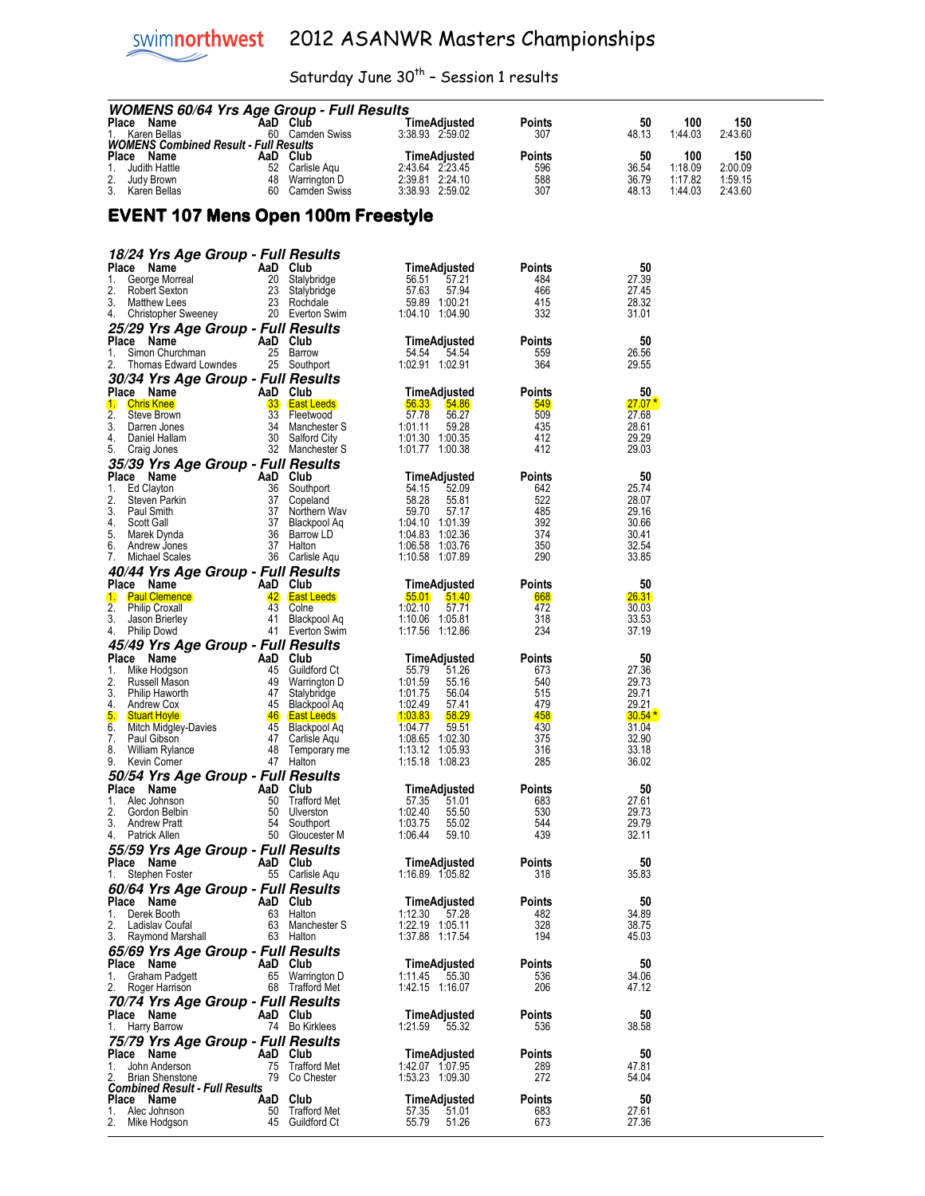# 2012 ASANWR Masters Championships

Saturday June 30th – Session 1 results

### WOMENS 60/64 Yrs Age Group - Full Results

| Place | Name | AaD | Club | Time | Adjusted | Points | 50 | 100 | 150 |
|---|---|---|---|---|---|---|---|---|---|
| 1. | Karen Bellas | 60 | Camden Swiss | 3:38.93 | 2:59.02 | 307 | 48.13 | 1:44.03 | 2:43.60 |

### WOMENS Combined Result - Full Results

| Place | Name | AaD | Club | Time | Adjusted | Points | 50 | 100 | 150 |
|---|---|---|---|---|---|---|---|---|---|
| 1. | Judith Hattle | 52 | Carlisle Aqu | 2:43.64 | 2:23.45 | 596 | 36.54 | 1:18.09 | 2:00.09 |
| 2. | Judy Brown | 48 | Warrington D | 2:39.81 | 2:24.10 | 588 | 36.79 | 1:17.82 | 1:59.15 |
| 3. | Karen Bellas | 60 | Camden Swiss | 3:38.93 | 2:59.02 | 307 | 48.13 | 1:44.03 | 2:43.60 |

## EVENT 107 Mens Open 100m Freestyle

### 18/24 Yrs Age Group - Full Results

| Place | Name | AaD | Club | Time | Adjusted | Points | 50 |
|---|---|---|---|---|---|---|---|
| 1. | George Morreal | 20 | Stalybridge | 56.51 | 57.21 | 484 | 27.39 |
| 2. | Robert Sexton | 23 | Stalybridge | 57.63 | 57.94 | 466 | 27.45 |
| 3. | Matthew Lees | 23 | Rochdale | 59.89 | 1:00.21 | 415 | 28.32 |
| 4. | Christopher Sweeney | 20 | Everton Swim | 1:04.10 | 1:04.90 | 332 | 31.01 |

### 25/29 Yrs Age Group - Full Results

| Place | Name | AaD | Club | Time | Adjusted | Points | 50 |
|---|---|---|---|---|---|---|---|
| 1. | Simon Churchman | 25 | Barrow | 54.54 | 54.54 | 559 | 26.56 |
| 2. | Thomas Edward Lowndes | 25 | Southport | 1:02.91 | 1:02.91 | 364 | 29.55 |

### 30/34 Yrs Age Group - Full Results

| Place | Name | AaD | Club | Time | Adjusted | Points | 50 |
|---|---|---|---|---|---|---|---|
| 1. | Chris Knee | 33 | East Leeds | 56.33 | 54.86 | 549 | 27.07 * |
| 2. | Steve Brown | 33 | Fleetwood | 57.78 | 56.27 | 509 | 27.68 |
| 3. | Darren Jones | 34 | Manchester S | 1:01.11 | 59.28 | 435 | 28.61 |
| 4. | Daniel Hallam | 30 | Salford City | 1:01.30 | 1:00.35 | 412 | 29.29 |
| 5. | Craig Jones | 32 | Manchester S | 1:01.77 | 1:00.38 | 412 | 29.03 |

### 35/39 Yrs Age Group - Full Results

| Place | Name | AaD | Club | Time | Adjusted | Points | 50 |
|---|---|---|---|---|---|---|---|
| 1. | Ed Clayton | 36 | Southport | 54.15 | 52.09 | 642 | 25.74 |
| 2. | Steven Parkin | 37 | Copeland | 58.28 | 55.81 | 522 | 28.07 |
| 3. | Paul Smith | 37 | Northern Wav | 59.70 | 57.17 | 485 | 29.16 |
| 4. | Scott Gall | 37 | Blackpool Aq | 1:04.10 | 1:01.39 | 392 | 30.66 |
| 5. | Marek Dynda | 36 | Barrow LD | 1:04.83 | 1:02.36 | 374 | 30.41 |
| 6. | Andrew Jones | 37 | Halton | 1:06.58 | 1:03.76 | 350 | 32.54 |
| 7. | Michael Scales | 36 | Carlisle Aqu | 1:10.58 | 1:07.89 | 290 | 33.85 |

### 40/44 Yrs Age Group - Full Results

| Place | Name | AaD | Club | Time | Adjusted | Points | 50 |
|---|---|---|---|---|---|---|---|
| 1. | Paul Clemence | 42 | East Leeds | 55.01 | 51.40 | 668 | 26.31 |
| 2. | Philip Croxall | 43 | Colne | 1:02.10 | 57.71 | 472 | 30.03 |
| 3. | Jason Brierley | 41 | Blackpool Aq | 1:10.06 | 1:05.81 | 318 | 33.53 |
| 4. | Philip Dowd | 41 | Everton Swim | 1:17.56 | 1:12.86 | 234 | 37.19 |

### 45/49 Yrs Age Group - Full Results

| Place | Name | AaD | Club | Time | Adjusted | Points | 50 |
|---|---|---|---|---|---|---|---|
| 1. | Mike Hodgson | 45 | Guildford Ct | 55.79 | 51.26 | 673 | 27.36 |
| 2. | Russell Mason | 49 | Warrington D | 1:01.59 | 55.16 | 540 | 29.73 |
| 3. | Philip Haworth | 47 | Stalybridge | 1:01.75 | 56.04 | 515 | 29.71 |
| 4. | Andrew Cox | 45 | Blackpool Aq | 1:02.49 | 57.41 | 479 | 29.21 |
| 5. | Stuart Hoyle | 46 | East Leeds | 1:03.83 | 58.29 | 458 | 30.54 * |
| 6. | Mitch Midgley-Davies | 45 | Blackpool Aq | 1:04.77 | 59.51 | 430 | 31.04 |
| 7. | Paul Gibson | 47 | Carlisle Aqu | 1:08.65 | 1:02.30 | 375 | 32.90 |
| 8. | William Rylance | 48 | Temporary me | 1:13.12 | 1:05.93 | 316 | 33.18 |
| 9. | Kevin Comer | 47 | Halton | 1:15.18 | 1:08.23 | 285 | 36.02 |

### 50/54 Yrs Age Group - Full Results

| Place | Name | AaD | Club | Time | Adjusted | Points | 50 |
|---|---|---|---|---|---|---|---|
| 1. | Alec Johnson | 50 | Trafford Met | 57.35 | 51.01 | 683 | 27.61 |
| 2. | Gordon Belbin | 50 | Ulverston | 1:02.40 | 55.50 | 530 | 29.73 |
| 3. | Andrew Pratt | 54 | Southport | 1:03.75 | 55.02 | 544 | 29.79 |
| 4. | Patrick Allen | 50 | Gloucester M | 1:06.44 | 59.10 | 439 | 32.11 |

### 55/59 Yrs Age Group - Full Results

| Place | Name | AaD | Club | Time | Adjusted | Points | 50 |
|---|---|---|---|---|---|---|---|
| 1. | Stephen Foster | 55 | Carlisle Aqu | 1:16.89 | 1:05.82 | 318 | 35.83 |

### 60/64 Yrs Age Group - Full Results

| Place | Name | AaD | Club | Time | Adjusted | Points | 50 |
|---|---|---|---|---|---|---|---|
| 1. | Derek Booth | 63 | Halton | 1:12.30 | 57.28 | 482 | 34.89 |
| 2. | Ladislav Coufal | 63 | Manchester S | 1:22.19 | 1:05.11 | 328 | 38.75 |
| 3. | Raymond Marshall | 63 | Halton | 1:37.88 | 1:17.54 | 194 | 45.03 |

### 65/69 Yrs Age Group - Full Results

| Place | Name | AaD | Club | Time | Adjusted | Points | 50 |
|---|---|---|---|---|---|---|---|
| 1. | Graham Padgett | 65 | Warrington D | 1:11.45 | 55.30 | 536 | 34.06 |
| 2. | Roger Harrison | 68 | Trafford Met | 1:42.15 | 1:16.07 | 206 | 47.12 |

### 70/74 Yrs Age Group - Full Results

| Place | Name | AaD | Club | Time | Adjusted | Points | 50 |
|---|---|---|---|---|---|---|---|
| 1. | Harry Barrow | 74 | Bo Kirklees | 1:21.59 | 55.32 | 536 | 38.58 |

### 75/79 Yrs Age Group - Full Results

| Place | Name | AaD | Club | Time | Adjusted | Points | 50 |
|---|---|---|---|---|---|---|---|
| 1. | John Anderson | 75 | Trafford Met | 1:42.07 | 1:07.95 | 289 | 47.81 |
| 2. | Brian Shenstone | 79 | Co Chester | 1:53.23 | 1:09.30 | 272 | 54.04 |

### Combined Result - Full Results

| Place | Name | AaD | Club | Time | Adjusted | Points | 50 |
|---|---|---|---|---|---|---|---|
| 1. | Alec Johnson | 50 | Trafford Met | 57.35 | 51.01 | 683 | 27.61 |
| 2. | Mike Hodgson | 45 | Guildford Ct | 55.79 | 51.26 | 673 | 27.36 |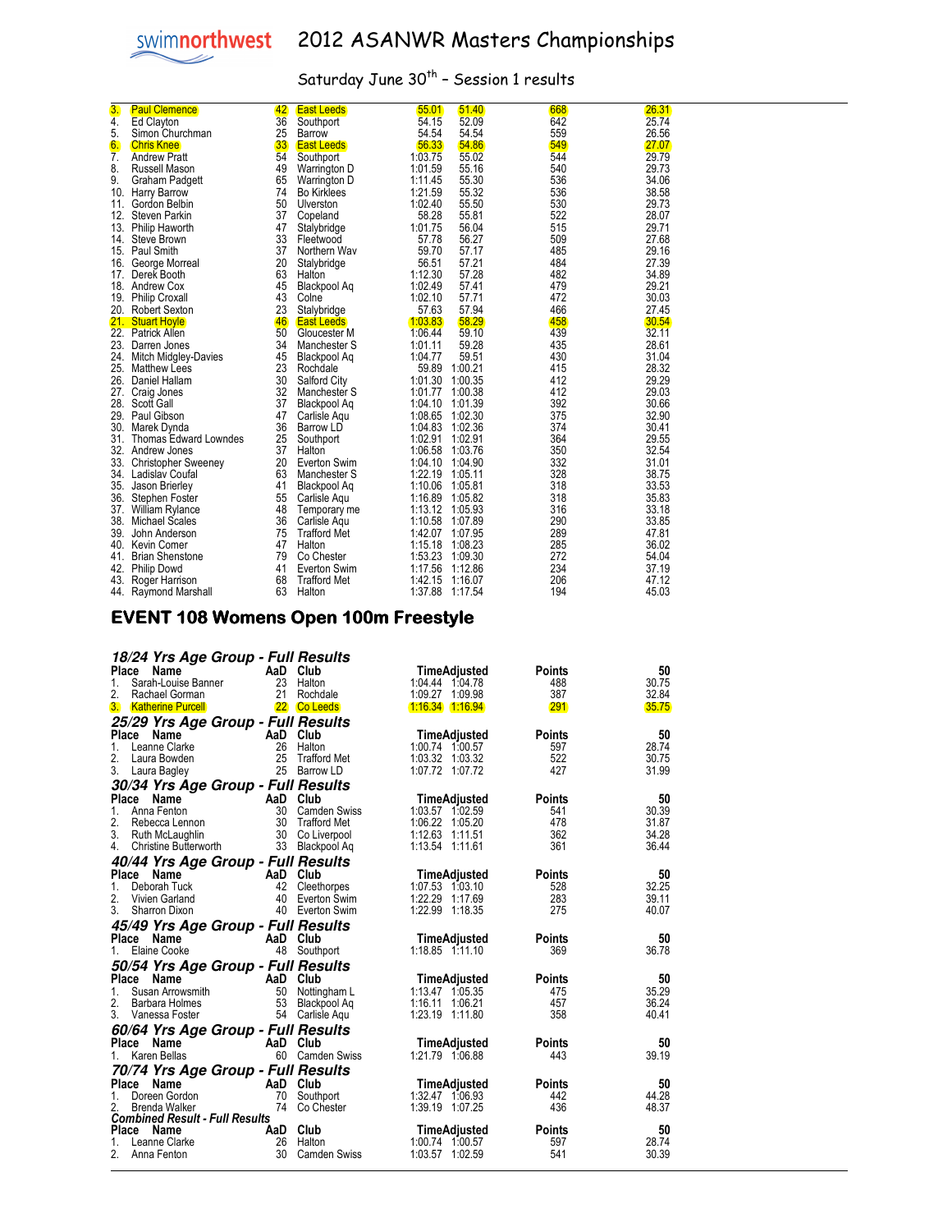| Place | Name | AaD | Club | Time | Adjusted | Points | 50 |
|---|---|---|---|---|---|---|---|
| 3. | Paul Clemence | 42 | East Leeds | 55.01 | 51.40 | 668 | 26.31 |
| 4. | Ed Clayton | 36 | Southport | 54.15 | 52.09 | 642 | 25.74 |
| 5. | Simon Churchman | 25 | Barrow | 54.54 | 54.54 | 559 | 26.56 |
| 6. | Chris Knee | 33 | East Leeds | 56.33 | 54.86 | 549 | 27.07 |
| 7. | Andrew Pratt | 54 | Southport | 1:03.75 | 55.02 | 544 | 29.79 |
| 8. | Russell Mason | 49 | Warrington D | 1:01.59 | 55.16 | 540 | 29.73 |
| 9. | Graham Padgett | 65 | Warrington D | 1:11.45 | 55.30 | 536 | 34.06 |
| 10. | Harry Barrow | 74 | Bo Kirklees | 1:21.59 | 55.32 | 536 | 38.58 |
| 11. | Gordon Belbin | 50 | Ulverston | 1:02.40 | 55.50 | 530 | 29.73 |
| 12. | Steven Parkin | 37 | Copeland | 58.28 | 55.81 | 522 | 28.07 |
| 13. | Philip Haworth | 47 | Stalybridge | 1:01.75 | 56.04 | 515 | 29.71 |
| 14. | Steve Brown | 33 | Fleetwood | 57.78 | 56.27 | 509 | 27.68 |
| 15. | Paul Smith | 37 | Northern Wav | 59.70 | 57.17 | 485 | 29.16 |
| 16. | George Morreal | 20 | Stalybridge | 56.51 | 57.21 | 484 | 27.39 |
| 17. | Derek Booth | 63 | Halton | 1:12.30 | 57.28 | 482 | 34.89 |
| 18. | Andrew Cox | 45 | Blackpool Aq | 1:02.49 | 57.41 | 479 | 29.21 |
| 19. | Philip Croxall | 43 | Colne | 1:02.10 | 57.71 | 472 | 30.03 |
| 20. | Robert Sexton | 23 | Stalybridge | 57.63 | 57.94 | 466 | 27.45 |
| 21. | Stuart Hoyle | 46 | East Leeds | 1:03.83 | 58.29 | 458 | 30.54 |
| 22. | Patrick Allen | 50 | Gloucester M | 1:06.44 | 59.10 | 439 | 32.11 |
| 23. | Darren Jones | 34 | Manchester S | 1:01.11 | 59.28 | 435 | 28.61 |
| 24. | Mitch Midgley-Davies | 45 | Blackpool Aq | 1:04.77 | 59.51 | 430 | 31.04 |
| 25. | Matthew Lees | 23 | Rochdale | 59.89 | 1:00.21 | 415 | 28.32 |
| 26. | Daniel Hallam | 30 | Salford City | 1:01.30 | 1:00.35 | 412 | 29.29 |
| 27. | Craig Jones | 32 | Manchester S | 1:01.77 | 1:00.38 | 412 | 29.03 |
| 28. | Scott Gall | 37 | Blackpool Aq | 1:04.10 | 1:01.39 | 392 | 30.66 |
| 29. | Paul Gibson | 47 | Carlisle Aqu | 1:08.65 | 1:02.30 | 375 | 32.90 |
| 30. | Marek Dynda | 36 | Barrow LD | 1:04.83 | 1:02.36 | 374 | 30.41 |
| 31. | Thomas Edward Lowndes | 25 | Southport | 1:02.91 | 1:02.91 | 364 | 29.55 |
| 32. | Andrew Jones | 37 | Halton | 1:06.58 | 1:03.76 | 350 | 32.54 |
| 33. | Christopher Sweeney | 20 | Everton Swim | 1:04.10 | 1:04.90 | 332 | 31.01 |
| 34. | Ladislav Coufal | 63 | Manchester S | 1:22.19 | 1:05.11 | 328 | 38.75 |
| 35. | Jason Brierley | 41 | Blackpool Aq | 1:10.06 | 1:05.81 | 318 | 33.53 |
| 36. | Stephen Foster | 55 | Carlisle Aqu | 1:16.89 | 1:05.82 | 318 | 35.83 |
| 37. | William Rylance | 48 | Temporary me | 1:13.12 | 1:05.93 | 316 | 33.18 |
| 38. | Michael Scales | 36 | Carlisle Aqu | 1:10.58 | 1:07.89 | 290 | 33.85 |
| 39. | John Anderson | 75 | Trafford Met | 1:42.07 | 1:07.95 | 289 | 47.81 |
| 40. | Kevin Comer | 47 | Halton | 1:15.18 | 1:08.23 | 285 | 36.02 |
| 41. | Brian Shenstone | 79 | Co Chester | 1:53.23 | 1:09.30 | 272 | 54.04 |
| 42. | Philip Dowd | 41 | Everton Swim | 1:17.56 | 1:12.86 | 234 | 37.19 |
| 43. | Roger Harrison | 68 | Trafford Met | 1:42.15 | 1:16.07 | 206 | 47.12 |
| 44. | Raymond Marshall | 63 | Halton | 1:37.88 | 1:17.54 | 194 | 45.03 |

## EVENT 108 Womens Open 100m Freestyle

### *18/24 Yrs Age Group - Full Results*

| Place | Name | AaD | Club | Time | Adjusted | Points | 50 |
|---|---|---|---|---|---|---|---|
| 1. | Sarah-Louise Banner | 23 | Halton | 1:04.44 | 1:04.78 | 488 | 30.75 |
| 2. | Rachael Gorman | 21 | Rochdale | 1:09.27 | 1:09.98 | 387 | 32.84 |
| 3. | Katherine Purcell | 22 | Co Leeds | 1:16.34 | 1:16.94 | 291 | 35.75 |

### *25/29 Yrs Age Group - Full Results*

| Place | Name | AaD | Club | Time | Adjusted | Points | 50 |
|---|---|---|---|---|---|---|---|
| 1. | Leanne Clarke | 26 | Halton | 1:00.74 | 1:00.57 | 597 | 28.74 |
| 2. | Laura Bowden | 25 | Trafford Met | 1:03.32 | 1:03.32 | 522 | 30.75 |
| 3. | Laura Bagley | 25 | Barrow LD | 1:07.72 | 1:07.72 | 427 | 31.99 |

### *30/34 Yrs Age Group - Full Results*

| Place | Name | AaD | Club | Time | Adjusted | Points | 50 |
|---|---|---|---|---|---|---|---|
| 1. | Anna Fenton | 30 | Camden Swiss | 1:03.57 | 1:02.59 | 541 | 30.39 |
| 2. | Rebecca Lennon | 30 | Trafford Met | 1:06.22 | 1:05.20 | 478 | 31.87 |
| 3. | Ruth McLaughlin | 30 | Co Liverpool | 1:12.63 | 1:11.51 | 362 | 34.28 |
| 4. | Christine Butterworth | 33 | Blackpool Aq | 1:13.54 | 1:11.61 | 361 | 36.44 |

### *40/44 Yrs Age Group - Full Results*

| Place | Name | AaD | Club | Time | Adjusted | Points | 50 |
|---|---|---|---|---|---|---|---|
| 1. | Deborah Tuck | 42 | Cleethorpes | 1:07.53 | 1:03.10 | 528 | 32.25 |
| 2. | Vivien Garland | 40 | Everton Swim | 1:22.29 | 1:17.69 | 283 | 39.11 |
| 3. | Sharron Dixon | 40 | Everton Swim | 1:22.99 | 1:18.35 | 275 | 40.07 |

### *45/49 Yrs Age Group - Full Results*

| Place | Name | AaD | Club | Time | Adjusted | Points | 50 |
|---|---|---|---|---|---|---|---|
| 1. | Elaine Cooke | 48 | Southport | 1:18.85 | 1:11.10 | 369 | 36.78 |

### *50/54 Yrs Age Group - Full Results*

| Place | Name | AaD | Club | Time | Adjusted | Points | 50 |
|---|---|---|---|---|---|---|---|
| 1. | Susan Arrowsmith | 50 | Nottingham L | 1:13.47 | 1:05.35 | 475 | 35.29 |
| 2. | Barbara Holmes | 53 | Blackpool Aq | 1:16.11 | 1:06.21 | 457 | 36.24 |
| 3. | Vanessa Foster | 54 | Carlisle Aqu | 1:23.19 | 1:11.80 | 358 | 40.41 |

### *60/64 Yrs Age Group - Full Results*

| Place | Name | AaD | Club | Time | Adjusted | Points | 50 |
|---|---|---|---|---|---|---|---|
| 1. | Karen Bellas | 60 | Camden Swiss | 1:21.79 | 1:06.88 | 443 | 39.19 |

### *70/74 Yrs Age Group - Full Results*

| Place | Name | AaD | Club | Time | Adjusted | Points | 50 |
|---|---|---|---|---|---|---|---|
| 1. | Doreen Gordon | 70 | Southport | 1:32.47 | 1:06.93 | 442 | 44.28 |
| 2. | Brenda Walker | 74 | Co Chester | 1:39.19 | 1:07.25 | 436 | 48.37 |

### *Combined Result - Full Results*

| Place | Name | AaD | Club | Time | Adjusted | Points | 50 |
|---|---|---|---|---|---|---|---|
| 1. | Leanne Clarke | 26 | Halton | 1:00.74 | 1:00.57 | 597 | 28.74 |
| 2. | Anna Fenton | 30 | Camden Swiss | 1:03.57 | 1:02.59 | 541 | 30.39 |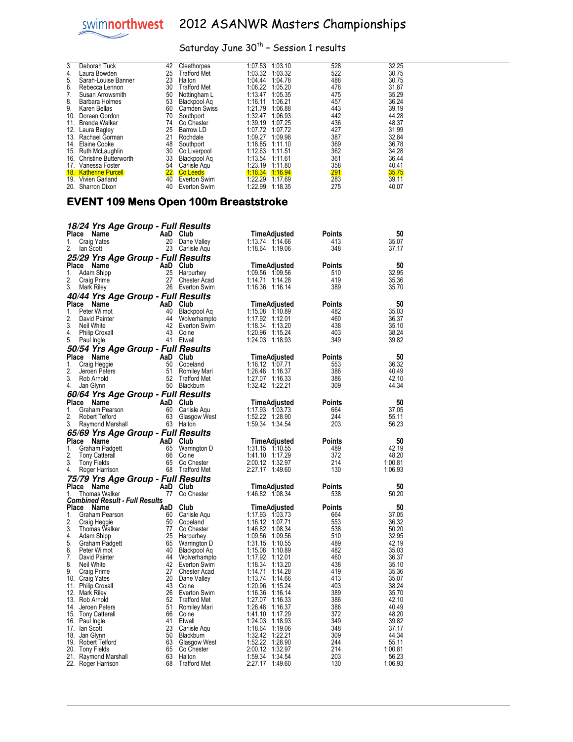| Place | Name | AaD | Club | Time | Adjusted | Points | 50 |
|---|---|---|---|---|---|---|---|
| 3. | Deborah Tuck | 42 | Cleethorpes | 1:07.53 | 1:03.10 | 528 | 32.25 |
| 4. | Laura Bowden | 25 | Trafford Met | 1:03.32 | 1:03.32 | 522 | 30.75 |
| 5. | Sarah-Louise Banner | 23 | Halton | 1:04.44 | 1:04.78 | 488 | 30.75 |
| 6. | Rebecca Lennon | 30 | Trafford Met | 1:06.22 | 1:05.20 | 478 | 31.87 |
| 7. | Susan Arrowsmith | 50 | Nottingham L | 1:13.47 | 1:05.35 | 475 | 35.29 |
| 8. | Barbara Holmes | 53 | Blackpool Aq | 1:16.11 | 1:06.21 | 457 | 36.24 |
| 9. | Karen Bellas | 60 | Camden Swiss | 1:21.79 | 1:06.88 | 443 | 39.19 |
| 10. | Doreen Gordon | 70 | Southport | 1:32.47 | 1:06.93 | 442 | 44.28 |
| 11. | Brenda Walker | 74 | Co Chester | 1:39.19 | 1:07.25 | 436 | 48.37 |
| 12. | Laura Bagley | 25 | Barrow LD | 1:07.72 | 1:07.72 | 427 | 31.99 |
| 13. | Rachael Gorman | 21 | Rochdale | 1:09.27 | 1:09.98 | 387 | 32.84 |
| 14. | Elaine Cooke | 48 | Southport | 1:18.85 | 1:11.10 | 369 | 36.78 |
| 15. | Ruth McLaughlin | 30 | Co Liverpool | 1:12.63 | 1:11.51 | 362 | 34.28 |
| 16. | Christine Butterworth | 33 | Blackpool Aq | 1:13.54 | 1:11.61 | 361 | 36.44 |
| 17. | Vanessa Foster | 54 | Carlisle Aqu | 1:23.19 | 1:11.80 | 358 | 40.41 |
| 18. | Katherine Purcell | 22 | Co Leeds | 1:16.34 | 1:16.94 | 291 | 35.75 |
| 19. | Vivien Garland | 40 | Everton Swim | 1:22.29 | 1:17.69 | 283 | 39.11 |
| 20. | Sharron Dixon | 40 | Everton Swim | 1:22.99 | 1:18.35 | 275 | 40.07 |

## EVENT 109 Mens Open 100m Breaststroke

### 18/24 Yrs Age Group - Full Results

| Place | Name | AaD | Club | Time | Adjusted | Points | 50 |
|---|---|---|---|---|---|---|---|
| 1. | Craig Yates | 20 | Dane Valley | 1:13.74 | 1:14.66 | 413 | 35.07 |
| 2. | Ian Scott | 23 | Carlisle Aqu | 1:18.64 | 1:19.06 | 348 | 37.17 |

### 25/29 Yrs Age Group - Full Results

| Place | Name | AaD | Club | Time | Adjusted | Points | 50 |
|---|---|---|---|---|---|---|---|
| 1. | Adam Shipp | 25 | Harpurhey | 1:09.56 | 1:09.56 | 510 | 32.95 |
| 2. | Craig Prime | 27 | Chester Acad | 1:14.71 | 1:14.28 | 419 | 35.36 |
| 3. | Mark Riley | 26 | Everton Swim | 1:16.36 | 1:16.14 | 389 | 35.70 |

### 40/44 Yrs Age Group - Full Results

| Place | Name | AaD | Club | Time | Adjusted | Points | 50 |
|---|---|---|---|---|---|---|---|
| 1. | Peter Wilmot | 40 | Blackpool Aq | 1:15.08 | 1:10.89 | 482 | 35.03 |
| 2. | David Painter | 44 | Wolverhampto | 1:17.92 | 1:12.01 | 460 | 36.37 |
| 3. | Neil White | 42 | Everton Swim | 1:18.34 | 1:13.20 | 438 | 35.10 |
| 4. | Philip Croxall | 43 | Colne | 1:20.96 | 1:15.24 | 403 | 38.24 |
| 5. | Paul Ingle | 41 | Etwall | 1:24.03 | 1:18.93 | 349 | 39.82 |

### 50/54 Yrs Age Group - Full Results

| Place | Name | AaD | Club | Time | Adjusted | Points | 50 |
|---|---|---|---|---|---|---|---|
| 1. | Craig Heggie | 50 | Copeland | 1:16.12 | 1:07.71 | 553 | 36.32 |
| 2. | Jeroen Peters | 51 | Romiley Mari | 1:26.48 | 1:16.37 | 386 | 40.49 |
| 3. | Rob Arnold | 52 | Trafford Met | 1:27.07 | 1:16.33 | 386 | 42.10 |
| 4. | Jan Glynn | 50 | Blackburn | 1:32.42 | 1:22.21 | 309 | 44.34 |

### 60/64 Yrs Age Group - Full Results

| Place | Name | AaD | Club | Time | Adjusted | Points | 50 |
|---|---|---|---|---|---|---|---|
| 1. | Graham Pearson | 60 | Carlisle Aqu | 1:17.93 | 1:03.73 | 664 | 37.05 |
| 2. | Robert Telford | 63 | Glasgow West | 1:52.22 | 1:28.90 | 244 | 55.11 |
| 3. | Raymond Marshall | 63 | Halton | 1:59.34 | 1:34.54 | 203 | 56.23 |

### 65/69 Yrs Age Group - Full Results

| Place | Name | AaD | Club | Time | Adjusted | Points | 50 |
|---|---|---|---|---|---|---|---|
| 1. | Graham Padgett | 65 | Warrington D | 1:31.15 | 1:10.55 | 489 | 42.19 |
| 2. | Tony Catterall | 66 | Colne | 1:41.10 | 1:17.29 | 372 | 48.20 |
| 3. | Tony Fields | 65 | Co Chester | 2:00.12 | 1:32.97 | 214 | 1:00.81 |
| 4. | Roger Harrison | 68 | Trafford Met | 2:27.17 | 1:49.60 | 130 | 1:06.93 |

### 75/79 Yrs Age Group - Full Results

| Place | Name | AaD | Club | Time | Adjusted | Points | 50 |
|---|---|---|---|---|---|---|---|
| 1. | Thomas Walker | 77 | Co Chester | 1:46.82 | 1:08.34 | 538 | 50.20 |

### Combined Result - Full Results

| Place | Name | AaD | Club | Time | Adjusted | Points | 50 |
|---|---|---|---|---|---|---|---|
| 1. | Graham Pearson | 60 | Carlisle Aqu | 1:17.93 | 1:03.73 | 664 | 37.05 |
| 2. | Craig Heggie | 50 | Copeland | 1:16.12 | 1:07.71 | 553 | 36.32 |
| 3. | Thomas Walker | 77 | Co Chester | 1:46.82 | 1:08.34 | 538 | 50.20 |
| 4. | Adam Shipp | 25 | Harpurhey | 1:09.56 | 1:09.56 | 510 | 32.95 |
| 5. | Graham Padgett | 65 | Warrington D | 1:31.15 | 1:10.55 | 489 | 42.19 |
| 6. | Peter Wilmot | 40 | Blackpool Aq | 1:15.08 | 1:10.89 | 482 | 35.03 |
| 7. | David Painter | 44 | Wolverhampto | 1:17.92 | 1:12.01 | 460 | 36.37 |
| 8. | Neil White | 42 | Everton Swim | 1:18.34 | 1:13.20 | 438 | 35.10 |
| 9. | Craig Prime | 27 | Chester Acad | 1:14.71 | 1:14.28 | 419 | 35.36 |
| 10. | Craig Yates | 20 | Dane Valley | 1:13.74 | 1:14.66 | 413 | 35.07 |
| 11. | Philip Croxall | 43 | Colne | 1:20.96 | 1:15.24 | 403 | 38.24 |
| 12. | Mark Riley | 26 | Everton Swim | 1:16.36 | 1:16.14 | 389 | 35.70 |
| 13. | Rob Arnold | 52 | Trafford Met | 1:27.07 | 1:16.33 | 386 | 42.10 |
| 14. | Jeroen Peters | 51 | Romiley Mari | 1:26.48 | 1:16.37 | 386 | 40.49 |
| 15. | Tony Catterall | 66 | Colne | 1:41.10 | 1:17.29 | 372 | 48.20 |
| 16. | Paul Ingle | 41 | Etwall | 1:24.03 | 1:18.93 | 349 | 39.82 |
| 17. | Ian Scott | 23 | Carlisle Aqu | 1:18.64 | 1:19.06 | 348 | 37.17 |
| 18. | Jan Glynn | 50 | Blackburn | 1:32.42 | 1:22.21 | 309 | 44.34 |
| 19. | Robert Telford | 63 | Glasgow West | 1:52.22 | 1:28.90 | 244 | 55.11 |
| 20. | Tony Fields | 65 | Co Chester | 2:00.12 | 1:32.97 | 214 | 1:00.81 |
| 21. | Raymond Marshall | 63 | Halton | 1:59.34 | 1:34.54 | 203 | 56.23 |
| 22. | Roger Harrison | 68 | Trafford Met | 2:27.17 | 1:49.60 | 130 | 1:06.93 |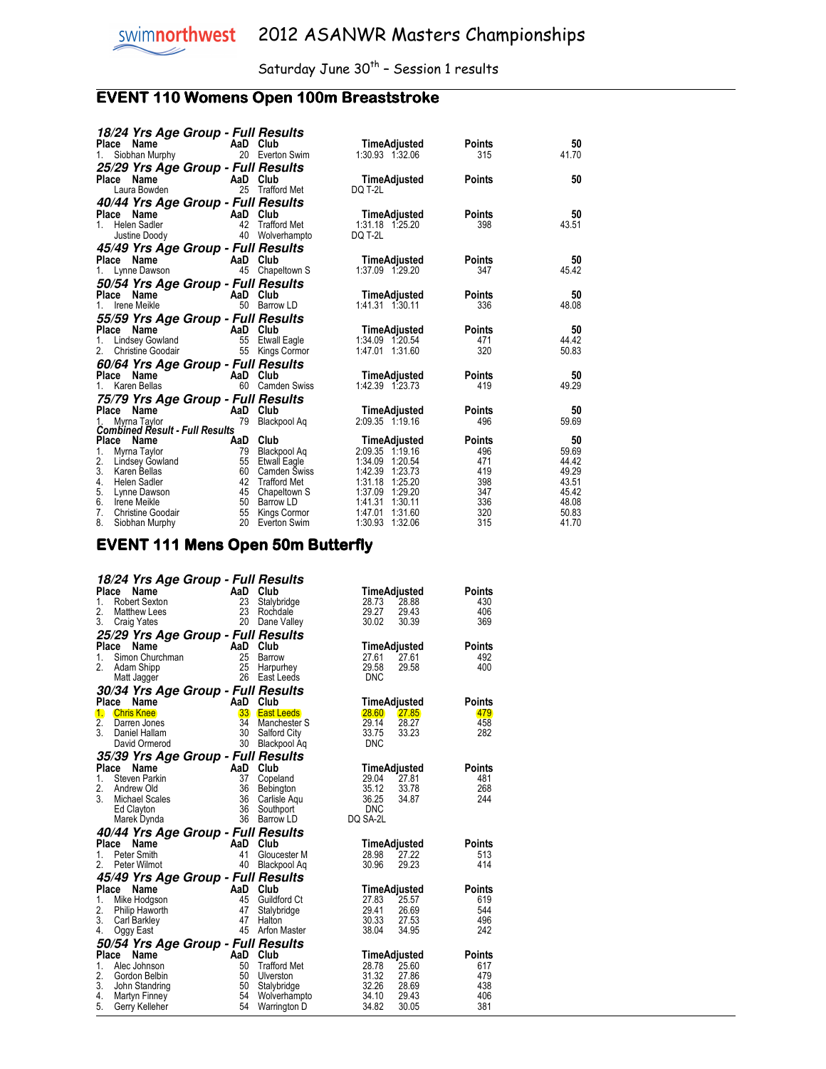# 2012 ASANWR Masters Championships

Saturday June 30th – Session 1 results

## EVENT 110 Womens Open 100m Breaststroke

### 18/24 Yrs Age Group - Full Results

| Place | Name | AaD | Club | Time | Adjusted | Points | 50 |
|---|---|---|---|---|---|---|---|
| 1. | Siobhan Murphy | 20 | Everton Swim | 1:30.93 | 1:32.06 | 315 | 41.70 |

### 25/29 Yrs Age Group - Full Results

| Place | Name | AaD | Club | Time | Adjusted | Points | 50 |
|---|---|---|---|---|---|---|---|
| | Laura Bowden | 25 | Trafford Met | DQ T-2L | | | |

### 40/44 Yrs Age Group - Full Results

| Place | Name | AaD | Club | Time | Adjusted | Points | 50 |
|---|---|---|---|---|---|---|---|
| 1. | Helen Sadler | 42 | Trafford Met | 1:31.18 | 1:25.20 | 398 | 43.51 |
| | Justine Doody | 40 | Wolverhampto | DQ T-2L | | | |

### 45/49 Yrs Age Group - Full Results

| Place | Name | AaD | Club | Time | Adjusted | Points | 50 |
|---|---|---|---|---|---|---|---|
| 1. | Lynne Dawson | 45 | Chapeltown S | 1:37.09 | 1:29.20 | 347 | 45.42 |

### 50/54 Yrs Age Group - Full Results

| Place | Name | AaD | Club | Time | Adjusted | Points | 50 |
|---|---|---|---|---|---|---|---|
| 1. | Irene Meikle | 50 | Barrow LD | 1:41.31 | 1:30.11 | 336 | 48.08 |

### 55/59 Yrs Age Group - Full Results

| Place | Name | AaD | Club | Time | Adjusted | Points | 50 |
|---|---|---|---|---|---|---|---|
| 1. | Lindsey Gowland | 55 | Etwall Eagle | 1:34.09 | 1:20.54 | 471 | 44.42 |
| 2. | Christine Goodair | 55 | Kings Cormor | 1:47.01 | 1:31.60 | 320 | 50.83 |

### 60/64 Yrs Age Group - Full Results

| Place | Name | AaD | Club | Time | Adjusted | Points | 50 |
|---|---|---|---|---|---|---|---|
| 1. | Karen Bellas | 60 | Camden Swiss | 1:42.39 | 1:23.73 | 419 | 49.29 |

### 75/79 Yrs Age Group - Full Results

| Place | Name | AaD | Club | Time | Adjusted | Points | 50 |
|---|---|---|---|---|---|---|---|
| 1. | Myrna Taylor | 79 | Blackpool Aq | 2:09.35 | 1:19.16 | 496 | 59.69 |

### Combined Result - Full Results

| Place | Name | AaD | Club | Time | Adjusted | Points | 50 |
|---|---|---|---|---|---|---|---|
| 1. | Myrna Taylor | 79 | Blackpool Aq | 2:09.35 | 1:19.16 | 496 | 59.69 |
| 2. | Lindsey Gowland | 55 | Etwall Eagle | 1:34.09 | 1:20.54 | 471 | 44.42 |
| 3. | Karen Bellas | 60 | Camden Swiss | 1:42.39 | 1:23.73 | 419 | 49.29 |
| 4. | Helen Sadler | 42 | Trafford Met | 1:31.18 | 1:25.20 | 398 | 43.51 |
| 5. | Lynne Dawson | 45 | Chapeltown S | 1:37.09 | 1:29.20 | 347 | 45.42 |
| 6. | Irene Meikle | 50 | Barrow LD | 1:41.31 | 1:30.11 | 336 | 48.08 |
| 7. | Christine Goodair | 55 | Kings Cormor | 1:47.01 | 1:31.60 | 320 | 50.83 |
| 8. | Siobhan Murphy | 20 | Everton Swim | 1:30.93 | 1:32.06 | 315 | 41.70 |

## EVENT 111 Mens Open 50m Butterfly

### 18/24 Yrs Age Group - Full Results

| Place | Name | AaD | Club | Time | Adjusted | Points |
|---|---|---|---|---|---|---|
| 1. | Robert Sexton | 23 | Stalybridge | 28.73 | 28.88 | 430 |
| 2. | Matthew Lees | 23 | Rochdale | 29.27 | 29.43 | 406 |
| 3. | Craig Yates | 20 | Dane Valley | 30.02 | 30.39 | 369 |

### 25/29 Yrs Age Group - Full Results

| Place | Name | AaD | Club | Time | Adjusted | Points |
|---|---|---|---|---|---|---|
| 1. | Simon Churchman | 25 | Barrow | 27.61 | 27.61 | 492 |
| 2. | Adam Shipp | 25 | Harpurhey | 29.58 | 29.58 | 400 |
| | Matt Jagger | 26 | East Leeds | DNC | | |

### 30/34 Yrs Age Group - Full Results

| Place | Name | AaD | Club | Time | Adjusted | Points |
|---|---|---|---|---|---|---|
| 1. | Chris Knee | 33 | East Leeds | 28.60 | 27.85 | 479 |
| 2. | Darren Jones | 34 | Manchester S | 29.14 | 28.27 | 458 |
| 3. | Daniel Hallam | 30 | Salford City | 33.75 | 33.23 | 282 |
| | David Ormerod | 30 | Blackpool Aq | DNC | | |

### 35/39 Yrs Age Group - Full Results

| Place | Name | AaD | Club | Time | Adjusted | Points |
|---|---|---|---|---|---|---|
| 1. | Steven Parkin | 37 | Copeland | 29.04 | 27.81 | 481 |
| 2. | Andrew Old | 36 | Bebington | 35.12 | 33.78 | 268 |
| 3. | Michael Scales | 36 | Carlisle Aqu | 36.25 | 34.87 | 244 |
| | Ed Clayton | 36 | Southport | DNC | | |
| | Marek Dynda | 36 | Barrow LD | DQ SA-2L | | |

### 40/44 Yrs Age Group - Full Results

| Place | Name | AaD | Club | Time | Adjusted | Points |
|---|---|---|---|---|---|---|
| 1. | Peter Smith | 41 | Gloucester M | 28.98 | 27.22 | 513 |
| 2. | Peter Wilmot | 40 | Blackpool Aq | 30.96 | 29.23 | 414 |

### 45/49 Yrs Age Group - Full Results

| Place | Name | AaD | Club | Time | Adjusted | Points |
|---|---|---|---|---|---|---|
| 1. | Mike Hodgson | 45 | Guildford Ct | 27.83 | 25.57 | 619 |
| 2. | Philip Haworth | 47 | Stalybridge | 29.41 | 26.69 | 544 |
| 3. | Carl Barkley | 47 | Halton | 30.33 | 27.53 | 496 |
| 4. | Oggy East | 45 | Arfon Master | 38.04 | 34.95 | 242 |

### 50/54 Yrs Age Group - Full Results

| Place | Name | AaD | Club | Time | Adjusted | Points |
|---|---|---|---|---|---|---|
| 1. | Alec Johnson | 50 | Trafford Met | 28.78 | 25.60 | 617 |
| 2. | Gordon Belbin | 50 | Ulverston | 31.32 | 27.86 | 479 |
| 3. | John Standring | 50 | Stalybridge | 32.26 | 28.69 | 438 |
| 4. | Martyn Finney | 54 | Wolverhampto | 34.10 | 29.43 | 406 |
| 5. | Gerry Kelleher | 54 | Warrington D | 34.82 | 30.05 | 381 |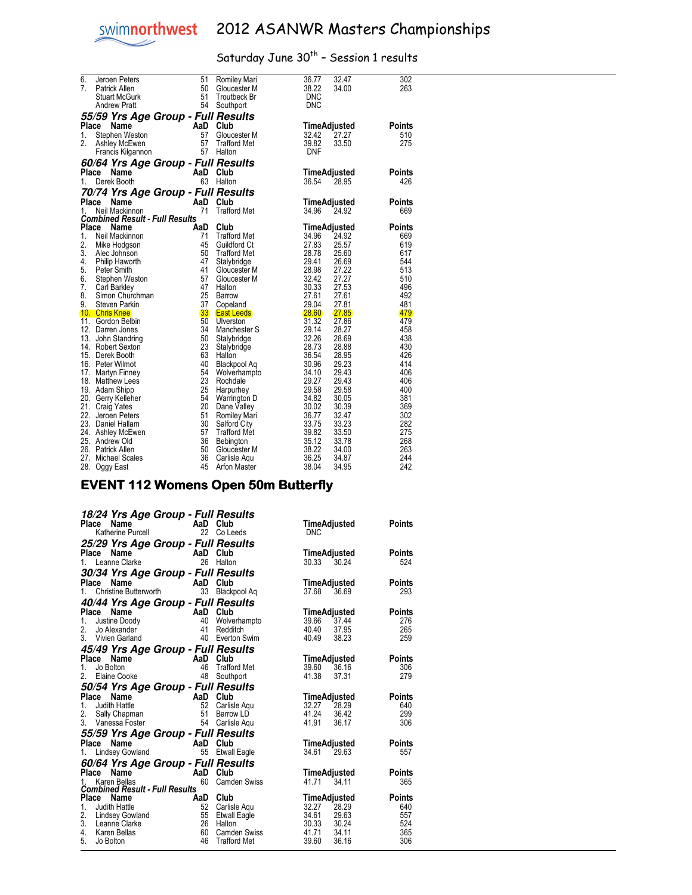# 2012 ASANWR Masters Championships

## Saturday June 30th – Session 1 results

| Place | Name | AaD | Club | Time | Adjusted | Points |
|---|---|---|---|---|---|---|
| 6. | Jeroen Peters | 51 | Romiley Mari | 36.77 | 32.47 | 302 |
| 7. | Patrick Allen | 50 | Gloucester M | 38.22 | 34.00 | 263 |
| | Stuart McGurk | 51 | Troutbeck Br | DNC | | |
| | Andrew Pratt | 54 | Southport | DNC | | |

### 55/59 Yrs Age Group - Full Results

| Place | Name | AaD | Club | Time | Adjusted | Points |
|---|---|---|---|---|---|---|
| 1. | Stephen Weston | 57 | Gloucester M | 32.42 | 27.27 | 510 |
| 2. | Ashley McEwen | 57 | Trafford Met | 39.82 | 33.50 | 275 |
| | Francis Kilgannon | 57 | Halton | DNF | | |

### 60/64 Yrs Age Group - Full Results

| Place | Name | AaD | Club | Time | Adjusted | Points |
|---|---|---|---|---|---|---|
| 1. | Derek Booth | 63 | Halton | 36.54 | 28.95 | 426 |

### 70/74 Yrs Age Group - Full Results

| Place | Name | AaD | Club | Time | Adjusted | Points |
|---|---|---|---|---|---|---|
| 1. | Neil Mackinnon | 71 | Trafford Met | 34.96 | 24.92 | 669 |

### Combined Result - Full Results

| Place | Name | AaD | Club | Time | Adjusted | Points |
|---|---|---|---|---|---|---|
| 1. | Neil Mackinnon | 71 | Trafford Met | 34.96 | 24.92 | 669 |
| 2. | Mike Hodgson | 45 | Guildford Ct | 27.83 | 25.57 | 619 |
| 3. | Alec Johnson | 50 | Trafford Met | 28.78 | 25.60 | 617 |
| 4. | Philip Haworth | 47 | Stalybridge | 29.41 | 26.69 | 544 |
| 5. | Peter Smith | 41 | Gloucester M | 28.98 | 27.22 | 513 |
| 6. | Stephen Weston | 57 | Gloucester M | 32.42 | 27.27 | 510 |
| 7. | Carl Barkley | 47 | Halton | 30.33 | 27.53 | 496 |
| 8. | Simon Churchman | 25 | Barrow | 27.61 | 27.61 | 492 |
| 9. | Steven Parkin | 37 | Copeland | 29.04 | 27.81 | 481 |
| 10. | Chris Knee | 33 | East Leeds | 28.60 | 27.85 | 479 |
| 11. | Gordon Belbin | 50 | Ulverston | 31.32 | 27.86 | 479 |
| 12. | Darren Jones | 34 | Manchester S | 29.14 | 28.27 | 458 |
| 13. | John Standring | 50 | Stalybridge | 32.26 | 28.69 | 438 |
| 14. | Robert Sexton | 23 | Stalybridge | 28.73 | 28.88 | 430 |
| 15. | Derek Booth | 63 | Halton | 36.54 | 28.95 | 426 |
| 16. | Peter Wilmot | 40 | Blackpool Aq | 30.96 | 29.23 | 414 |
| 17. | Martyn Finney | 54 | Wolverhampto | 34.10 | 29.43 | 406 |
| 18. | Matthew Lees | 23 | Rochdale | 29.27 | 29.43 | 406 |
| 19. | Adam Shipp | 25 | Harpurhey | 29.58 | 29.58 | 400 |
| 20. | Gerry Kelleher | 54 | Warrington D | 34.82 | 30.05 | 381 |
| 21. | Craig Yates | 20 | Dane Valley | 30.02 | 30.39 | 369 |
| 22. | Jeroen Peters | 51 | Romiley Mari | 36.77 | 32.47 | 302 |
| 23. | Daniel Hallam | 30 | Salford City | 33.75 | 33.23 | 282 |
| 24. | Ashley McEwen | 57 | Trafford Met | 39.82 | 33.50 | 275 |
| 25. | Andrew Old | 36 | Bebington | 35.12 | 33.78 | 268 |
| 26. | Patrick Allen | 50 | Gloucester M | 38.22 | 34.00 | 263 |
| 27. | Michael Scales | 36 | Carlisle Aqu | 36.25 | 34.87 | 244 |
| 28. | Oggy East | 45 | Arfon Master | 38.04 | 34.95 | 242 |

## EVENT 112 Womens Open 50m Butterfly

### 18/24 Yrs Age Group - Full Results

| Place | Name | AaD | Club | Time | Adjusted | Points |
|---|---|---|---|---|---|---|
| | Katherine Purcell | 22 | Co Leeds | DNC | | |

### 25/29 Yrs Age Group - Full Results

| Place | Name | AaD | Club | Time | Adjusted | Points |
|---|---|---|---|---|---|---|
| 1. | Leanne Clarke | 26 | Halton | 30.33 | 30.24 | 524 |

### 30/34 Yrs Age Group - Full Results

| Place | Name | AaD | Club | Time | Adjusted | Points |
|---|---|---|---|---|---|---|
| 1. | Christine Butterworth | 33 | Blackpool Aq | 37.68 | 36.69 | 293 |

### 40/44 Yrs Age Group - Full Results

| Place | Name | AaD | Club | Time | Adjusted | Points |
|---|---|---|---|---|---|---|
| 1. | Justine Doody | 40 | Wolverhampto | 39.66 | 37.44 | 276 |
| 2. | Jo Alexander | 41 | Redditch | 40.40 | 37.95 | 265 |
| 3. | Vivien Garland | 40 | Everton Swim | 40.49 | 38.23 | 259 |

### 45/49 Yrs Age Group - Full Results

| Place | Name | AaD | Club | Time | Adjusted | Points |
|---|---|---|---|---|---|---|
| 1. | Jo Bolton | 46 | Trafford Met | 39.60 | 36.16 | 306 |
| 2. | Elaine Cooke | 48 | Southport | 41.38 | 37.31 | 279 |

### 50/54 Yrs Age Group - Full Results

| Place | Name | AaD | Club | Time | Adjusted | Points |
|---|---|---|---|---|---|---|
| 1. | Judith Hattle | 52 | Carlisle Aqu | 32.27 | 28.29 | 640 |
| 2. | Sally Chapman | 51 | Barrow LD | 41.24 | 36.42 | 299 |
| 3. | Vanessa Foster | 54 | Carlisle Aqu | 41.91 | 36.17 | 306 |

### 55/59 Yrs Age Group - Full Results

| Place | Name | AaD | Club | Time | Adjusted | Points |
|---|---|---|---|---|---|---|
| 1. | Lindsey Gowland | 55 | Etwall Eagle | 34.61 | 29.63 | 557 |

### 60/64 Yrs Age Group - Full Results

| Place | Name | AaD | Club | Time | Adjusted | Points |
|---|---|---|---|---|---|---|
| 1. | Karen Bellas | 60 | Camden Swiss | 41.71 | 34.11 | 365 |

### Combined Result - Full Results

| Place | Name | AaD | Club | Time | Adjusted | Points |
|---|---|---|---|---|---|---|
| 1. | Judith Hattle | 52 | Carlisle Aqu | 32.27 | 28.29 | 640 |
| 2. | Lindsey Gowland | 55 | Etwall Eagle | 34.61 | 29.63 | 557 |
| 3. | Leanne Clarke | 26 | Halton | 30.33 | 30.24 | 524 |
| 4. | Karen Bellas | 60 | Camden Swiss | 41.71 | 34.11 | 365 |
| 5. | Jo Bolton | 46 | Trafford Met | 39.60 | 36.16 | 306 |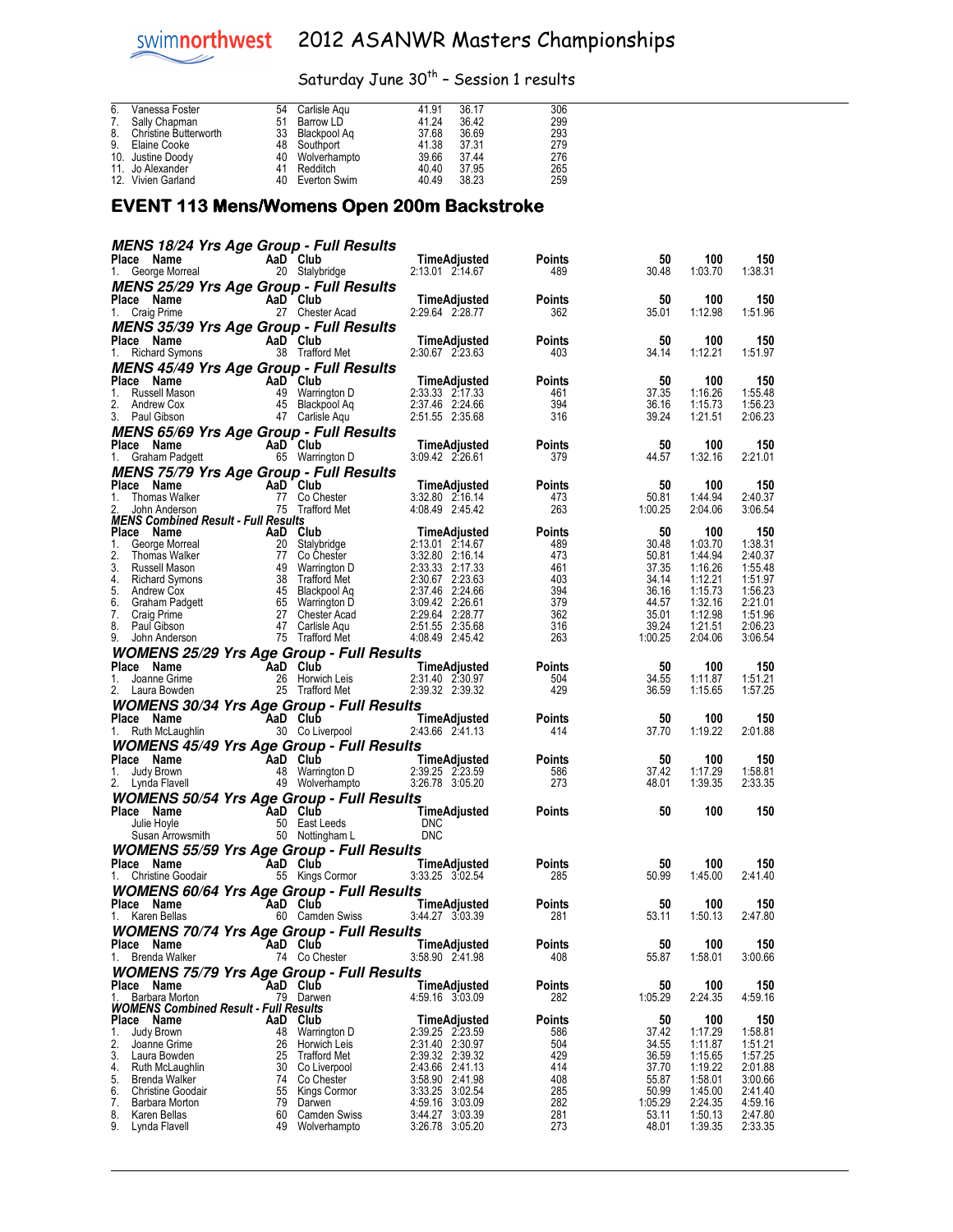| Place | Name | AaD | Club | Time | Adjusted | Points |
|---|---|---|---|---|---|---|
| 6. | Vanessa Foster | 54 | Carlisle Aqu | 41.91 | 36.17 | 306 |
| 7. | Sally Chapman | 51 | Barrow LD | 41.24 | 36.42 | 299 |
| 8. | Christine Butterworth | 33 | Blackpool Aq | 37.68 | 36.69 | 293 |
| 9. | Elaine Cooke | 48 | Southport | 41.38 | 37.31 | 279 |
| 10. | Justine Doody | 40 | Wolverhampto | 39.66 | 37.44 | 276 |
| 11. | Jo Alexander | 41 | Redditch | 40.40 | 37.95 | 265 |
| 12. | Vivien Garland | 40 | Everton Swim | 40.49 | 38.23 | 259 |

## EVENT 113 Mens/Womens Open 200m Backstroke

### MENS 18/24 Yrs Age Group - Full Results

| Place | Name | AaD | Club | Time | Adjusted | Points | 50 | 100 | 150 |
|---|---|---|---|---|---|---|---|---|---|
| 1. | George Morreal | 20 | Stalybridge | 2:13.01 | 2:14.67 | 489 | 30.48 | 1:03.70 | 1:38.31 |

### MENS 25/29 Yrs Age Group - Full Results

| Place | Name | AaD | Club | Time | Adjusted | Points | 50 | 100 | 150 |
|---|---|---|---|---|---|---|---|---|---|
| 1. | Craig Prime | 27 | Chester Acad | 2:29.64 | 2:28.77 | 362 | 35.01 | 1:12.98 | 1:51.96 |

### MENS 35/39 Yrs Age Group - Full Results

| Place | Name | AaD | Club | Time | Adjusted | Points | 50 | 100 | 150 |
|---|---|---|---|---|---|---|---|---|---|
| 1. | Richard Symons | 38 | Trafford Met | 2:30.67 | 2:23.63 | 403 | 34.14 | 1:12.21 | 1:51.97 |

### MENS 45/49 Yrs Age Group - Full Results

| Place | Name | AaD | Club | Time | Adjusted | Points | 50 | 100 | 150 |
|---|---|---|---|---|---|---|---|---|---|
| 1. | Russell Mason | 49 | Warrington D | 2:33.33 | 2:17.33 | 461 | 37.35 | 1:16.26 | 1:55.48 |
| 2. | Andrew Cox | 45 | Blackpool Aq | 2:37.46 | 2:24.66 | 394 | 36.16 | 1:15.73 | 1:56.23 |
| 3. | Paul Gibson | 47 | Carlisle Aqu | 2:51.55 | 2:35.68 | 316 | 39.24 | 1:21.51 | 2:06.23 |

### MENS 65/69 Yrs Age Group - Full Results

| Place | Name | AaD | Club | Time | Adjusted | Points | 50 | 100 | 150 |
|---|---|---|---|---|---|---|---|---|---|
| 1. | Graham Padgett | 65 | Warrington D | 3:09.42 | 2:26.61 | 379 | 44.57 | 1:32.16 | 2:21.01 |

### MENS 75/79 Yrs Age Group - Full Results

| Place | Name | AaD | Club | Time | Adjusted | Points | 50 | 100 | 150 |
|---|---|---|---|---|---|---|---|---|---|
| 1. | Thomas Walker | 77 | Co Chester | 3:32.80 | 2:16.14 | 473 | 50.81 | 1:44.94 | 2:40.37 |
| 2. | John Anderson | 75 | Trafford Met | 4:08.49 | 2:45.42 | 263 | 1:00.25 | 2:04.06 | 3:06.54 |

### MENS Combined Result - Full Results

| Place | Name | AaD | Club | Time | Adjusted | Points | 50 | 100 | 150 |
|---|---|---|---|---|---|---|---|---|---|
| 1. | George Morreal | 20 | Stalybridge | 2:13.01 | 2:14.67 | 489 | 30.48 | 1:03.70 | 1:38.31 |
| 2. | Thomas Walker | 77 | Co Chester | 3:32.80 | 2:16.14 | 473 | 50.81 | 1:44.94 | 2:40.37 |
| 3. | Russell Mason | 49 | Warrington D | 2:33.33 | 2:17.33 | 461 | 37.35 | 1:16.26 | 1:55.48 |
| 4. | Richard Symons | 38 | Trafford Met | 2:30.67 | 2:23.63 | 403 | 34.14 | 1:12.21 | 1:51.97 |
| 5. | Andrew Cox | 45 | Blackpool Aq | 2:37.46 | 2:24.66 | 394 | 36.16 | 1:15.73 | 1:56.23 |
| 6. | Graham Padgett | 65 | Warrington D | 3:09.42 | 2:26.61 | 379 | 44.57 | 1:32.16 | 2:21.01 |
| 7. | Craig Prime | 27 | Chester Acad | 2:29.64 | 2:28.77 | 362 | 35.01 | 1:12.98 | 1:51.96 |
| 8. | Paul Gibson | 47 | Carlisle Aqu | 2:51.55 | 2:35.68 | 316 | 39.24 | 1:21.51 | 2:06.23 |
| 9. | John Anderson | 75 | Trafford Met | 4:08.49 | 2:45.42 | 263 | 1:00.25 | 2:04.06 | 3:06.54 |

### WOMENS 25/29 Yrs Age Group - Full Results

| Place | Name | AaD | Club | Time | Adjusted | Points | 50 | 100 | 150 |
|---|---|---|---|---|---|---|---|---|---|
| 1. | Joanne Grime | 26 | Horwich Leis | 2:31.40 | 2:30.97 | 504 | 34.55 | 1:11.87 | 1:51.21 |
| 2. | Laura Bowden | 25 | Trafford Met | 2:39.32 | 2:39.32 | 429 | 36.59 | 1:15.65 | 1:57.25 |

### WOMENS 30/34 Yrs Age Group - Full Results

| Place | Name | AaD | Club | Time | Adjusted | Points | 50 | 100 | 150 |
|---|---|---|---|---|---|---|---|---|---|
| 1. | Ruth McLaughlin | 30 | Co Liverpool | 2:43.66 | 2:41.13 | 414 | 37.70 | 1:19.22 | 2:01.88 |

### WOMENS 45/49 Yrs Age Group - Full Results

| Place | Name | AaD | Club | Time | Adjusted | Points | 50 | 100 | 150 |
|---|---|---|---|---|---|---|---|---|---|
| 1. | Judy Brown | 48 | Warrington D | 2:39.25 | 2:23.59 | 586 | 37.42 | 1:17.29 | 1:58.81 |
| 2. | Lynda Flavell | 49 | Wolverhampto | 3:26.78 | 3:05.20 | 273 | 48.01 | 1:39.35 | 2:33.35 |

### WOMENS 50/54 Yrs Age Group - Full Results

| Place | Name | AaD | Club | Time | Adjusted | Points | 50 | 100 | 150 |
|---|---|---|---|---|---|---|---|---|---|
| | Julie Hoyle | 50 | East Leeds | DNC | | | | | |
| | Susan Arrowsmith | 50 | Nottingham L | DNC | | | | | |

### WOMENS 55/59 Yrs Age Group - Full Results

| Place | Name | AaD | Club | Time | Adjusted | Points | 50 | 100 | 150 |
|---|---|---|---|---|---|---|---|---|---|
| 1. | Christine Goodair | 55 | Kings Cormor | 3:33.25 | 3:02.54 | 285 | 50.99 | 1:45.00 | 2:41.40 |

### WOMENS 60/64 Yrs Age Group - Full Results

| Place | Name | AaD | Club | Time | Adjusted | Points | 50 | 100 | 150 |
|---|---|---|---|---|---|---|---|---|---|
| 1. | Karen Bellas | 60 | Camden Swiss | 3:44.27 | 3:03.39 | 281 | 53.11 | 1:50.13 | 2:47.80 |

### WOMENS 70/74 Yrs Age Group - Full Results

| Place | Name | AaD | Club | Time | Adjusted | Points | 50 | 100 | 150 |
|---|---|---|---|---|---|---|---|---|---|
| 1. | Brenda Walker | 74 | Co Chester | 3:58.90 | 2:41.98 | 408 | 55.87 | 1:58.01 | 3:00.66 |

### WOMENS 75/79 Yrs Age Group - Full Results

| Place | Name | AaD | Club | Time | Adjusted | Points | 50 | 100 | 150 |
|---|---|---|---|---|---|---|---|---|---|
| 1. | Barbara Morton | 79 | Darwen | 4:59.16 | 3:03.09 | 282 | 1:05.29 | 2:24.35 | 4:59.16 |

### WOMENS Combined Result - Full Results

| Place | Name | AaD | Club | Time | Adjusted | Points | 50 | 100 | 150 |
|---|---|---|---|---|---|---|---|---|---|
| 1. | Judy Brown | 48 | Warrington D | 2:39.25 | 2:23.59 | 586 | 37.42 | 1:17.29 | 1:58.81 |
| 2. | Joanne Grime | 26 | Horwich Leis | 2:31.40 | 2:30.97 | 504 | 34.55 | 1:11.87 | 1:51.21 |
| 3. | Laura Bowden | 25 | Trafford Met | 2:39.32 | 2:39.32 | 429 | 36.59 | 1:15.65 | 1:57.25 |
| 4. | Ruth McLaughlin | 30 | Co Liverpool | 2:43.66 | 2:41.13 | 414 | 37.70 | 1:19.22 | 2:01.88 |
| 5. | Brenda Walker | 74 | Co Chester | 3:58.90 | 2:41.98 | 408 | 55.87 | 1:58.01 | 3:00.66 |
| 6. | Christine Goodair | 55 | Kings Cormor | 3:33.25 | 3:02.54 | 285 | 50.99 | 1:45.00 | 2:41.40 |
| 7. | Barbara Morton | 79 | Darwen | 4:59.16 | 3:03.09 | 282 | 1:05.29 | 2:24.35 | 4:59.16 |
| 8. | Karen Bellas | 60 | Camden Swiss | 3:44.27 | 3:03.39 | 281 | 53.11 | 1:50.13 | 2:47.80 |
| 9. | Lynda Flavell | 49 | Wolverhampto | 3:26.78 | 3:05.20 | 273 | 48.01 | 1:39.35 | 2:33.35 |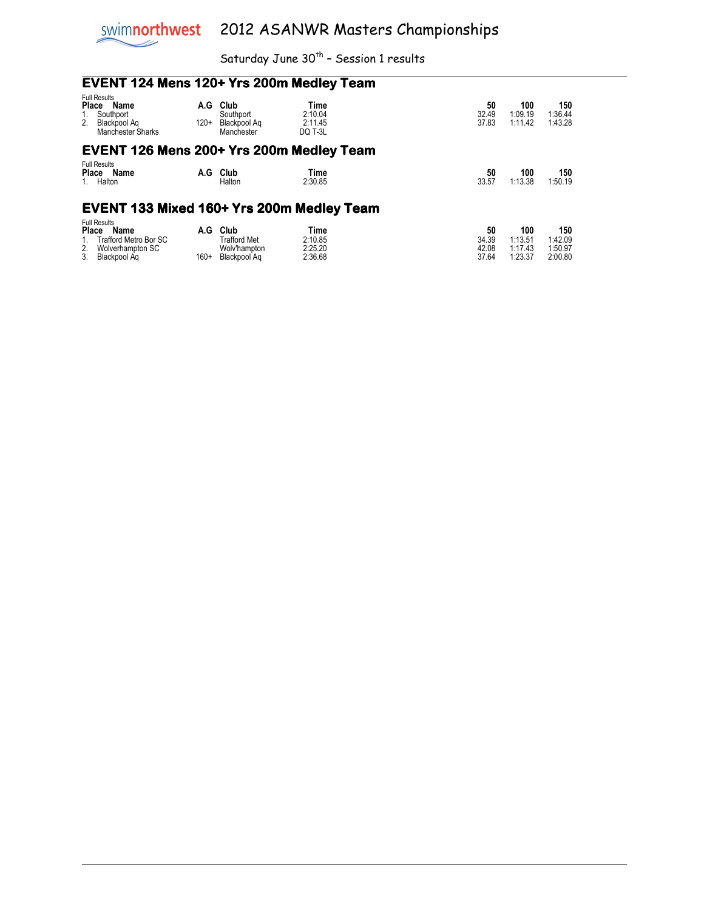# 2012 ASANWR Masters Championships

Saturday June 30th – Session 1 results

## EVENT 124 Mens 120+ Yrs 200m Medley Team

Full Results

| Place | Name | A.G | Club | Time | 50 | 100 | 150 |
|---|---|---|---|---|---|---|---|
| 1. | Southport | | Southport | 2:10.04 | 32.49 | 1:09.19 | 1:36.44 |
| 2. | Blackpool Aq | 120+ | Blackpool Aq | 2:11.45 | 37.83 | 1:11.42 | 1:43.28 |
| | Manchester Sharks | | Manchester | DQ T-3L | | | |

## EVENT 126 Mens 200+ Yrs 200m Medley Team

Full Results

| Place | Name | A.G | Club | Time | 50 | 100 | 150 |
|---|---|---|---|---|---|---|---|
| 1. | Halton | | Halton | 2:30.85 | 33.57 | 1:13.38 | 1:50.19 |

## EVENT 133 Mixed 160+ Yrs 200m Medley Team

Full Results

| Place | Name | A.G | Club | Time | 50 | 100 | 150 |
|---|---|---|---|---|---|---|---|
| 1. | Trafford Metro Bor SC | | Trafford Met | 2:10.85 | 34.39 | 1:13.51 | 1:42.09 |
| 2. | Wolverhampton SC | | Wolv'hampton | 2:25.20 | 42.08 | 1:17.43 | 1:50.97 |
| 3. | Blackpool Aq | 160+ | Blackpool Aq | 2:36.68 | 37.64 | 1:23.37 | 2:00.80 |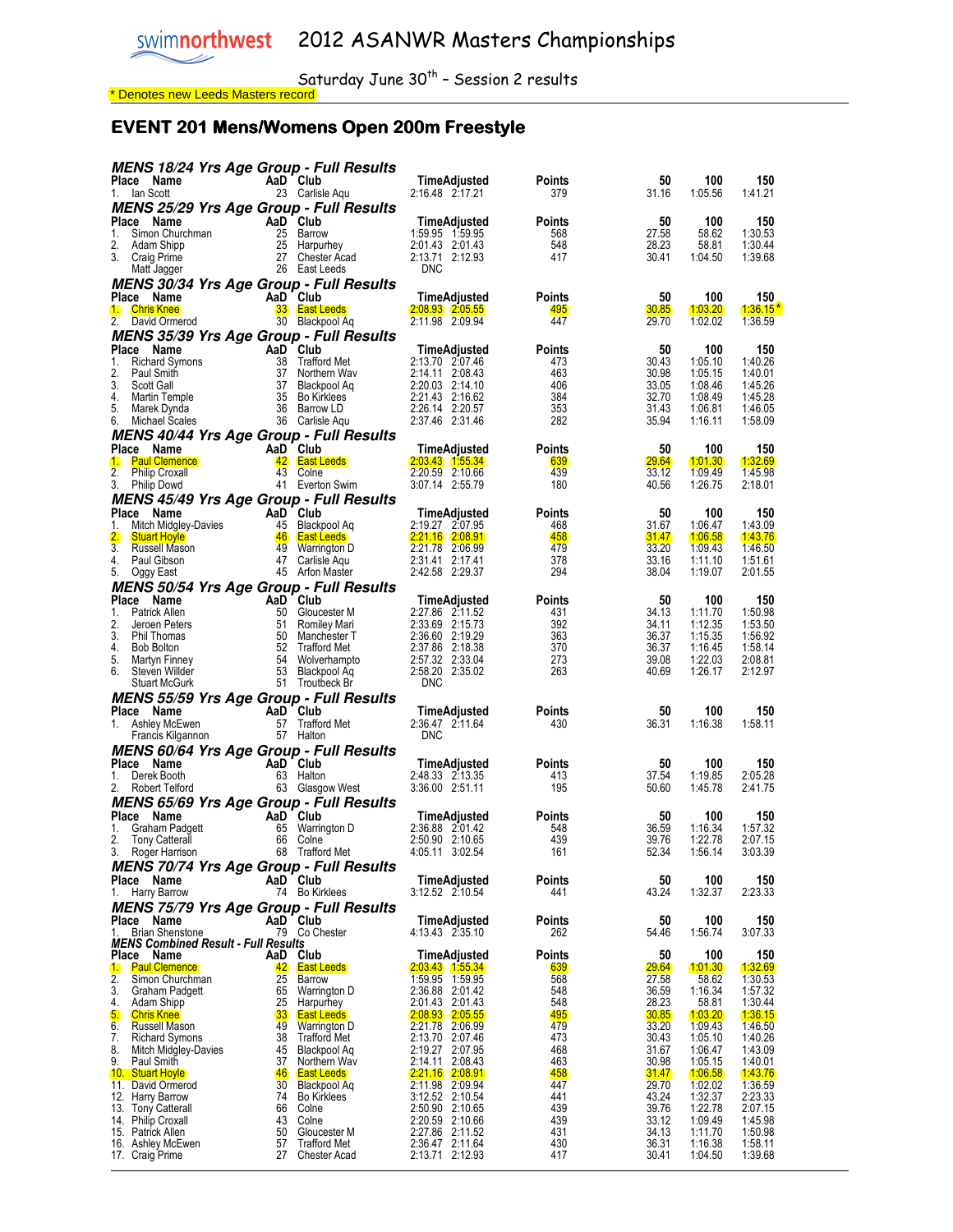# 2012 ASANWR Masters Championships

Saturday June 30th – Session 2 results

* Denotes new Leeds Masters record

## EVENT 201 Mens/Womens Open 200m Freestyle

### MENS 18/24 Yrs Age Group - Full Results

| Place | Name | AaD | Club | Time | Adjusted | Points | 50 | 100 | 150 |
|---|---|---|---|---|---|---|---|---|---|
| 1. | Ian Scott | 23 | Carlisle Aqu | 2:16.48 | 2:17.21 | 379 | 31.16 | 1:05.56 | 1:41.21 |

### MENS 25/29 Yrs Age Group - Full Results

| Place | Name | AaD | Club | Time | Adjusted | Points | 50 | 100 | 150 |
|---|---|---|---|---|---|---|---|---|---|
| 1. | Simon Churchman | 25 | Barrow | 1:59.95 | 1:59.95 | 568 | 27.58 | 58.62 | 1:30.53 |
| 2. | Adam Shipp | 25 | Harpurhey | 2:01.43 | 2:01.43 | 548 | 28.23 | 58.81 | 1:30.44 |
| 3. | Craig Prime | 27 | Chester Acad | 2:13.71 | 2:12.93 | 417 | 30.41 | 1:04.50 | 1:39.68 |
| | Matt Jagger | 26 | East Leeds | DNC | | | | | |

### MENS 30/34 Yrs Age Group - Full Results

| Place | Name | AaD | Club | Time | Adjusted | Points | 50 | 100 | 150 |
|---|---|---|---|---|---|---|---|---|---|
| 1. | Chris Knee | 33 | East Leeds | 2:08.93 | 2:05.55 | 495 | 30.85 | 1:03.20 | 1:36.15* |
| 2. | David Ormerod | 30 | Blackpool Aq | 2:11.98 | 2:09.94 | 447 | 29.70 | 1:02.02 | 1:36.59 |

### MENS 35/39 Yrs Age Group - Full Results

| Place | Name | AaD | Club | Time | Adjusted | Points | 50 | 100 | 150 |
|---|---|---|---|---|---|---|---|---|---|
| 1. | Richard Symons | 38 | Trafford Met | 2:13.70 | 2:07.46 | 473 | 30.43 | 1:05.10 | 1:40.26 |
| 2. | Paul Smith | 37 | Northern Wav | 2:14.11 | 2:08.43 | 463 | 30.98 | 1:05.15 | 1:40.01 |
| 3. | Scott Gall | 37 | Blackpool Aq | 2:20.03 | 2:14.10 | 406 | 33.05 | 1:08.46 | 1:45.26 |
| 4. | Martin Temple | 35 | Bo Kirklees | 2:21.43 | 2:16.62 | 384 | 32.70 | 1:08.49 | 1:45.28 |
| 5. | Marek Dynda | 36 | Barrow LD | 2:26.14 | 2:20.57 | 353 | 31.43 | 1:06.81 | 1:46.05 |
| 6. | Michael Scales | 36 | Carlisle Aqu | 2:37.46 | 2:31.46 | 282 | 35.94 | 1:16.11 | 1:58.09 |

### MENS 40/44 Yrs Age Group - Full Results

| Place | Name | AaD | Club | Time | Adjusted | Points | 50 | 100 | 150 |
|---|---|---|---|---|---|---|---|---|---|
| 1. | Paul Clemence | 42 | East Leeds | 2:03.43 | 1:55.34 | 639 | 29.64 | 1:01.30 | 1:32.69 |
| 2. | Philip Croxall | 43 | Colne | 2:20.59 | 2:10.66 | 439 | 33.12 | 1:09.49 | 1:45.98 |
| 3. | Philip Dowd | 41 | Everton Swim | 3:07.14 | 2:55.79 | 180 | 40.56 | 1:26.75 | 2:18.01 |

### MENS 45/49 Yrs Age Group - Full Results

| Place | Name | AaD | Club | Time | Adjusted | Points | 50 | 100 | 150 |
|---|---|---|---|---|---|---|---|---|---|
| 1. | Mitch Midgley-Davies | 45 | Blackpool Aq | 2:19.27 | 2:07.95 | 468 | 31.67 | 1:06.47 | 1:43.09 |
| 2. | Stuart Hoyle | 46 | East Leeds | 2:21.16 | 2:08.91 | 458 | 31.47 | 1:06.58 | 1:43.76 |
| 3. | Russell Mason | 49 | Warrington D | 2:21.78 | 2:06.99 | 479 | 33.20 | 1:09.43 | 1:46.50 |
| 4. | Paul Gibson | 47 | Carlisle Aqu | 2:31.41 | 2:17.41 | 378 | 33.16 | 1:11.10 | 1:51.61 |
| 5. | Oggy East | 45 | Arfon Master | 2:42.58 | 2:29.37 | 294 | 38.04 | 1:19.07 | 2:01.55 |

### MENS 50/54 Yrs Age Group - Full Results

| Place | Name | AaD | Club | Time | Adjusted | Points | 50 | 100 | 150 |
|---|---|---|---|---|---|---|---|---|---|
| 1. | Patrick Allen | 50 | Gloucester M | 2:27.86 | 2:11.52 | 431 | 34.13 | 1:11.70 | 1:50.98 |
| 2. | Jeroen Peters | 51 | Romiley Mari | 2:33.69 | 2:15.73 | 392 | 34.11 | 1:12.35 | 1:53.50 |
| 3. | Phil Thomas | 50 | Manchester T | 2:36.60 | 2:19.29 | 363 | 36.37 | 1:15.35 | 1:56.92 |
| 4. | Bob Bolton | 52 | Trafford Met | 2:37.86 | 2:18.38 | 370 | 36.37 | 1:16.45 | 1:58.14 |
| 5. | Martyn Finney | 54 | Wolverhampto | 2:57.32 | 2:33.04 | 273 | 39.08 | 1:22.03 | 2:08.81 |
| 6. | Steven Willder | 53 | Blackpool Aq | 2:58.20 | 2:35.02 | 263 | 40.69 | 1:26.17 | 2:12.97 |
| | Stuart McGurk | 51 | Troutbeck Br | DNC | | | | | |

### MENS 55/59 Yrs Age Group - Full Results

| Place | Name | AaD | Club | Time | Adjusted | Points | 50 | 100 | 150 |
|---|---|---|---|---|---|---|---|---|---|
| 1. | Ashley McEwen | 57 | Trafford Met | 2:36.47 | 2:11.64 | 430 | 36.31 | 1:16.38 | 1:58.11 |
| | Francis Kilgannon | 57 | Halton | DNC | | | | | |

### MENS 60/64 Yrs Age Group - Full Results

| Place | Name | AaD | Club | Time | Adjusted | Points | 50 | 100 | 150 |
|---|---|---|---|---|---|---|---|---|---|
| 1. | Derek Booth | 63 | Halton | 2:48.33 | 2:13.35 | 413 | 37.54 | 1:19.85 | 2:05.28 |
| 2. | Robert Telford | 63 | Glasgow West | 3:36.00 | 2:51.11 | 195 | 50.60 | 1:45.78 | 2:41.75 |

### MENS 65/69 Yrs Age Group - Full Results

| Place | Name | AaD | Club | Time | Adjusted | Points | 50 | 100 | 150 |
|---|---|---|---|---|---|---|---|---|---|
| 1. | Graham Padgett | 65 | Warrington D | 2:36.88 | 2:01.42 | 548 | 36.59 | 1:16.34 | 1:57.32 |
| 2. | Tony Catterall | 66 | Colne | 2:50.90 | 2:10.65 | 439 | 39.76 | 1:22.78 | 2:07.15 |
| 3. | Roger Harrison | 68 | Trafford Met | 4:05.11 | 3:02.54 | 161 | 52.34 | 1:56.14 | 3:03.39 |

### MENS 70/74 Yrs Age Group - Full Results

| Place | Name | AaD | Club | Time | Adjusted | Points | 50 | 100 | 150 |
|---|---|---|---|---|---|---|---|---|---|
| 1. | Harry Barrow | 74 | Bo Kirklees | 3:12.52 | 2:10.54 | 441 | 43.24 | 1:32.37 | 2:23.33 |

### MENS 75/79 Yrs Age Group - Full Results

| Place | Name | AaD | Club | Time | Adjusted | Points | 50 | 100 | 150 |
|---|---|---|---|---|---|---|---|---|---|
| 1. | Brian Shenstone | 79 | Co Chester | 4:13.43 | 2:35.10 | 262 | 54.46 | 1:56.74 | 3:07.33 |

### MENS Combined Result - Full Results

| Place | Name | AaD | Club | Time | Adjusted | Points | 50 | 100 | 150 |
|---|---|---|---|---|---|---|---|---|---|
| 1. | Paul Clemence | 42 | East Leeds | 2:03.43 | 1:55.34 | 639 | 29.64 | 1:01.30 | 1:32.69 |
| 2. | Simon Churchman | 25 | Barrow | 1:59.95 | 1:59.95 | 568 | 27.58 | 58.62 | 1:30.53 |
| 3. | Graham Padgett | 65 | Warrington D | 2:36.88 | 2:01.42 | 548 | 36.59 | 1:16.34 | 1:57.32 |
| 4. | Adam Shipp | 25 | Harpurhey | 2:01.43 | 2:01.43 | 548 | 28.23 | 58.81 | 1:30.44 |
| 5. | Chris Knee | 33 | East Leeds | 2:08.93 | 2:05.55 | 495 | 30.85 | 1:03.20 | 1:36.15 |
| 6. | Russell Mason | 49 | Warrington D | 2:21.78 | 2:06.99 | 479 | 33.20 | 1:09.43 | 1:46.50 |
| 7. | Richard Symons | 38 | Trafford Met | 2:13.70 | 2:07.46 | 473 | 30.43 | 1:05.10 | 1:40.26 |
| 8. | Mitch Midgley-Davies | 45 | Blackpool Aq | 2:19.27 | 2:07.95 | 468 | 31.67 | 1:06.47 | 1:43.09 |
| 9. | Paul Smith | 37 | Northern Wav | 2:14.11 | 2:08.43 | 463 | 30.98 | 1:05.15 | 1:40.01 |
| 10. | Stuart Hoyle | 46 | East Leeds | 2:21.16 | 2:08.91 | 458 | 31.47 | 1:06.58 | 1:43.76 |
| 11. | David Ormerod | 30 | Blackpool Aq | 2:11.98 | 2:09.94 | 447 | 29.70 | 1:02.02 | 1:36.59 |
| 12. | Harry Barrow | 74 | Bo Kirklees | 3:12.52 | 2:10.54 | 441 | 43.24 | 1:32.37 | 2:23.33 |
| 13. | Tony Catterall | 66 | Colne | 2:50.90 | 2:10.65 | 439 | 39.76 | 1:22.78 | 2:07.15 |
| 14. | Philip Croxall | 43 | Colne | 2:20.59 | 2:10.66 | 439 | 33.12 | 1:09.49 | 1:45.98 |
| 15. | Patrick Allen | 50 | Gloucester M | 2:27.86 | 2:11.52 | 431 | 34.13 | 1:11.70 | 1:50.98 |
| 16. | Ashley McEwen | 57 | Trafford Met | 2:36.47 | 2:11.64 | 430 | 36.31 | 1:16.38 | 1:58.11 |
| 17. | Craig Prime | 27 | Chester Acad | 2:13.71 | 2:12.93 | 417 | 30.41 | 1:04.50 | 1:39.68 |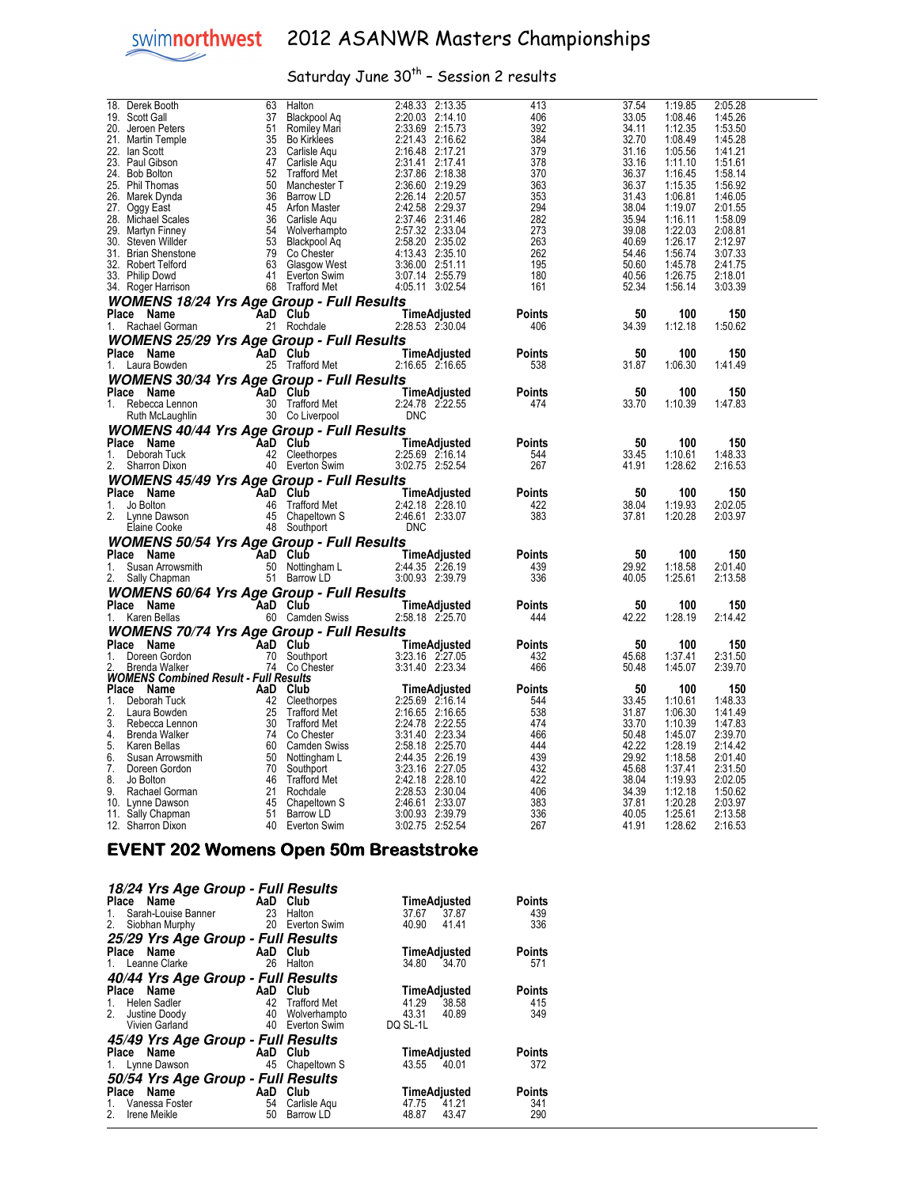# 2012 ASANWR Masters Championships

## Saturday June 30th – Session 2 results

| Place | Name | AaD | Club | Time | Adjusted | Points | 50 | 100 | 150 |
|---|---|---|---|---|---|---|---|---|---|
| 18. | Derek Booth | 63 | Halton | 2:48.33 | 2:13.35 | 413 | 37.54 | 1:19.85 | 2:05.28 |
| 19. | Scott Gall | 37 | Blackpool Aq | 2:20.03 | 2:14.10 | 406 | 33.05 | 1:08.46 | 1:45.26 |
| 20. | Jeroen Peters | 51 | Romiley Mari | 2:33.69 | 2:15.73 | 392 | 34.11 | 1:12.35 | 1:53.50 |
| 21. | Martin Temple | 35 | Bo Kirklees | 2:21.43 | 2:16.62 | 384 | 32.70 | 1:08.49 | 1:45.28 |
| 22. | Ian Scott | 23 | Carlisle Aqu | 2:16.48 | 2:17.21 | 379 | 31.16 | 1:05.56 | 1:41.21 |
| 23. | Paul Gibson | 47 | Carlisle Aqu | 2:31.41 | 2:17.41 | 378 | 33.16 | 1:11.10 | 1:51.61 |
| 24. | Bob Bolton | 52 | Trafford Met | 2:37.86 | 2:18.38 | 370 | 36.37 | 1:16.45 | 1:58.14 |
| 25. | Phil Thomas | 50 | Manchester T | 2:36.60 | 2:19.29 | 363 | 36.37 | 1:15.35 | 1:56.92 |
| 26. | Marek Dynda | 36 | Barrow LD | 2:26.14 | 2:20.57 | 353 | 31.43 | 1:06.81 | 1:46.05 |
| 27. | Oggy East | 45 | Arfon Master | 2:42.58 | 2:29.37 | 294 | 38.04 | 1:19.07 | 2:01.55 |
| 28. | Michael Scales | 36 | Carlisle Aqu | 2:37.46 | 2:31.46 | 282 | 35.94 | 1:16.11 | 1:58.09 |
| 29. | Martyn Finney | 54 | Wolverhampto | 2:57.32 | 2:33.04 | 273 | 39.08 | 1:22.03 | 2:08.81 |
| 30. | Steven Willder | 53 | Blackpool Aq | 2:58.20 | 2:35.02 | 263 | 40.69 | 1:26.17 | 2:12.97 |
| 31. | Brian Shenstone | 79 | Co Chester | 4:13.43 | 2:35.10 | 262 | 54.46 | 1:56.74 | 3:07.33 |
| 32. | Robert Telford | 63 | Glasgow West | 3:36.00 | 2:51.11 | 195 | 50.60 | 1:45.78 | 2:41.75 |
| 33. | Philip Dowd | 41 | Everton Swim | 3:07.14 | 2:55.79 | 180 | 40.56 | 1:26.75 | 2:18.01 |
| 34. | Roger Harrison | 68 | Trafford Met | 4:05.11 | 3:02.54 | 161 | 52.34 | 1:56.14 | 3:03.39 |

### *WOMENS 18/24 Yrs Age Group - Full Results*

| Place | Name | AaD | Club | Time | Adjusted | Points | 50 | 100 | 150 |
|---|---|---|---|---|---|---|---|---|---|
| 1. | Rachael Gorman | 21 | Rochdale | 2:28.53 | 2:30.04 | 406 | 34.39 | 1:12.18 | 1:50.62 |

### *WOMENS 25/29 Yrs Age Group - Full Results*

| Place | Name | AaD | Club | Time | Adjusted | Points | 50 | 100 | 150 |
|---|---|---|---|---|---|---|---|---|---|
| 1. | Laura Bowden | 25 | Trafford Met | 2:16.65 | 2:16.65 | 538 | 31.87 | 1:06.30 | 1:41.49 |

### *WOMENS 30/34 Yrs Age Group - Full Results*

| Place | Name | AaD | Club | Time | Adjusted | Points | 50 | 100 | 150 |
|---|---|---|---|---|---|---|---|---|---|
| 1. | Rebecca Lennon | 30 | Trafford Met | 2:24.78 | 2:22.55 | 474 | 33.70 | 1:10.39 | 1:47.83 |
| | Ruth McLaughlin | 30 | Co Liverpool | DNC | | | | | |

### *WOMENS 40/44 Yrs Age Group - Full Results*

| Place | Name | AaD | Club | Time | Adjusted | Points | 50 | 100 | 150 |
|---|---|---|---|---|---|---|---|---|---|
| 1. | Deborah Tuck | 42 | Cleethorpes | 2:25.69 | 2:16.14 | 544 | 33.45 | 1:10.61 | 1:48.33 |
| 2. | Sharron Dixon | 40 | Everton Swim | 3:02.75 | 2:52.54 | 267 | 41.91 | 1:28.62 | 2:16.53 |

### *WOMENS 45/49 Yrs Age Group - Full Results*

| Place | Name | AaD | Club | Time | Adjusted | Points | 50 | 100 | 150 |
|---|---|---|---|---|---|---|---|---|---|
| 1. | Jo Bolton | 46 | Trafford Met | 2:42.18 | 2:28.10 | 422 | 38.04 | 1:19.93 | 2:02.05 |
| 2. | Lynne Dawson | 45 | Chapeltown S | 2:46.61 | 2:33.07 | 383 | 37.81 | 1:20.28 | 2:03.97 |
| | Elaine Cooke | 48 | Southport | DNC | | | | | |

### *WOMENS 50/54 Yrs Age Group - Full Results*

| Place | Name | AaD | Club | Time | Adjusted | Points | 50 | 100 | 150 |
|---|---|---|---|---|---|---|---|---|---|
| 1. | Susan Arrowsmith | 50 | Nottingham L | 2:44.35 | 2:26.19 | 439 | 29.92 | 1:18.58 | 2:01.40 |
| 2. | Sally Chapman | 51 | Barrow LD | 3:00.93 | 2:39.79 | 336 | 40.05 | 1:25.61 | 2:13.58 |

### *WOMENS 60/64 Yrs Age Group - Full Results*

| Place | Name | AaD | Club | Time | Adjusted | Points | 50 | 100 | 150 |
|---|---|---|---|---|---|---|---|---|---|
| 1. | Karen Bellas | 60 | Camden Swiss | 2:58.18 | 2:25.70 | 444 | 42.22 | 1:28.19 | 2:14.42 |

### *WOMENS 70/74 Yrs Age Group - Full Results*

| Place | Name | AaD | Club | Time | Adjusted | Points | 50 | 100 | 150 |
|---|---|---|---|---|---|---|---|---|---|
| 1. | Doreen Gordon | 70 | Southport | 3:23.16 | 2:27.05 | 432 | 45.68 | 1:37.41 | 2:31.50 |
| 2. | Brenda Walker | 74 | Co Chester | 3:31.40 | 2:23.34 | 466 | 50.48 | 1:45.07 | 2:39.70 |

### *WOMENS Combined Result - Full Results*

| Place | Name | AaD | Club | Time | Adjusted | Points | 50 | 100 | 150 |
|---|---|---|---|---|---|---|---|---|---|
| 1. | Deborah Tuck | 42 | Cleethorpes | 2:25.69 | 2:16.14 | 544 | 33.45 | 1:10.61 | 1:48.33 |
| 2. | Laura Bowden | 25 | Trafford Met | 2:16.65 | 2:16.65 | 538 | 31.87 | 1:06.30 | 1:41.49 |
| 3. | Rebecca Lennon | 30 | Trafford Met | 2:24.78 | 2:22.55 | 474 | 33.70 | 1:10.39 | 1:47.83 |
| 4. | Brenda Walker | 74 | Co Chester | 3:31.40 | 2:23.34 | 466 | 50.48 | 1:45.07 | 2:39.70 |
| 5. | Karen Bellas | 60 | Camden Swiss | 2:58.18 | 2:25.70 | 444 | 42.22 | 1:28.19 | 2:14.42 |
| 6. | Susan Arrowsmith | 50 | Nottingham L | 2:44.35 | 2:26.19 | 439 | 29.92 | 1:18.58 | 2:01.40 |
| 7. | Doreen Gordon | 70 | Southport | 3:23.16 | 2:27.05 | 432 | 45.68 | 1:37.41 | 2:31.50 |
| 8. | Jo Bolton | 46 | Trafford Met | 2:42.18 | 2:28.10 | 422 | 38.04 | 1:19.93 | 2:02.05 |
| 9. | Rachael Gorman | 21 | Rochdale | 2:28.53 | 2:30.04 | 406 | 34.39 | 1:12.18 | 1:50.62 |
| 10. | Lynne Dawson | 45 | Chapeltown S | 2:46.61 | 2:33.07 | 383 | 37.81 | 1:20.28 | 2:03.97 |
| 11. | Sally Chapman | 51 | Barrow LD | 3:00.93 | 2:39.79 | 336 | 40.05 | 1:25.61 | 2:13.58 |
| 12. | Sharron Dixon | 40 | Everton Swim | 3:02.75 | 2:52.54 | 267 | 41.91 | 1:28.62 | 2:16.53 |

## EVENT 202 Womens Open 50m Breaststroke

### *18/24 Yrs Age Group - Full Results*

| Place | Name | AaD | Club | Time | Adjusted | Points |
|---|---|---|---|---|---|---|
| 1. | Sarah-Louise Banner | 23 | Halton | 37.67 | 37.87 | 439 |
| 2. | Siobhan Murphy | 20 | Everton Swim | 40.90 | 41.41 | 336 |

### *25/29 Yrs Age Group - Full Results*

| Place | Name | AaD | Club | Time | Adjusted | Points |
|---|---|---|---|---|---|---|
| 1. | Leanne Clarke | 26 | Halton | 34.80 | 34.70 | 571 |

### *40/44 Yrs Age Group - Full Results*

| Place | Name | AaD | Club | Time | Adjusted | Points |
|---|---|---|---|---|---|---|
| 1. | Helen Sadler | 42 | Trafford Met | 41.29 | 38.58 | 415 |
| 2. | Justine Doody | 40 | Wolverhampto | 43.31 | 40.89 | 349 |
| | Vivien Garland | 40 | Everton Swim | DQ SL-1L | | |

### *45/49 Yrs Age Group - Full Results*

| Place | Name | AaD | Club | Time | Adjusted | Points |
|---|---|---|---|---|---|---|
| 1. | Lynne Dawson | 45 | Chapeltown S | 43.55 | 40.01 | 372 |

### *50/54 Yrs Age Group - Full Results*

| Place | Name | AaD | Club | Time | Adjusted | Points |
|---|---|---|---|---|---|---|
| 1. | Vanessa Foster | 54 | Carlisle Aqu | 47.75 | 41.21 | 341 |
| 2. | Irene Meikle | 50 | Barrow LD | 48.87 | 43.47 | 290 |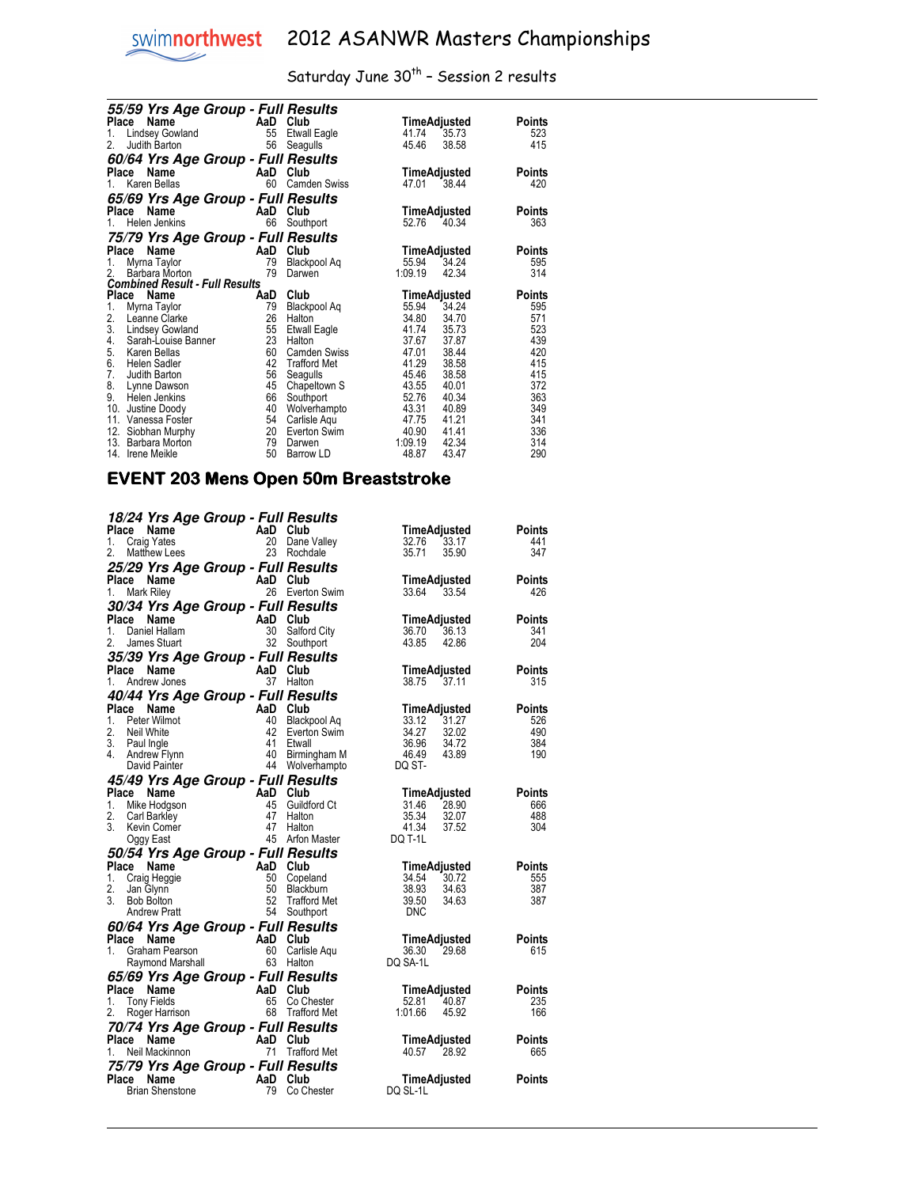# 2012 ASANWR Masters Championships

Saturday June 30th – Session 2 results

### 55/59 Yrs Age Group - Full Results

| Place | Name | AaD | Club | Time | Adjusted | Points |
|---|---|---|---|---|---|---|
| 1. | Lindsey Gowland | 55 | Etwall Eagle | 41.74 | 35.73 | 523 |
| 2. | Judith Barton | 56 | Seagulls | 45.46 | 38.58 | 415 |

### 60/64 Yrs Age Group - Full Results

| Place | Name | AaD | Club | Time | Adjusted | Points |
|---|---|---|---|---|---|---|
| 1. | Karen Bellas | 60 | Camden Swiss | 47.01 | 38.44 | 420 |

### 65/69 Yrs Age Group - Full Results

| Place | Name | AaD | Club | Time | Adjusted | Points |
|---|---|---|---|---|---|---|
| 1. | Helen Jenkins | 66 | Southport | 52.76 | 40.34 | 363 |

### 75/79 Yrs Age Group - Full Results

| Place | Name | AaD | Club | Time | Adjusted | Points |
|---|---|---|---|---|---|---|
| 1. | Myrna Taylor | 79 | Blackpool Aq | 55.94 | 34.24 | 595 |
| 2. | Barbara Morton | 79 | Darwen | 1:09.19 | 42.34 | 314 |

### Combined Result - Full Results

| Place | Name | AaD | Club | Time | Adjusted | Points |
|---|---|---|---|---|---|---|
| 1. | Myrna Taylor | 79 | Blackpool Aq | 55.94 | 34.24 | 595 |
| 2. | Leanne Clarke | 26 | Halton | 34.80 | 34.70 | 571 |
| 3. | Lindsey Gowland | 55 | Etwall Eagle | 41.74 | 35.73 | 523 |
| 4. | Sarah-Louise Banner | 23 | Halton | 37.67 | 37.87 | 439 |
| 5. | Karen Bellas | 60 | Camden Swiss | 47.01 | 38.44 | 420 |
| 6. | Helen Sadler | 42 | Trafford Met | 41.29 | 38.58 | 415 |
| 7. | Judith Barton | 56 | Seagulls | 45.46 | 38.58 | 415 |
| 8. | Lynne Dawson | 45 | Chapeltown S | 43.55 | 40.01 | 372 |
| 9. | Helen Jenkins | 66 | Southport | 52.76 | 40.34 | 363 |
| 10. | Justine Doody | 40 | Wolverhampto | 43.31 | 40.89 | 349 |
| 11. | Vanessa Foster | 54 | Carlisle Aqu | 47.75 | 41.21 | 341 |
| 12. | Siobhan Murphy | 20 | Everton Swim | 40.90 | 41.41 | 336 |
| 13. | Barbara Morton | 79 | Darwen | 1:09.19 | 42.34 | 314 |
| 14. | Irene Meikle | 50 | Barrow LD | 48.87 | 43.47 | 290 |

## EVENT 203 Mens Open 50m Breaststroke

### 18/24 Yrs Age Group - Full Results

| Place | Name | AaD | Club | Time | Adjusted | Points |
|---|---|---|---|---|---|---|
| 1. | Craig Yates | 20 | Dane Valley | 32.76 | 33.17 | 441 |
| 2. | Matthew Lees | 23 | Rochdale | 35.71 | 35.90 | 347 |

### 25/29 Yrs Age Group - Full Results

| Place | Name | AaD | Club | Time | Adjusted | Points |
|---|---|---|---|---|---|---|
| 1. | Mark Riley | 26 | Everton Swim | 33.64 | 33.54 | 426 |

### 30/34 Yrs Age Group - Full Results

| Place | Name | AaD | Club | Time | Adjusted | Points |
|---|---|---|---|---|---|---|
| 1. | Daniel Hallam | 30 | Salford City | 36.70 | 36.13 | 341 |
| 2. | James Stuart | 32 | Southport | 43.85 | 42.86 | 204 |

### 35/39 Yrs Age Group - Full Results

| Place | Name | AaD | Club | Time | Adjusted | Points |
|---|---|---|---|---|---|---|
| 1. | Andrew Jones | 37 | Halton | 38.75 | 37.11 | 315 |

### 40/44 Yrs Age Group - Full Results

| Place | Name | AaD | Club | Time | Adjusted | Points |
|---|---|---|---|---|---|---|
| 1. | Peter Wilmot | 40 | Blackpool Aq | 33.12 | 31.27 | 526 |
| 2. | Neil White | 42 | Everton Swim | 34.27 | 32.02 | 490 |
| 3. | Paul Ingle | 41 | Etwall | 36.96 | 34.72 | 384 |
| 4. | Andrew Flynn | 40 | Birmingham M | 46.49 | 43.89 | 190 |
| | David Painter | 44 | Wolverhampto | DQ ST- | | |

### 45/49 Yrs Age Group - Full Results

| Place | Name | AaD | Club | Time | Adjusted | Points |
|---|---|---|---|---|---|---|
| 1. | Mike Hodgson | 45 | Guildford Ct | 31.46 | 28.90 | 666 |
| 2. | Carl Barkley | 47 | Halton | 35.34 | 32.07 | 488 |
| 3. | Kevin Comer | 47 | Halton | 41.34 | 37.52 | 304 |
| | Oggy East | 45 | Arfon Master | DQ T-1L | | |

### 50/54 Yrs Age Group - Full Results

| Place | Name | AaD | Club | Time | Adjusted | Points |
|---|---|---|---|---|---|---|
| 1. | Craig Heggie | 50 | Copeland | 34.54 | 30.72 | 555 |
| 2. | Jan Glynn | 50 | Blackburn | 38.93 | 34.63 | 387 |
| 3. | Bob Bolton | 52 | Trafford Met | 39.50 | 34.63 | 387 |
| | Andrew Pratt | 54 | Southport | DNC | | |

### 60/64 Yrs Age Group - Full Results

| Place | Name | AaD | Club | Time | Adjusted | Points |
|---|---|---|---|---|---|---|
| 1. | Graham Pearson | 60 | Carlisle Aqu | 36.30 | 29.68 | 615 |
| | Raymond Marshall | 63 | Halton | DQ SA-1L | | |

### 65/69 Yrs Age Group - Full Results

| Place | Name | AaD | Club | Time | Adjusted | Points |
|---|---|---|---|---|---|---|
| 1. | Tony Fields | 65 | Co Chester | 52.81 | 40.87 | 235 |
| 2. | Roger Harrison | 68 | Trafford Met | 1:01.66 | 45.92 | 166 |

### 70/74 Yrs Age Group - Full Results

| Place | Name | AaD | Club | Time | Adjusted | Points |
|---|---|---|---|---|---|---|
| 1. | Neil Mackinnon | 71 | Trafford Met | 40.57 | 28.92 | 665 |

### 75/79 Yrs Age Group - Full Results

| Place | Name | AaD | Club | Time | Adjusted | Points |
|---|---|---|---|---|---|---|
| | Brian Shenstone | 79 | Co Chester | DQ SL-1L | | |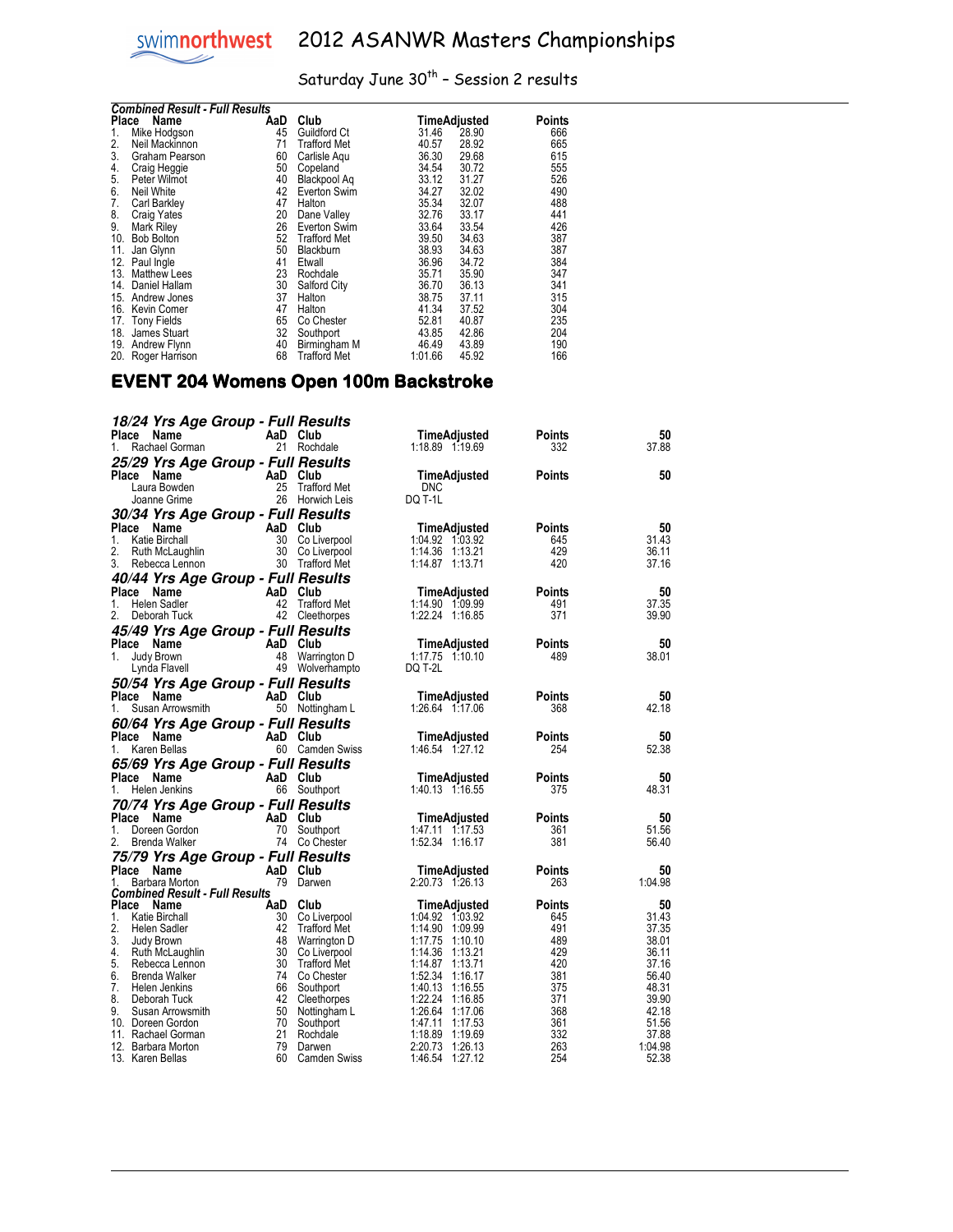# 2012 ASANWR Masters Championships

Saturday June 30th – Session 2 results

***Combined Result - Full Results***

| Place | Name | AaD | Club | Time | Adjusted | Points |
|---|---|---|---|---|---|---|
| 1. | Mike Hodgson | 45 | Guildford Ct | 31.46 | 28.90 | 666 |
| 2. | Neil Mackinnon | 71 | Trafford Met | 40.57 | 28.92 | 665 |
| 3. | Graham Pearson | 60 | Carlisle Aqu | 36.30 | 29.68 | 615 |
| 4. | Craig Heggie | 50 | Copeland | 34.54 | 30.72 | 555 |
| 5. | Peter Wilmot | 40 | Blackpool Aq | 33.12 | 31.27 | 526 |
| 6. | Neil White | 42 | Everton Swim | 34.27 | 32.02 | 490 |
| 7. | Carl Barkley | 47 | Halton | 35.34 | 32.07 | 488 |
| 8. | Craig Yates | 20 | Dane Valley | 32.76 | 33.17 | 441 |
| 9. | Mark Riley | 26 | Everton Swim | 33.64 | 33.54 | 426 |
| 10. | Bob Bolton | 52 | Trafford Met | 39.50 | 34.63 | 387 |
| 11. | Jan Glynn | 50 | Blackburn | 38.93 | 34.63 | 387 |
| 12. | Paul Ingle | 41 | Etwall | 36.96 | 34.72 | 384 |
| 13. | Matthew Lees | 23 | Rochdale | 35.71 | 35.90 | 347 |
| 14. | Daniel Hallam | 30 | Salford City | 36.70 | 36.13 | 341 |
| 15. | Andrew Jones | 37 | Halton | 38.75 | 37.11 | 315 |
| 16. | Kevin Comer | 47 | Halton | 41.34 | 37.52 | 304 |
| 17. | Tony Fields | 65 | Co Chester | 52.81 | 40.87 | 235 |
| 18. | James Stuart | 32 | Southport | 43.85 | 42.86 | 204 |
| 19. | Andrew Flynn | 40 | Birmingham M | 46.49 | 43.89 | 190 |
| 20. | Roger Harrison | 68 | Trafford Met | 1:01.66 | 45.92 | 166 |

## EVENT 204 Womens Open 100m Backstroke

### *18/24 Yrs Age Group - Full Results*

| Place | Name | AaD | Club | Time | Adjusted | Points | 50 |
|---|---|---|---|---|---|---|---|
| 1. | Rachael Gorman | 21 | Rochdale | 1:18.89 | 1:19.69 | 332 | 37.88 |

### *25/29 Yrs Age Group - Full Results*

| Place | Name | AaD | Club | Time | Adjusted | Points | 50 |
|---|---|---|---|---|---|---|---|
| | Laura Bowden | 25 | Trafford Met | DNC | | | |
| | Joanne Grime | 26 | Horwich Leis | DQ T-1L | | | |

### *30/34 Yrs Age Group - Full Results*

| Place | Name | AaD | Club | Time | Adjusted | Points | 50 |
|---|---|---|---|---|---|---|---|
| 1. | Katie Birchall | 30 | Co Liverpool | 1:04.92 | 1:03.92 | 645 | 31.43 |
| 2. | Ruth McLaughlin | 30 | Co Liverpool | 1:14.36 | 1:13.21 | 429 | 36.11 |
| 3. | Rebecca Lennon | 30 | Trafford Met | 1:14.87 | 1:13.71 | 420 | 37.16 |

### *40/44 Yrs Age Group - Full Results*

| Place | Name | AaD | Club | Time | Adjusted | Points | 50 |
|---|---|---|---|---|---|---|---|
| 1. | Helen Sadler | 42 | Trafford Met | 1:14.90 | 1:09.99 | 491 | 37.35 |
| 2. | Deborah Tuck | 42 | Cleethorpes | 1:22.24 | 1:16.85 | 371 | 39.90 |

### *45/49 Yrs Age Group - Full Results*

| Place | Name | AaD | Club | Time | Adjusted | Points | 50 |
|---|---|---|---|---|---|---|---|
| 1. | Judy Brown | 48 | Warrington D | 1:17.75 | 1:10.10 | 489 | 38.01 |
| | Lynda Flavell | 49 | Wolverhampto | DQ T-2L | | | |

### *50/54 Yrs Age Group - Full Results*

| Place | Name | AaD | Club | Time | Adjusted | Points | 50 |
|---|---|---|---|---|---|---|---|
| 1. | Susan Arrowsmith | 50 | Nottingham L | 1:26.64 | 1:17.06 | 368 | 42.18 |

### *60/64 Yrs Age Group - Full Results*

| Place | Name | AaD | Club | Time | Adjusted | Points | 50 |
|---|---|---|---|---|---|---|---|
| 1. | Karen Bellas | 60 | Camden Swiss | 1:46.54 | 1:27.12 | 254 | 52.38 |

### *65/69 Yrs Age Group - Full Results*

| Place | Name | AaD | Club | Time | Adjusted | Points | 50 |
|---|---|---|---|---|---|---|---|
| 1. | Helen Jenkins | 66 | Southport | 1:40.13 | 1:16.55 | 375 | 48.31 |

### *70/74 Yrs Age Group - Full Results*

| Place | Name | AaD | Club | Time | Adjusted | Points | 50 |
|---|---|---|---|---|---|---|---|
| 1. | Doreen Gordon | 70 | Southport | 1:47.11 | 1:17.53 | 361 | 51.56 |
| 2. | Brenda Walker | 74 | Co Chester | 1:52.34 | 1:16.17 | 381 | 56.40 |

### *75/79 Yrs Age Group - Full Results*

| Place | Name | AaD | Club | Time | Adjusted | Points | 50 |
|---|---|---|---|---|---|---|---|
| 1. | Barbara Morton | 79 | Darwen | 2:20.73 | 1:26.13 | 263 | 1:04.98 |

***Combined Result - Full Results***

| Place | Name | AaD | Club | Time | Adjusted | Points | 50 |
|---|---|---|---|---|---|---|---|
| 1. | Katie Birchall | 30 | Co Liverpool | 1:04.92 | 1:03.92 | 645 | 31.43 |
| 2. | Helen Sadler | 42 | Trafford Met | 1:14.90 | 1:09.99 | 491 | 37.35 |
| 3. | Judy Brown | 48 | Warrington D | 1:17.75 | 1:10.10 | 489 | 38.01 |
| 4. | Ruth McLaughlin | 30 | Co Liverpool | 1:14.36 | 1:13.21 | 429 | 36.11 |
| 5. | Rebecca Lennon | 30 | Trafford Met | 1:14.87 | 1:13.71 | 420 | 37.16 |
| 6. | Brenda Walker | 74 | Co Chester | 1:52.34 | 1:16.17 | 381 | 56.40 |
| 7. | Helen Jenkins | 66 | Southport | 1:40.13 | 1:16.55 | 375 | 48.31 |
| 8. | Deborah Tuck | 42 | Cleethorpes | 1:22.24 | 1:16.85 | 371 | 39.90 |
| 9. | Susan Arrowsmith | 50 | Nottingham L | 1:26.64 | 1:17.06 | 368 | 42.18 |
| 10. | Doreen Gordon | 70 | Southport | 1:47.11 | 1:17.53 | 361 | 51.56 |
| 11. | Rachael Gorman | 21 | Rochdale | 1:18.89 | 1:19.69 | 332 | 37.88 |
| 12. | Barbara Morton | 79 | Darwen | 2:20.73 | 1:26.13 | 263 | 1:04.98 |
| 13. | Karen Bellas | 60 | Camden Swiss | 1:46.54 | 1:27.12 | 254 | 52.38 |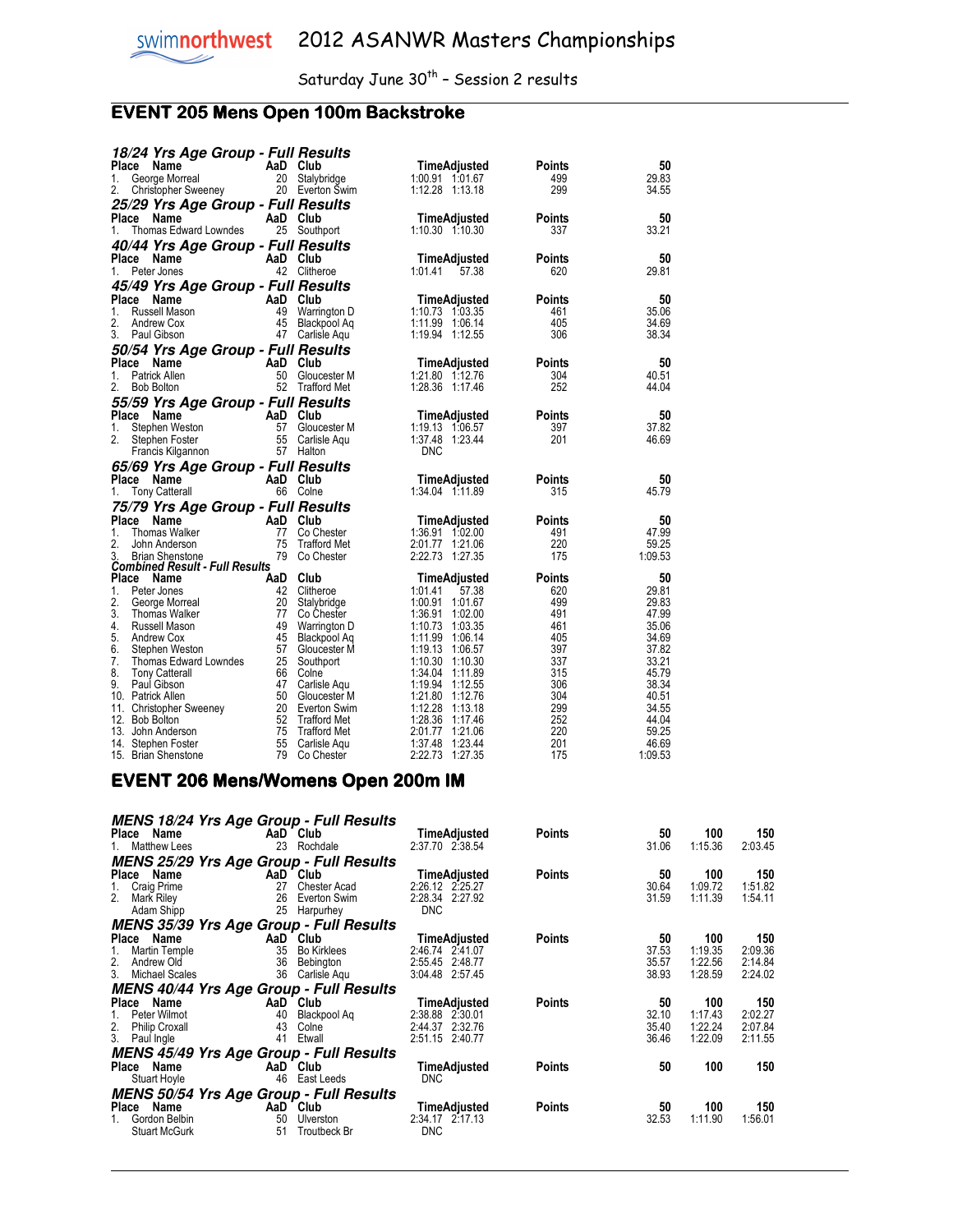# 2012 ASANWR Masters Championships

Saturday June 30th – Session 2 results

## EVENT 205 Mens Open 100m Backstroke

### 18/24 Yrs Age Group - Full Results

| Place | Name | AaD | Club | Time | Adjusted | Points | 50 |
|---|---|---|---|---|---|---|---|
| 1. | George Morreal | 20 | Stalybridge | 1:00.91 | 1:01.67 | 499 | 29.83 |
| 2. | Christopher Sweeney | 20 | Everton Swim | 1:12.28 | 1:13.18 | 299 | 34.55 |

### 25/29 Yrs Age Group - Full Results

| Place | Name | AaD | Club | Time | Adjusted | Points | 50 |
|---|---|---|---|---|---|---|---|
| 1. | Thomas Edward Lowndes | 25 | Southport | 1:10.30 | 1:10.30 | 337 | 33.21 |

### 40/44 Yrs Age Group - Full Results

| Place | Name | AaD | Club | Time | Adjusted | Points | 50 |
|---|---|---|---|---|---|---|---|
| 1. | Peter Jones | 42 | Clitheroe | 1:01.41 | 57.38 | 620 | 29.81 |

### 45/49 Yrs Age Group - Full Results

| Place | Name | AaD | Club | Time | Adjusted | Points | 50 |
|---|---|---|---|---|---|---|---|
| 1. | Russell Mason | 49 | Warrington D | 1:10.73 | 1:03.35 | 461 | 35.06 |
| 2. | Andrew Cox | 45 | Blackpool Aq | 1:11.99 | 1:06.14 | 405 | 34.69 |
| 3. | Paul Gibson | 47 | Carlisle Aqu | 1:19.94 | 1:12.55 | 306 | 38.34 |

### 50/54 Yrs Age Group - Full Results

| Place | Name | AaD | Club | Time | Adjusted | Points | 50 |
|---|---|---|---|---|---|---|---|
| 1. | Patrick Allen | 50 | Gloucester M | 1:21.80 | 1:12.76 | 304 | 40.51 |
| 2. | Bob Bolton | 52 | Trafford Met | 1:28.36 | 1:17.46 | 252 | 44.04 |

### 55/59 Yrs Age Group - Full Results

| Place | Name | AaD | Club | Time | Adjusted | Points | 50 |
|---|---|---|---|---|---|---|---|
| 1. | Stephen Weston | 57 | Gloucester M | 1:19.13 | 1:06.57 | 397 | 37.82 |
| 2. | Stephen Foster | 55 | Carlisle Aqu | 1:37.48 | 1:23.44 | 201 | 46.69 |
| | Francis Kilgannon | 57 | Halton | DNC | | | |

### 65/69 Yrs Age Group - Full Results

| Place | Name | AaD | Club | Time | Adjusted | Points | 50 |
|---|---|---|---|---|---|---|---|
| 1. | Tony Catterall | 66 | Colne | 1:34.04 | 1:11.89 | 315 | 45.79 |

### 75/79 Yrs Age Group - Full Results

| Place | Name | AaD | Club | Time | Adjusted | Points | 50 |
|---|---|---|---|---|---|---|---|
| 1. | Thomas Walker | 77 | Co Chester | 1:36.91 | 1:02.00 | 491 | 47.99 |
| 2. | John Anderson | 75 | Trafford Met | 2:01.77 | 1:21.06 | 220 | 59.25 |
| 3. | Brian Shenstone | 79 | Co Chester | 2:22.73 | 1:27.35 | 175 | 1:09.53 |

### Combined Result - Full Results

| Place | Name | AaD | Club | Time | Adjusted | Points | 50 |
|---|---|---|---|---|---|---|---|
| 1. | Peter Jones | 42 | Clitheroe | 1:01.41 | 57.38 | 620 | 29.81 |
| 2. | George Morreal | 20 | Stalybridge | 1:00.91 | 1:01.67 | 499 | 29.83 |
| 3. | Thomas Walker | 77 | Co Chester | 1:36.91 | 1:02.00 | 491 | 47.99 |
| 4. | Russell Mason | 49 | Warrington D | 1:10.73 | 1:03.35 | 461 | 35.06 |
| 5. | Andrew Cox | 45 | Blackpool Aq | 1:11.99 | 1:06.14 | 405 | 34.69 |
| 6. | Stephen Weston | 57 | Gloucester M | 1:19.13 | 1:06.57 | 397 | 37.82 |
| 7. | Thomas Edward Lowndes | 25 | Southport | 1:10.30 | 1:10.30 | 337 | 33.21 |
| 8. | Tony Catterall | 66 | Colne | 1:34.04 | 1:11.89 | 315 | 45.79 |
| 9. | Paul Gibson | 47 | Carlisle Aqu | 1:19.94 | 1:12.55 | 306 | 38.34 |
| 10. | Patrick Allen | 50 | Gloucester M | 1:21.80 | 1:12.76 | 304 | 40.51 |
| 11. | Christopher Sweeney | 20 | Everton Swim | 1:12.28 | 1:13.18 | 299 | 34.55 |
| 12. | Bob Bolton | 52 | Trafford Met | 1:28.36 | 1:17.46 | 252 | 44.04 |
| 13. | John Anderson | 75 | Trafford Met | 2:01.77 | 1:21.06 | 220 | 59.25 |
| 14. | Stephen Foster | 55 | Carlisle Aqu | 1:37.48 | 1:23.44 | 201 | 46.69 |
| 15. | Brian Shenstone | 79 | Co Chester | 2:22.73 | 1:27.35 | 175 | 1:09.53 |

## EVENT 206 Mens/Womens Open 200m IM

### MENS 18/24 Yrs Age Group - Full Results

| Place | Name | AaD | Club | Time | Adjusted | Points | 50 | 100 | 150 |
|---|---|---|---|---|---|---|---|---|---|
| 1. | Matthew Lees | 23 | Rochdale | 2:37.70 | 2:38.54 | | 31.06 | 1:15.36 | 2:03.45 |

### MENS 25/29 Yrs Age Group - Full Results

| Place | Name | AaD | Club | Time | Adjusted | Points | 50 | 100 | 150 |
|---|---|---|---|---|---|---|---|---|---|
| 1. | Craig Prime | 27 | Chester Acad | 2:26.12 | 2:25.27 | | 30.64 | 1:09.72 | 1:51.82 |
| 2. | Mark Riley | 26 | Everton Swim | 2:28.34 | 2:27.92 | | 31.59 | 1:11.39 | 1:54.11 |
| | Adam Shipp | 25 | Harpurhey | DNC | | | | | |

### MENS 35/39 Yrs Age Group - Full Results

| Place | Name | AaD | Club | Time | Adjusted | Points | 50 | 100 | 150 |
|---|---|---|---|---|---|---|---|---|---|
| 1. | Martin Temple | 35 | Bo Kirklees | 2:46.74 | 2:41.07 | | 37.53 | 1:19.35 | 2:09.36 |
| 2. | Andrew Old | 36 | Bebington | 2:55.45 | 2:48.77 | | 35.57 | 1:22.56 | 2:14.84 |
| 3. | Michael Scales | 36 | Carlisle Aqu | 3:04.48 | 2:57.45 | | 38.93 | 1:28.59 | 2:24.02 |

### MENS 40/44 Yrs Age Group - Full Results

| Place | Name | AaD | Club | Time | Adjusted | Points | 50 | 100 | 150 |
|---|---|---|---|---|---|---|---|---|---|
| 1. | Peter Wilmot | 40 | Blackpool Aq | 2:38.88 | 2:30.01 | | 32.10 | 1:17.43 | 2:02.27 |
| 2. | Philip Croxall | 43 | Colne | 2:44.37 | 2:32.76 | | 35.40 | 1:22.24 | 2:07.84 |
| 3. | Paul Ingle | 41 | Etwall | 2:51.15 | 2:40.77 | | 36.46 | 1:22.09 | 2:11.55 |

### MENS 45/49 Yrs Age Group - Full Results

| Place | Name | AaD | Club | Time | Adjusted | Points | 50 | 100 | 150 |
|---|---|---|---|---|---|---|---|---|---|
| | Stuart Hoyle | 46 | East Leeds | DNC | | | | | |

### MENS 50/54 Yrs Age Group - Full Results

| Place | Name | AaD | Club | Time | Adjusted | Points | 50 | 100 | 150 |
|---|---|---|---|---|---|---|---|---|---|
| 1. | Gordon Belbin | 50 | Ulverston | 2:34.17 | 2:17.13 | | 32.53 | 1:11.90 | 1:56.01 |
| | Stuart McGurk | 51 | Troutbeck Br | DNC | | | | | |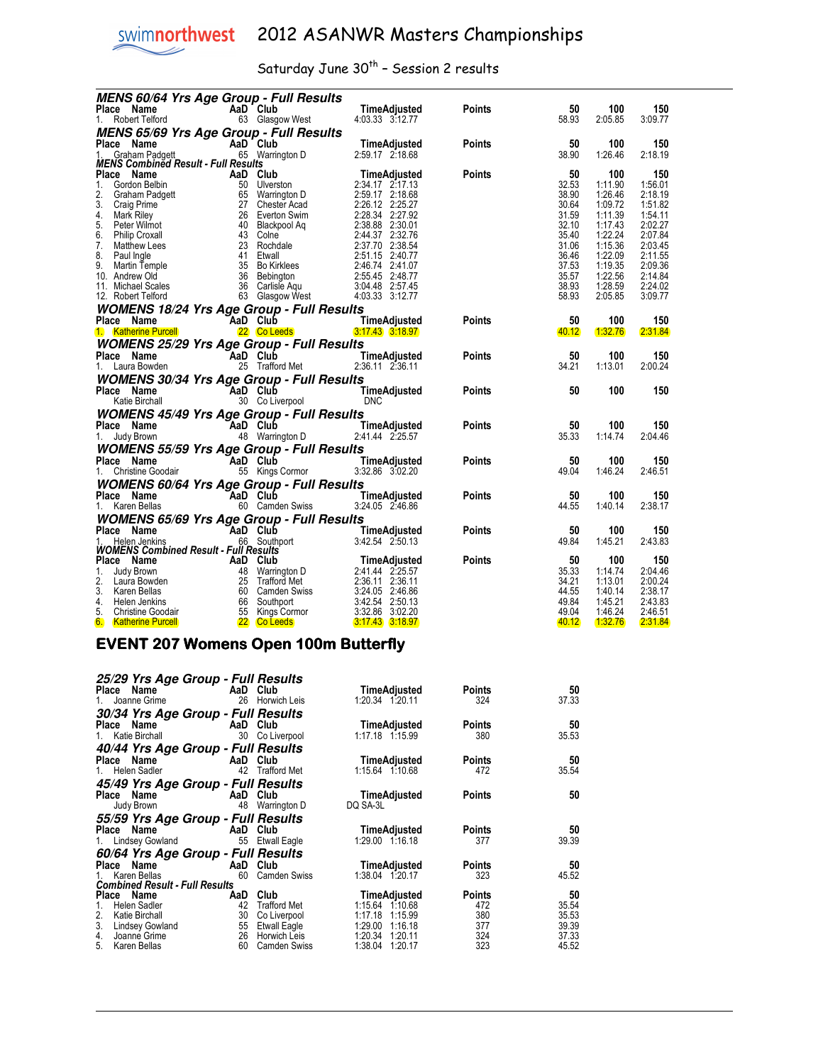# 2012 ASANWR Masters Championships

Saturday June 30th – Session 2 results

### MENS 60/64 Yrs Age Group - Full Results

| Place | Name | AaD | Club | Time | Adjusted | Points | 50 | 100 | 150 |
|---|---|---|---|---|---|---|---|---|---|
| 1. | Robert Telford | 63 | Glasgow West | 4:03.33 | 3:12.77 | | 58.93 | 2:05.85 | 3:09.77 |

### MENS 65/69 Yrs Age Group - Full Results

| Place | Name | AaD | Club | Time | Adjusted | Points | 50 | 100 | 150 |
|---|---|---|---|---|---|---|---|---|---|
| 1. | Graham Padgett | 65 | Warrington D | 2:59.17 | 2:18.68 | | 38.90 | 1:26.46 | 2:18.19 |

### MENS Combined Result - Full Results

| Place | Name | AaD | Club | Time | Adjusted | Points | 50 | 100 | 150 |
|---|---|---|---|---|---|---|---|---|---|
| 1. | Gordon Belbin | 50 | Ulverston | 2:34.17 | 2:17.13 | | 32.53 | 1:11.90 | 1:56.01 |
| 2. | Graham Padgett | 65 | Warrington D | 2:59.17 | 2:18.68 | | 38.90 | 1:26.46 | 2:18.19 |
| 3. | Craig Prime | 27 | Chester Acad | 2:26.12 | 2:25.27 | | 30.64 | 1:09.72 | 1:51.82 |
| 4. | Mark Riley | 26 | Everton Swim | 2:28.34 | 2:27.92 | | 31.59 | 1:11.39 | 1:54.11 |
| 5. | Peter Wilmot | 40 | Blackpool Aq | 2:38.88 | 2:30.01 | | 32.10 | 1:17.43 | 2:02.27 |
| 6. | Philip Croxall | 43 | Colne | 2:44.37 | 2:32.76 | | 35.40 | 1:22.24 | 2:07.84 |
| 7. | Matthew Lees | 23 | Rochdale | 2:37.70 | 2:38.54 | | 31.06 | 1:15.36 | 2:03.45 |
| 8. | Paul Ingle | 41 | Etwall | 2:51.15 | 2:40.77 | | 36.46 | 1:22.09 | 2:11.55 |
| 9. | Martin Temple | 35 | Bo Kirklees | 2:46.74 | 2:41.07 | | 37.53 | 1:19.35 | 2:09.36 |
| 10. | Andrew Old | 36 | Bebington | 2:55.45 | 2:48.77 | | 35.57 | 1:22.56 | 2:14.84 |
| 11. | Michael Scales | 36 | Carlisle Aqu | 3:04.48 | 2:57.45 | | 38.93 | 1:28.59 | 2:24.02 |
| 12. | Robert Telford | 63 | Glasgow West | 4:03.33 | 3:12.77 | | 58.93 | 2:05.85 | 3:09.77 |

### WOMENS 18/24 Yrs Age Group - Full Results

| Place | Name | AaD | Club | Time | Adjusted | Points | 50 | 100 | 150 |
|---|---|---|---|---|---|---|---|---|---|
| 1. | Katherine Purcell | 22 | Co Leeds | 3:17.43 | 3:18.97 | | 40.12 | 1:32.76 | 2:31.84 |

### WOMENS 25/29 Yrs Age Group - Full Results

| Place | Name | AaD | Club | Time | Adjusted | Points | 50 | 100 | 150 |
|---|---|---|---|---|---|---|---|---|---|
| 1. | Laura Bowden | 25 | Trafford Met | 2:36.11 | 2:36.11 | | 34.21 | 1:13.01 | 2:00.24 |

### WOMENS 30/34 Yrs Age Group - Full Results

| Place | Name | AaD | Club | Time | Adjusted | Points | 50 | 100 | 150 |
|---|---|---|---|---|---|---|---|---|---|
| | Katie Birchall | 30 | Co Liverpool | DNC | | | | | |

### WOMENS 45/49 Yrs Age Group - Full Results

| Place | Name | AaD | Club | Time | Adjusted | Points | 50 | 100 | 150 |
|---|---|---|---|---|---|---|---|---|---|
| 1. | Judy Brown | 48 | Warrington D | 2:41.44 | 2:25.57 | | 35.33 | 1:14.74 | 2:04.46 |

### WOMENS 55/59 Yrs Age Group - Full Results

| Place | Name | AaD | Club | Time | Adjusted | Points | 50 | 100 | 150 |
|---|---|---|---|---|---|---|---|---|---|
| 1. | Christine Goodair | 55 | Kings Cormor | 3:32.86 | 3:02.20 | | 49.04 | 1:46.24 | 2:46.51 |

### WOMENS 60/64 Yrs Age Group - Full Results

| Place | Name | AaD | Club | Time | Adjusted | Points | 50 | 100 | 150 |
|---|---|---|---|---|---|---|---|---|---|
| 1. | Karen Bellas | 60 | Camden Swiss | 3:24.05 | 2:46.86 | | 44.55 | 1:40.14 | 2:38.17 |

### WOMENS 65/69 Yrs Age Group - Full Results

| Place | Name | AaD | Club | Time | Adjusted | Points | 50 | 100 | 150 |
|---|---|---|---|---|---|---|---|---|---|
| 1. | Helen Jenkins | 66 | Southport | 3:42.54 | 2:50.13 | | 49.84 | 1:45.21 | 2:43.83 |

### WOMENS Combined Result - Full Results

| Place | Name | AaD | Club | Time | Adjusted | Points | 50 | 100 | 150 |
|---|---|---|---|---|---|---|---|---|---|
| 1. | Judy Brown | 48 | Warrington D | 2:41.44 | 2:25.57 | | 35.33 | 1:14.74 | 2:04.46 |
| 2. | Laura Bowden | 25 | Trafford Met | 2:36.11 | 2:36.11 | | 34.21 | 1:13.01 | 2:00.24 |
| 3. | Karen Bellas | 60 | Camden Swiss | 3:24.05 | 2:46.86 | | 44.55 | 1:40.14 | 2:38.17 |
| 4. | Helen Jenkins | 66 | Southport | 3:42.54 | 2:50.13 | | 49.84 | 1:45.21 | 2:43.83 |
| 5. | Christine Goodair | 55 | Kings Cormor | 3:32.86 | 3:02.20 | | 49.04 | 1:46.24 | 2:46.51 |
| 6. | Katherine Purcell | 22 | Co Leeds | 3:17.43 | 3:18.97 | | 40.12 | 1:32.76 | 2:31.84 |

## EVENT 207 Womens Open 100m Butterfly

### 25/29 Yrs Age Group - Full Results

| Place | Name | AaD | Club | Time | Adjusted | Points | 50 |
|---|---|---|---|---|---|---|---|
| 1. | Joanne Grime | 26 | Horwich Leis | 1:20.34 | 1:20.11 | 324 | 37.33 |

### 30/34 Yrs Age Group - Full Results

| Place | Name | AaD | Club | Time | Adjusted | Points | 50 |
|---|---|---|---|---|---|---|---|
| 1. | Katie Birchall | 30 | Co Liverpool | 1:17.18 | 1:15.99 | 380 | 35.53 |

### 40/44 Yrs Age Group - Full Results

| Place | Name | AaD | Club | Time | Adjusted | Points | 50 |
|---|---|---|---|---|---|---|---|
| 1. | Helen Sadler | 42 | Trafford Met | 1:15.64 | 1:10.68 | 472 | 35.54 |

### 45/49 Yrs Age Group - Full Results

| Place | Name | AaD | Club | Time | Adjusted | Points | 50 |
|---|---|---|---|---|---|---|---|
| | Judy Brown | 48 | Warrington D | DQ SA-3L | | | |

### 55/59 Yrs Age Group - Full Results

| Place | Name | AaD | Club | Time | Adjusted | Points | 50 |
|---|---|---|---|---|---|---|---|
| 1. | Lindsey Gowland | 55 | Etwall Eagle | 1:29.00 | 1:16.18 | 377 | 39.39 |

### 60/64 Yrs Age Group - Full Results

| Place | Name | AaD | Club | Time | Adjusted | Points | 50 |
|---|---|---|---|---|---|---|---|
| 1. | Karen Bellas | 60 | Camden Swiss | 1:38.04 | 1:20.17 | 323 | 45.52 |

### Combined Result - Full Results

| Place | Name | AaD | Club | Time | Adjusted | Points | 50 |
|---|---|---|---|---|---|---|---|
| 1. | Helen Sadler | 42 | Trafford Met | 1:15.64 | 1:10.68 | 472 | 35.54 |
| 2. | Katie Birchall | 30 | Co Liverpool | 1:17.18 | 1:15.99 | 380 | 35.53 |
| 3. | Lindsey Gowland | 55 | Etwall Eagle | 1:29.00 | 1:16.18 | 377 | 39.39 |
| 4. | Joanne Grime | 26 | Horwich Leis | 1:20.34 | 1:20.11 | 324 | 37.33 |
| 5. | Karen Bellas | 60 | Camden Swiss | 1:38.04 | 1:20.17 | 323 | 45.52 |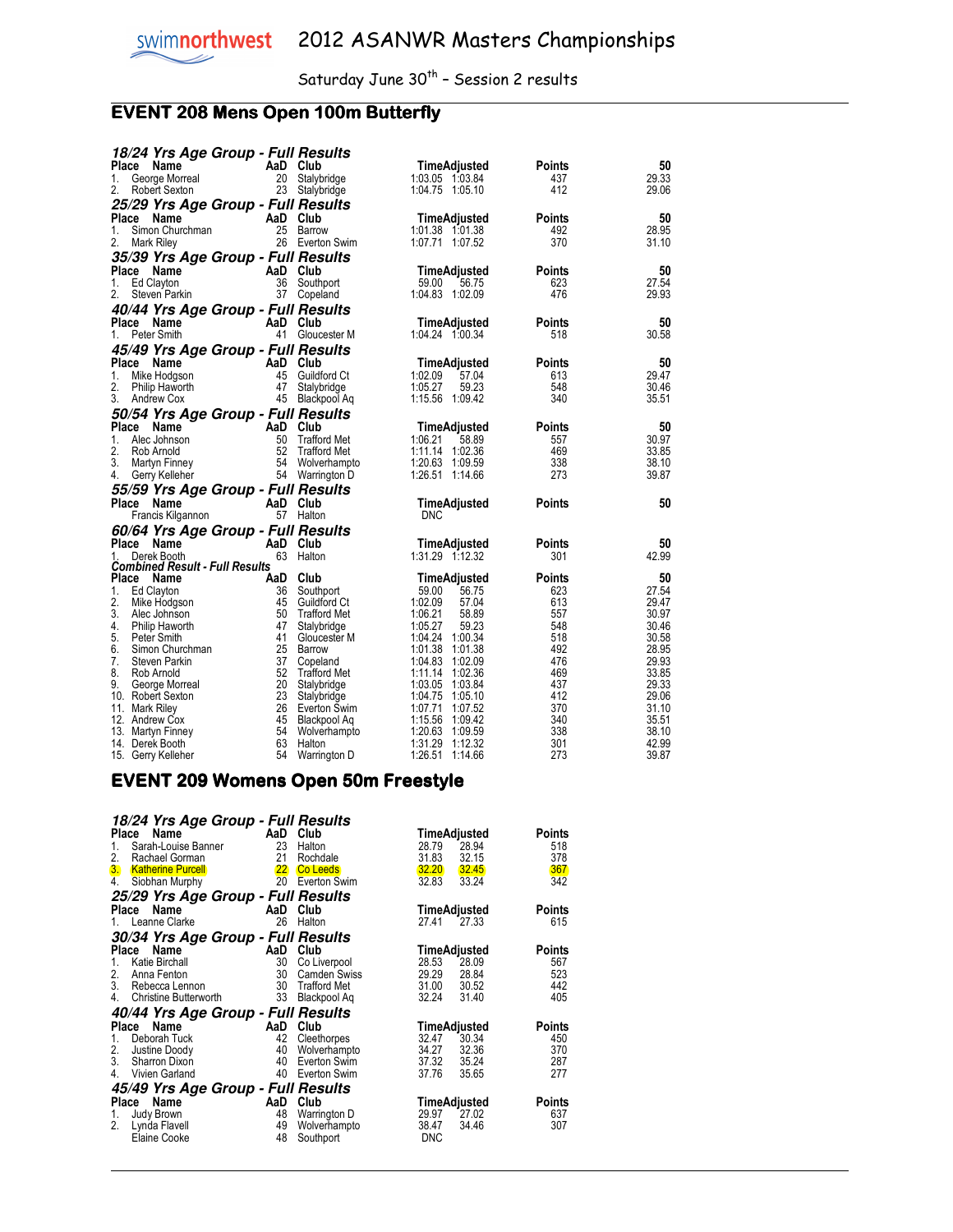# 2012 ASANWR Masters Championships

Saturday June 30th – Session 2 results

## EVENT 208 Mens Open 100m Butterfly

### 18/24 Yrs Age Group - Full Results

| Place | Name | AaD | Club | Time | Adjusted | Points | 50 |
|---|---|---|---|---|---|---|---|
| 1. | George Morreal | 20 | Stalybridge | 1:03.05 | 1:03.84 | 437 | 29.33 |
| 2. | Robert Sexton | 23 | Stalybridge | 1:04.75 | 1:05.10 | 412 | 29.06 |

### 25/29 Yrs Age Group - Full Results

| Place | Name | AaD | Club | Time | Adjusted | Points | 50 |
|---|---|---|---|---|---|---|---|
| 1. | Simon Churchman | 25 | Barrow | 1:01.38 | 1:01.38 | 492 | 28.95 |
| 2. | Mark Riley | 26 | Everton Swim | 1:07.71 | 1:07.52 | 370 | 31.10 |

### 35/39 Yrs Age Group - Full Results

| Place | Name | AaD | Club | Time | Adjusted | Points | 50 |
|---|---|---|---|---|---|---|---|
| 1. | Ed Clayton | 36 | Southport | 59.00 | 56.75 | 623 | 27.54 |
| 2. | Steven Parkin | 37 | Copeland | 1:04.83 | 1:02.09 | 476 | 29.93 |

### 40/44 Yrs Age Group - Full Results

| Place | Name | AaD | Club | Time | Adjusted | Points | 50 |
|---|---|---|---|---|---|---|---|
| 1. | Peter Smith | 41 | Gloucester M | 1:04.24 | 1:00.34 | 518 | 30.58 |

### 45/49 Yrs Age Group - Full Results

| Place | Name | AaD | Club | Time | Adjusted | Points | 50 |
|---|---|---|---|---|---|---|---|
| 1. | Mike Hodgson | 45 | Guildford Ct | 1:02.09 | 57.04 | 613 | 29.47 |
| 2. | Philip Haworth | 47 | Stalybridge | 1:05.27 | 59.23 | 548 | 30.46 |
| 3. | Andrew Cox | 45 | Blackpool Aq | 1:15.56 | 1:09.42 | 340 | 35.51 |

### 50/54 Yrs Age Group - Full Results

| Place | Name | AaD | Club | Time | Adjusted | Points | 50 |
|---|---|---|---|---|---|---|---|
| 1. | Alec Johnson | 50 | Trafford Met | 1:06.21 | 58.89 | 557 | 30.97 |
| 2. | Rob Arnold | 52 | Trafford Met | 1:11.14 | 1:02.36 | 469 | 33.85 |
| 3. | Martyn Finney | 54 | Wolverhampto | 1:20.63 | 1:09.59 | 338 | 38.10 |
| 4. | Gerry Kelleher | 54 | Warrington D | 1:26.51 | 1:14.66 | 273 | 39.87 |

### 55/59 Yrs Age Group - Full Results

| Place | Name | AaD | Club | Time | Adjusted | Points | 50 |
|---|---|---|---|---|---|---|---|
| | Francis Kilgannon | 57 | Halton | DNC | | | |

### 60/64 Yrs Age Group - Full Results

| Place | Name | AaD | Club | Time | Adjusted | Points | 50 |
|---|---|---|---|---|---|---|---|
| 1. | Derek Booth | 63 | Halton | 1:31.29 | 1:12.32 | 301 | 42.99 |

### Combined Result - Full Results

| Place | Name | AaD | Club | Time | Adjusted | Points | 50 |
|---|---|---|---|---|---|---|---|
| 1. | Ed Clayton | 36 | Southport | 59.00 | 56.75 | 623 | 27.54 |
| 2. | Mike Hodgson | 45 | Guildford Ct | 1:02.09 | 57.04 | 613 | 29.47 |
| 3. | Alec Johnson | 50 | Trafford Met | 1:06.21 | 58.89 | 557 | 30.97 |
| 4. | Philip Haworth | 47 | Stalybridge | 1:05.27 | 59.23 | 548 | 30.46 |
| 5. | Peter Smith | 41 | Gloucester M | 1:04.24 | 1:00.34 | 518 | 30.58 |
| 6. | Simon Churchman | 25 | Barrow | 1:01.38 | 1:01.38 | 492 | 28.95 |
| 7. | Steven Parkin | 37 | Copeland | 1:04.83 | 1:02.09 | 476 | 29.93 |
| 8. | Rob Arnold | 52 | Trafford Met | 1:11.14 | 1:02.36 | 469 | 33.85 |
| 9. | George Morreal | 20 | Stalybridge | 1:03.05 | 1:03.84 | 437 | 29.33 |
| 10. | Robert Sexton | 23 | Stalybridge | 1:04.75 | 1:05.10 | 412 | 29.06 |
| 11. | Mark Riley | 26 | Everton Swim | 1:07.71 | 1:07.52 | 370 | 31.10 |
| 12. | Andrew Cox | 45 | Blackpool Aq | 1:15.56 | 1:09.42 | 340 | 35.51 |
| 13. | Martyn Finney | 54 | Wolverhampto | 1:20.63 | 1:09.59 | 338 | 38.10 |
| 14. | Derek Booth | 63 | Halton | 1:31.29 | 1:12.32 | 301 | 42.99 |
| 15. | Gerry Kelleher | 54 | Warrington D | 1:26.51 | 1:14.66 | 273 | 39.87 |

## EVENT 209 Womens Open 50m Freestyle

### 18/24 Yrs Age Group - Full Results

| Place | Name | AaD | Club | Time | Adjusted | Points |
|---|---|---|---|---|---|---|
| 1. | Sarah-Louise Banner | 23 | Halton | 28.79 | 28.94 | 518 |
| 2. | Rachael Gorman | 21 | Rochdale | 31.83 | 32.15 | 378 |
| 3. | Katherine Purcell | 22 | Co Leeds | 32.20 | 32.45 | 367 |
| 4. | Siobhan Murphy | 20 | Everton Swim | 32.83 | 33.24 | 342 |

### 25/29 Yrs Age Group - Full Results

| Place | Name | AaD | Club | Time | Adjusted | Points |
|---|---|---|---|---|---|---|
| 1. | Leanne Clarke | 26 | Halton | 27.41 | 27.33 | 615 |

### 30/34 Yrs Age Group - Full Results

| Place | Name | AaD | Club | Time | Adjusted | Points |
|---|---|---|---|---|---|---|
| 1. | Katie Birchall | 30 | Co Liverpool | 28.53 | 28.09 | 567 |
| 2. | Anna Fenton | 30 | Camden Swiss | 29.29 | 28.84 | 523 |
| 3. | Rebecca Lennon | 30 | Trafford Met | 31.00 | 30.52 | 442 |
| 4. | Christine Butterworth | 33 | Blackpool Aq | 32.24 | 31.40 | 405 |

### 40/44 Yrs Age Group - Full Results

| Place | Name | AaD | Club | Time | Adjusted | Points |
|---|---|---|---|---|---|---|
| 1. | Deborah Tuck | 42 | Cleethorpes | 32.47 | 30.34 | 450 |
| 2. | Justine Doody | 40 | Wolverhampto | 34.27 | 32.36 | 370 |
| 3. | Sharron Dixon | 40 | Everton Swim | 37.32 | 35.24 | 287 |
| 4. | Vivien Garland | 40 | Everton Swim | 37.76 | 35.65 | 277 |

### 45/49 Yrs Age Group - Full Results

| Place | Name | AaD | Club | Time | Adjusted | Points |
|---|---|---|---|---|---|---|
| 1. | Judy Brown | 48 | Warrington D | 29.97 | 27.02 | 637 |
| 2. | Lynda Flavell | 49 | Wolverhampto | 38.47 | 34.46 | 307 |
| | Elaine Cooke | 48 | Southport | DNC | | |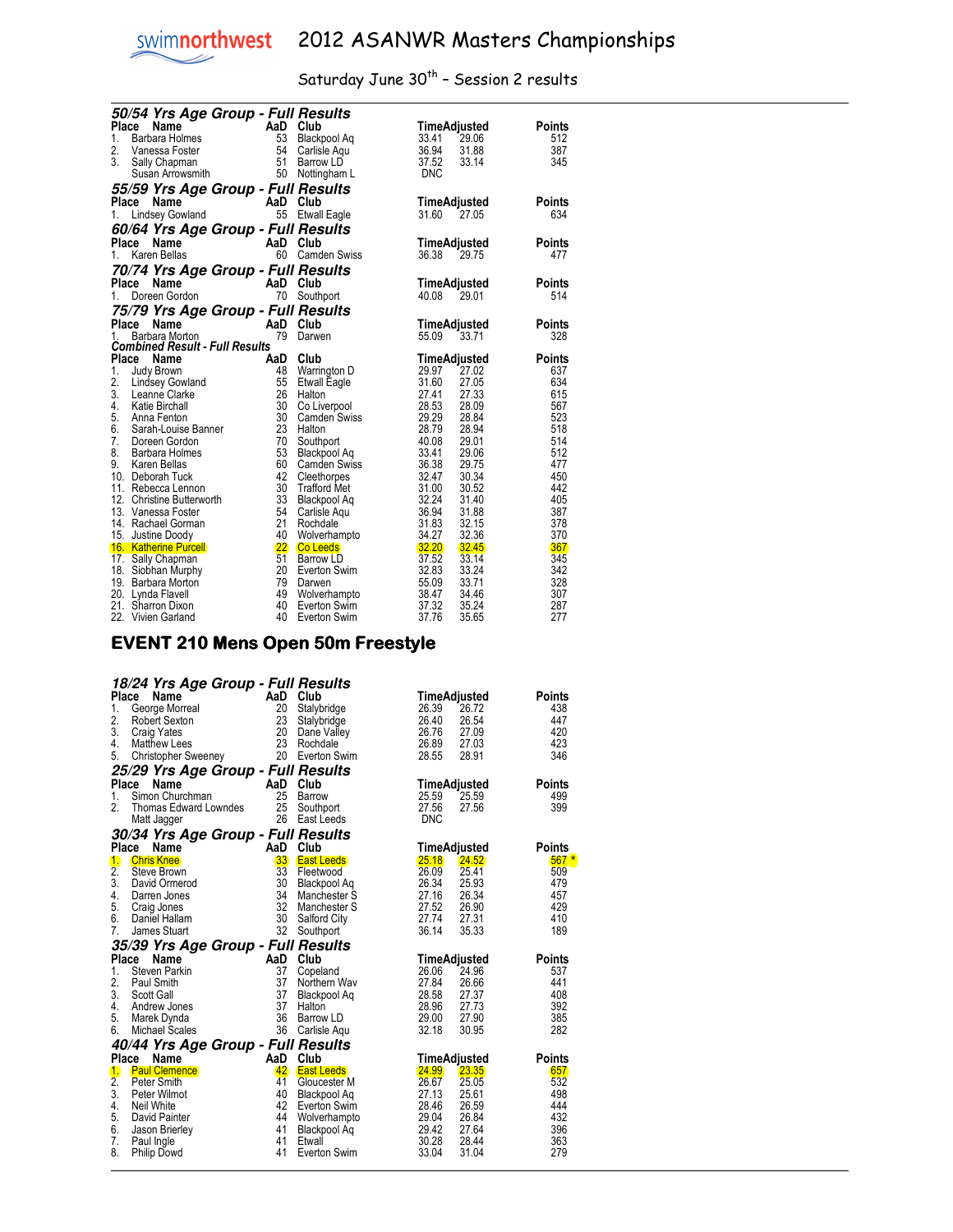# 2012 ASANWR Masters Championships

Saturday June 30th – Session 2 results

### 50/54 Yrs Age Group - Full Results

| Place | Name | AaD | Club | Time | Adjusted | Points |
|---|---|---|---|---|---|---|
| 1. | Barbara Holmes | 53 | Blackpool Aq | 33.41 | 29.06 | 512 |
| 2. | Vanessa Foster | 54 | Carlisle Aqu | 36.94 | 31.88 | 387 |
| 3. | Sally Chapman | 51 | Barrow LD | 37.52 | 33.14 | 345 |
| | Susan Arrowsmith | 50 | Nottingham L | DNC | | |

### 55/59 Yrs Age Group - Full Results

| Place | Name | AaD | Club | Time | Adjusted | Points |
|---|---|---|---|---|---|---|
| 1. | Lindsey Gowland | 55 | Etwall Eagle | 31.60 | 27.05 | 634 |

### 60/64 Yrs Age Group - Full Results

| Place | Name | AaD | Club | Time | Adjusted | Points |
|---|---|---|---|---|---|---|
| 1. | Karen Bellas | 60 | Camden Swiss | 36.38 | 29.75 | 477 |

### 70/74 Yrs Age Group - Full Results

| Place | Name | AaD | Club | Time | Adjusted | Points |
|---|---|---|---|---|---|---|
| 1. | Doreen Gordon | 70 | Southport | 40.08 | 29.01 | 514 |

### 75/79 Yrs Age Group - Full Results

| Place | Name | AaD | Club | Time | Adjusted | Points |
|---|---|---|---|---|---|---|
| 1. | Barbara Morton | 79 | Darwen | 55.09 | 33.71 | 328 |

### Combined Result - Full Results

| Place | Name | AaD | Club | Time | Adjusted | Points |
|---|---|---|---|---|---|---|
| 1. | Judy Brown | 48 | Warrington D | 29.97 | 27.02 | 637 |
| 2. | Lindsey Gowland | 55 | Etwall Eagle | 31.60 | 27.05 | 634 |
| 3. | Leanne Clarke | 26 | Halton | 27.41 | 27.33 | 615 |
| 4. | Katie Birchall | 30 | Co Liverpool | 28.53 | 28.09 | 567 |
| 5. | Anna Fenton | 30 | Camden Swiss | 29.29 | 28.84 | 523 |
| 6. | Sarah-Louise Banner | 23 | Halton | 28.79 | 28.94 | 518 |
| 7. | Doreen Gordon | 70 | Southport | 40.08 | 29.01 | 514 |
| 8. | Barbara Holmes | 53 | Blackpool Aq | 33.41 | 29.06 | 512 |
| 9. | Karen Bellas | 60 | Camden Swiss | 36.38 | 29.75 | 477 |
| 10. | Deborah Tuck | 42 | Cleethorpes | 32.47 | 30.34 | 450 |
| 11. | Rebecca Lennon | 30 | Trafford Met | 31.00 | 30.52 | 442 |
| 12. | Christine Butterworth | 33 | Blackpool Aq | 32.24 | 31.40 | 405 |
| 13. | Vanessa Foster | 54 | Carlisle Aqu | 36.94 | 31.88 | 387 |
| 14. | Rachael Gorman | 21 | Rochdale | 31.83 | 32.15 | 378 |
| 15. | Justine Doody | 40 | Wolverhampto | 34.27 | 32.36 | 370 |
| 16. | Katherine Purcell | 22 | Co Leeds | 32.20 | 32.45 | 367 |
| 17. | Sally Chapman | 51 | Barrow LD | 37.52 | 33.14 | 345 |
| 18. | Siobhan Murphy | 20 | Everton Swim | 32.83 | 33.24 | 342 |
| 19. | Barbara Morton | 79 | Darwen | 55.09 | 33.71 | 328 |
| 20. | Lynda Flavell | 49 | Wolverhampto | 38.47 | 34.46 | 307 |
| 21. | Sharron Dixon | 40 | Everton Swim | 37.32 | 35.24 | 287 |
| 22. | Vivien Garland | 40 | Everton Swim | 37.76 | 35.65 | 277 |

## EVENT 210 Mens Open 50m Freestyle

### 18/24 Yrs Age Group - Full Results

| Place | Name | AaD | Club | Time | Adjusted | Points |
|---|---|---|---|---|---|---|
| 1. | George Morreal | 20 | Stalybridge | 26.39 | 26.72 | 438 |
| 2. | Robert Sexton | 23 | Stalybridge | 26.40 | 26.54 | 447 |
| 3. | Craig Yates | 20 | Dane Valley | 26.76 | 27.09 | 420 |
| 4. | Matthew Lees | 23 | Rochdale | 26.89 | 27.03 | 423 |
| 5. | Christopher Sweeney | 20 | Everton Swim | 28.55 | 28.91 | 346 |

### 25/29 Yrs Age Group - Full Results

| Place | Name | AaD | Club | Time | Adjusted | Points |
|---|---|---|---|---|---|---|
| 1. | Simon Churchman | 25 | Barrow | 25.59 | 25.59 | 499 |
| 2. | Thomas Edward Lowndes | 25 | Southport | 27.56 | 27.56 | 399 |
| | Matt Jagger | 26 | East Leeds | DNC | | |

### 30/34 Yrs Age Group - Full Results

| Place | Name | AaD | Club | Time | Adjusted | Points |
|---|---|---|---|---|---|---|
| 1. | Chris Knee | 33 | East Leeds | 25.18 | 24.52 | 567 * |
| 2. | Steve Brown | 33 | Fleetwood | 26.09 | 25.41 | 509 |
| 3. | David Ormerod | 30 | Blackpool Aq | 26.34 | 25.93 | 479 |
| 4. | Darren Jones | 34 | Manchester S | 27.16 | 26.34 | 457 |
| 5. | Craig Jones | 32 | Manchester S | 27.52 | 26.90 | 429 |
| 6. | Daniel Hallam | 30 | Salford City | 27.74 | 27.31 | 410 |
| 7. | James Stuart | 32 | Southport | 36.14 | 35.33 | 189 |

### 35/39 Yrs Age Group - Full Results

| Place | Name | AaD | Club | Time | Adjusted | Points |
|---|---|---|---|---|---|---|
| 1. | Steven Parkin | 37 | Copeland | 26.06 | 24.96 | 537 |
| 2. | Paul Smith | 37 | Northern Wav | 27.84 | 26.66 | 441 |
| 3. | Scott Gall | 37 | Blackpool Aq | 28.58 | 27.37 | 408 |
| 4. | Andrew Jones | 37 | Halton | 28.96 | 27.73 | 392 |
| 5. | Marek Dynda | 36 | Barrow LD | 29.00 | 27.90 | 385 |
| 6. | Michael Scales | 36 | Carlisle Aqu | 32.18 | 30.95 | 282 |

### 40/44 Yrs Age Group - Full Results

| Place | Name | AaD | Club | Time | Adjusted | Points |
|---|---|---|---|---|---|---|
| 1. | Paul Clemence | 42 | East Leeds | 24.99 | 23.35 | 657 |
| 2. | Peter Smith | 41 | Gloucester M | 26.67 | 25.05 | 532 |
| 3. | Peter Wilmot | 40 | Blackpool Aq | 27.13 | 25.61 | 498 |
| 4. | Neil White | 42 | Everton Swim | 28.46 | 26.59 | 444 |
| 5. | David Painter | 44 | Wolverhampto | 29.04 | 26.84 | 432 |
| 6. | Jason Brierley | 41 | Blackpool Aq | 29.42 | 27.64 | 396 |
| 7. | Paul Ingle | 41 | Etwall | 30.28 | 28.44 | 363 |
| 8. | Philip Dowd | 41 | Everton Swim | 33.04 | 31.04 | 279 |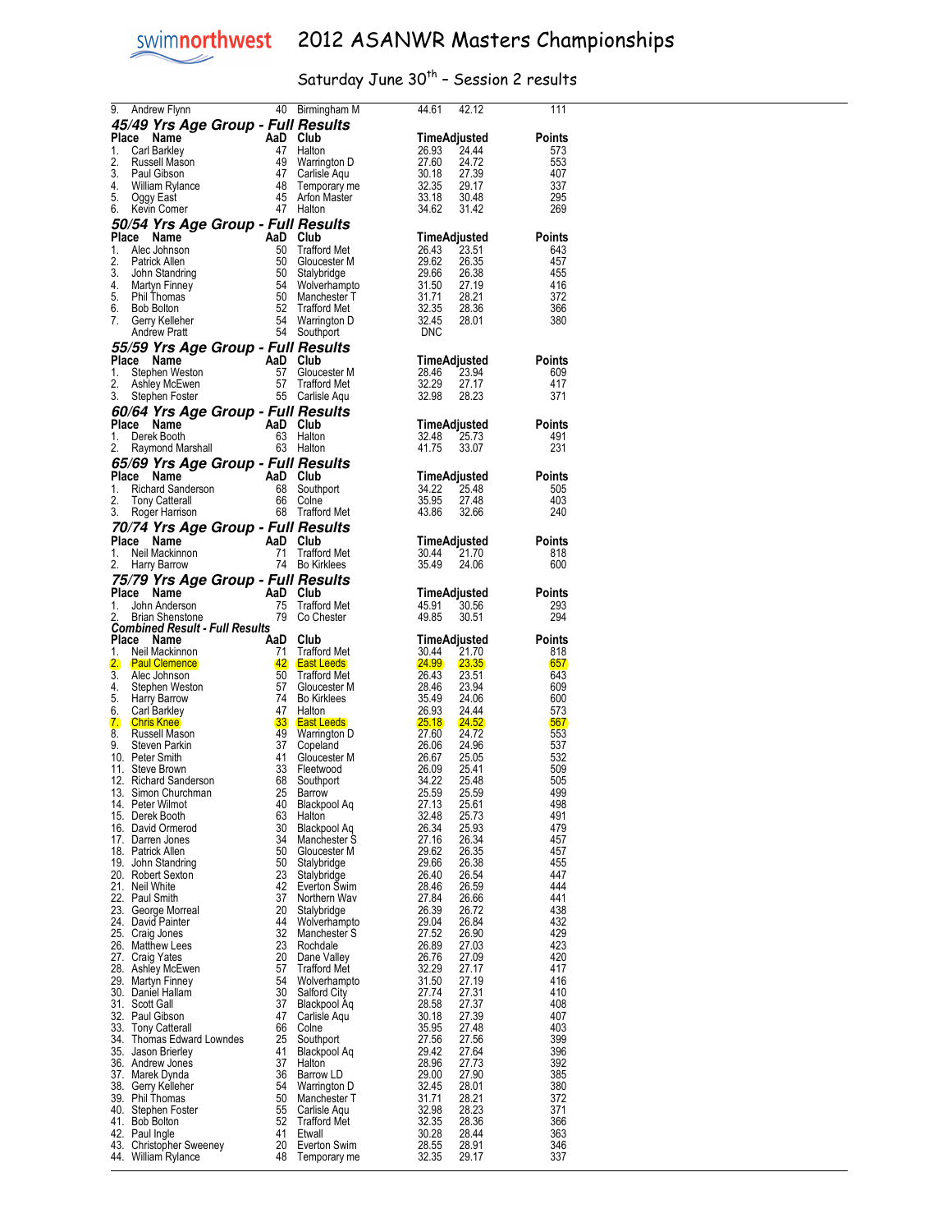# 2012 ASANWR Masters Championships

## Saturday June 30th – Session 2 results

| Place | Name | AaD | Club | Time | Adjusted | Points |
|---|---|---|---|---|---|---|
| 9. | Andrew Flynn | 40 | Birmingham M | 44.61 | 42.12 | 111 |

### 45/49 Yrs Age Group - Full Results

| Place | Name | AaD | Club | Time | Adjusted | Points |
|---|---|---|---|---|---|---|
| 1. | Carl Barkley | 47 | Halton | 26.93 | 24.44 | 573 |
| 2. | Russell Mason | 49 | Warrington D | 27.60 | 24.72 | 553 |
| 3. | Paul Gibson | 47 | Carlisle Aqu | 30.18 | 27.39 | 407 |
| 4. | William Rylance | 48 | Temporary me | 32.35 | 29.17 | 337 |
| 5. | Oggy East | 45 | Arfon Master | 33.18 | 30.48 | 295 |
| 6. | Kevin Comer | 47 | Halton | 34.62 | 31.42 | 269 |

### 50/54 Yrs Age Group - Full Results

| Place | Name | AaD | Club | Time | Adjusted | Points |
|---|---|---|---|---|---|---|
| 1. | Alec Johnson | 50 | Trafford Met | 26.43 | 23.51 | 643 |
| 2. | Patrick Allen | 50 | Gloucester M | 29.62 | 26.35 | 457 |
| 3. | John Standring | 50 | Stalybridge | 29.66 | 26.38 | 455 |
| 4. | Martyn Finney | 54 | Wolverhampto | 31.50 | 27.19 | 416 |
| 5. | Phil Thomas | 50 | Manchester T | 31.71 | 28.21 | 372 |
| 6. | Bob Bolton | 52 | Trafford Met | 32.35 | 28.36 | 366 |
| 7. | Gerry Kelleher | 54 | Warrington D | 32.45 | 28.01 | 380 |
| | Andrew Pratt | 54 | Southport | DNC | | |

### 55/59 Yrs Age Group - Full Results

| Place | Name | AaD | Club | Time | Adjusted | Points |
|---|---|---|---|---|---|---|
| 1. | Stephen Weston | 57 | Gloucester M | 28.46 | 23.94 | 609 |
| 2. | Ashley McEwen | 57 | Trafford Met | 32.29 | 27.17 | 417 |
| 3. | Stephen Foster | 55 | Carlisle Aqu | 32.98 | 28.23 | 371 |

### 60/64 Yrs Age Group - Full Results

| Place | Name | AaD | Club | Time | Adjusted | Points |
|---|---|---|---|---|---|---|
| 1. | Derek Booth | 63 | Halton | 32.48 | 25.73 | 491 |
| 2. | Raymond Marshall | 63 | Halton | 41.75 | 33.07 | 231 |

### 65/69 Yrs Age Group - Full Results

| Place | Name | AaD | Club | Time | Adjusted | Points |
|---|---|---|---|---|---|---|
| 1. | Richard Sanderson | 68 | Southport | 34.22 | 25.48 | 505 |
| 2. | Tony Catterall | 66 | Colne | 35.95 | 27.48 | 403 |
| 3. | Roger Harrison | 68 | Trafford Met | 43.86 | 32.66 | 240 |

### 70/74 Yrs Age Group - Full Results

| Place | Name | AaD | Club | Time | Adjusted | Points |
|---|---|---|---|---|---|---|
| 1. | Neil Mackinnon | 71 | Trafford Met | 30.44 | 21.70 | 818 |
| 2. | Harry Barrow | 74 | Bo Kirklees | 35.49 | 24.06 | 600 |

### 75/79 Yrs Age Group - Full Results

| Place | Name | AaD | Club | Time | Adjusted | Points |
|---|---|---|---|---|---|---|
| 1. | John Anderson | 75 | Trafford Met | 45.91 | 30.56 | 293 |
| 2. | Brian Shenstone | 79 | Co Chester | 49.85 | 30.51 | 294 |

### Combined Result - Full Results

| Place | Name | AaD | Club | Time | Adjusted | Points |
|---|---|---|---|---|---|---|
| 1. | Neil Mackinnon | 71 | Trafford Met | 30.44 | 21.70 | 818 |
| 2. | Paul Clemence | 42 | East Leeds | 24.99 | 23.35 | 657 |
| 3. | Alec Johnson | 50 | Trafford Met | 26.43 | 23.51 | 643 |
| 4. | Stephen Weston | 57 | Gloucester M | 28.46 | 23.94 | 609 |
| 5. | Harry Barrow | 74 | Bo Kirklees | 35.49 | 24.06 | 600 |
| 6. | Carl Barkley | 47 | Halton | 26.93 | 24.44 | 573 |
| 7. | Chris Knee | 33 | East Leeds | 25.18 | 24.52 | 567 |
| 8. | Russell Mason | 49 | Warrington D | 27.60 | 24.72 | 553 |
| 9. | Steven Parkin | 37 | Copeland | 26.06 | 24.96 | 537 |
| 10. | Peter Smith | 41 | Gloucester M | 26.67 | 25.05 | 532 |
| 11. | Steve Brown | 33 | Fleetwood | 26.09 | 25.41 | 509 |
| 12. | Richard Sanderson | 68 | Southport | 34.22 | 25.48 | 505 |
| 13. | Simon Churchman | 25 | Barrow | 25.59 | 25.59 | 499 |
| 14. | Peter Wilmot | 40 | Blackpool Aq | 27.13 | 25.61 | 498 |
| 15. | Derek Booth | 63 | Halton | 32.48 | 25.73 | 491 |
| 16. | David Ormerod | 30 | Blackpool Aq | 26.34 | 25.93 | 479 |
| 17. | Darren Jones | 34 | Manchester S | 27.16 | 26.34 | 457 |
| 18. | Patrick Allen | 50 | Gloucester M | 29.62 | 26.35 | 457 |
| 19. | John Standring | 50 | Stalybridge | 29.66 | 26.38 | 455 |
| 20. | Robert Sexton | 23 | Stalybridge | 26.40 | 26.54 | 447 |
| 21. | Neil White | 42 | Everton Swim | 28.46 | 26.59 | 444 |
| 22. | Paul Smith | 37 | Northern Wav | 27.84 | 26.66 | 441 |
| 23. | George Morreal | 20 | Stalybridge | 26.39 | 26.72 | 438 |
| 24. | David Painter | 44 | Wolverhampto | 29.04 | 26.84 | 432 |
| 25. | Craig Jones | 32 | Manchester S | 27.52 | 26.90 | 429 |
| 26. | Matthew Lees | 23 | Rochdale | 26.89 | 27.03 | 423 |
| 27. | Craig Yates | 20 | Dane Valley | 26.76 | 27.09 | 420 |
| 28. | Ashley McEwen | 57 | Trafford Met | 32.29 | 27.17 | 417 |
| 29. | Martyn Finney | 54 | Wolverhampto | 31.50 | 27.19 | 416 |
| 30. | Daniel Hallam | 30 | Salford City | 27.74 | 27.31 | 410 |
| 31. | Scott Gall | 37 | Blackpool Aq | 28.58 | 27.37 | 408 |
| 32. | Paul Gibson | 47 | Carlisle Aqu | 30.18 | 27.39 | 407 |
| 33. | Tony Catterall | 66 | Colne | 35.95 | 27.48 | 403 |
| 34. | Thomas Edward Lowndes | 25 | Southport | 27.56 | 27.56 | 399 |
| 35. | Jason Brierley | 41 | Blackpool Aq | 29.42 | 27.64 | 396 |
| 36. | Andrew Jones | 37 | Halton | 28.96 | 27.73 | 392 |
| 37. | Marek Dynda | 36 | Barrow LD | 29.00 | 27.90 | 385 |
| 38. | Gerry Kelleher | 54 | Warrington D | 32.45 | 28.01 | 380 |
| 39. | Phil Thomas | 50 | Manchester T | 31.71 | 28.21 | 372 |
| 40. | Stephen Foster | 55 | Carlisle Aqu | 32.98 | 28.23 | 371 |
| 41. | Bob Bolton | 52 | Trafford Met | 32.35 | 28.36 | 366 |
| 42. | Paul Ingle | 41 | Etwall | 30.28 | 28.44 | 363 |
| 43. | Christopher Sweeney | 20 | Everton Swim | 28.55 | 28.91 | 346 |
| 44. | William Rylance | 48 | Temporary me | 32.35 | 29.17 | 337 |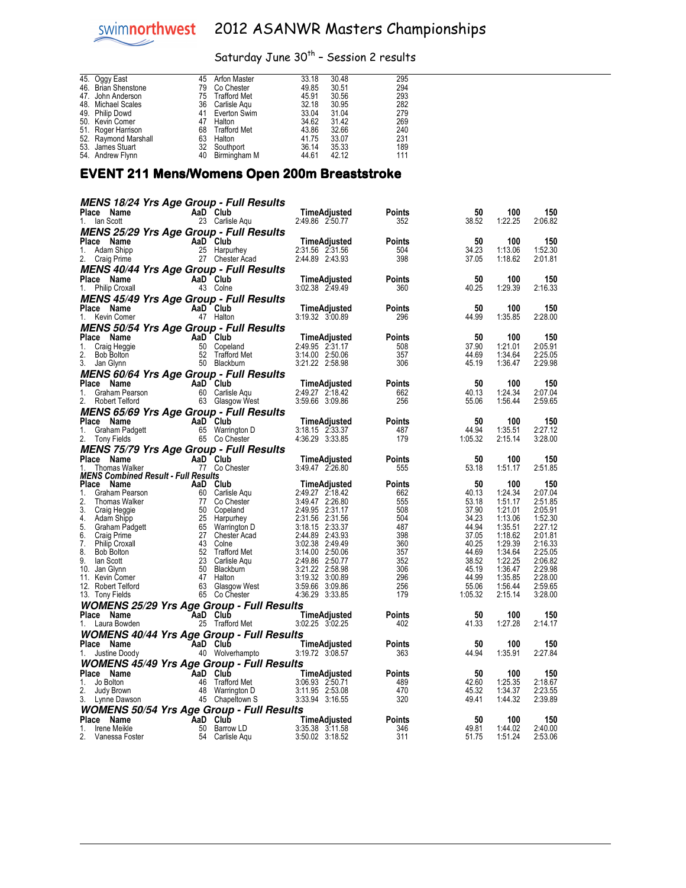| Place | Name | AaD | Club | Time | Adjusted | Points |
|---|---|---|---|---|---|---|
| 45. | Oggy East | 45 | Arfon Master | 33.18 | 30.48 | 295 |
| 46. | Brian Shenstone | 79 | Co Chester | 49.85 | 30.51 | 294 |
| 47. | John Anderson | 75 | Trafford Met | 45.91 | 30.56 | 293 |
| 48. | Michael Scales | 36 | Carlisle Aqu | 32.18 | 30.95 | 282 |
| 49. | Philip Dowd | 41 | Everton Swim | 33.04 | 31.04 | 279 |
| 50. | Kevin Comer | 47 | Halton | 34.62 | 31.42 | 269 |
| 51. | Roger Harrison | 68 | Trafford Met | 43.86 | 32.66 | 240 |
| 52. | Raymond Marshall | 63 | Halton | 41.75 | 33.07 | 231 |
| 53. | James Stuart | 32 | Southport | 36.14 | 35.33 | 189 |
| 54. | Andrew Flynn | 40 | Birmingham M | 44.61 | 42.12 | 111 |

## EVENT 211 Mens/Womens Open 200m Breaststroke

### *MENS 18/24 Yrs Age Group - Full Results*

| Place | Name | AaD | Club | Time | Adjusted | Points | 50 | 100 | 150 |
|---|---|---|---|---|---|---|---|---|---|
| 1. | Ian Scott | 23 | Carlisle Aqu | 2:49.86 | 2:50.77 | 352 | 38.52 | 1:22.25 | 2:06.82 |

### *MENS 25/29 Yrs Age Group - Full Results*

| Place | Name | AaD | Club | Time | Adjusted | Points | 50 | 100 | 150 |
|---|---|---|---|---|---|---|---|---|---|
| 1. | Adam Shipp | 25 | Harpurhey | 2:31.56 | 2:31.56 | 504 | 34.23 | 1:13.06 | 1:52.30 |
| 2. | Craig Prime | 27 | Chester Acad | 2:44.89 | 2:43.93 | 398 | 37.05 | 1:18.62 | 2:01.81 |

### *MENS 40/44 Yrs Age Group - Full Results*

| Place | Name | AaD | Club | Time | Adjusted | Points | 50 | 100 | 150 |
|---|---|---|---|---|---|---|---|---|---|
| 1. | Philip Croxall | 43 | Colne | 3:02.38 | 2:49.49 | 360 | 40.25 | 1:29.39 | 2:16.33 |

### *MENS 45/49 Yrs Age Group - Full Results*

| Place | Name | AaD | Club | Time | Adjusted | Points | 50 | 100 | 150 |
|---|---|---|---|---|---|---|---|---|---|
| 1. | Kevin Comer | 47 | Halton | 3:19.32 | 3:00.89 | 296 | 44.99 | 1:35.85 | 2:28.00 |

### *MENS 50/54 Yrs Age Group - Full Results*

| Place | Name | AaD | Club | Time | Adjusted | Points | 50 | 100 | 150 |
|---|---|---|---|---|---|---|---|---|---|
| 1. | Craig Heggie | 50 | Copeland | 2:49.95 | 2:31.17 | 508 | 37.90 | 1:21.01 | 2:05.91 |
| 2. | Bob Bolton | 52 | Trafford Met | 3:14.00 | 2:50.06 | 357 | 44.69 | 1:34.64 | 2:25.05 |
| 3. | Jan Glynn | 50 | Blackburn | 3:21.22 | 2:58.98 | 306 | 45.19 | 1:36.47 | 2:29.98 |

### *MENS 60/64 Yrs Age Group - Full Results*

| Place | Name | AaD | Club | Time | Adjusted | Points | 50 | 100 | 150 |
|---|---|---|---|---|---|---|---|---|---|
| 1. | Graham Pearson | 60 | Carlisle Aqu | 2:49.27 | 2:18.42 | 662 | 40.13 | 1:24.34 | 2:07.04 |
| 2. | Robert Telford | 63 | Glasgow West | 3:59.66 | 3:09.86 | 256 | 55.06 | 1:56.44 | 2:59.65 |

### *MENS 65/69 Yrs Age Group - Full Results*

| Place | Name | AaD | Club | Time | Adjusted | Points | 50 | 100 | 150 |
|---|---|---|---|---|---|---|---|---|---|
| 1. | Graham Padgett | 65 | Warrington D | 3:18.15 | 2:33.37 | 487 | 44.94 | 1:35.51 | 2:27.12 |
| 2. | Tony Fields | 65 | Co Chester | 4:36.29 | 3:33.85 | 179 | 1:05.32 | 2:15.14 | 3:28.00 |

### *MENS 75/79 Yrs Age Group - Full Results*

| Place | Name | AaD | Club | Time | Adjusted | Points | 50 | 100 | 150 |
|---|---|---|---|---|---|---|---|---|---|
| 1. | Thomas Walker | 77 | Co Chester | 3:49.47 | 2:26.80 | 555 | 53.18 | 1:51.17 | 2:51.85 |

### *MENS Combined Result - Full Results*

| Place | Name | AaD | Club | Time | Adjusted | Points | 50 | 100 | 150 |
|---|---|---|---|---|---|---|---|---|---|
| 1. | Graham Pearson | 60 | Carlisle Aqu | 2:49.27 | 2:18.42 | 662 | 40.13 | 1:24.34 | 2:07.04 |
| 2. | Thomas Walker | 77 | Co Chester | 3:49.47 | 2:26.80 | 555 | 53.18 | 1:51.17 | 2:51.85 |
| 3. | Craig Heggie | 50 | Copeland | 2:49.95 | 2:31.17 | 508 | 37.90 | 1:21.01 | 2:05.91 |
| 4. | Adam Shipp | 25 | Harpurhey | 2:31.56 | 2:31.56 | 504 | 34.23 | 1:13.06 | 1:52.30 |
| 5. | Graham Padgett | 65 | Warrington D | 3:18.15 | 2:33.37 | 487 | 44.94 | 1:35.51 | 2:27.12 |
| 6. | Craig Prime | 27 | Chester Acad | 2:44.89 | 2:43.93 | 398 | 37.05 | 1:18.62 | 2:01.81 |
| 7. | Philip Croxall | 43 | Colne | 3:02.38 | 2:49.49 | 360 | 40.25 | 1:29.39 | 2:16.33 |
| 8. | Bob Bolton | 52 | Trafford Met | 3:14.00 | 2:50.06 | 357 | 44.69 | 1:34.64 | 2:25.05 |
| 9. | Ian Scott | 23 | Carlisle Aqu | 2:49.86 | 2:50.77 | 352 | 38.52 | 1:22.25 | 2:06.82 |
| 10. | Jan Glynn | 50 | Blackburn | 3:21.22 | 2:58.98 | 306 | 45.19 | 1:36.47 | 2:29.98 |
| 11. | Kevin Comer | 47 | Halton | 3:19.32 | 3:00.89 | 296 | 44.99 | 1:35.85 | 2:28.00 |
| 12. | Robert Telford | 63 | Glasgow West | 3:59.66 | 3:09.86 | 256 | 55.06 | 1:56.44 | 2:59.65 |
| 13. | Tony Fields | 65 | Co Chester | 4:36.29 | 3:33.85 | 179 | 1:05.32 | 2:15.14 | 3:28.00 |

### *WOMENS 25/29 Yrs Age Group - Full Results*

| Place | Name | AaD | Club | Time | Adjusted | Points | 50 | 100 | 150 |
|---|---|---|---|---|---|---|---|---|---|
| 1. | Laura Bowden | 25 | Trafford Met | 3:02.25 | 3:02.25 | 402 | 41.33 | 1:27.28 | 2:14.17 |

### *WOMENS 40/44 Yrs Age Group - Full Results*

| Place | Name | AaD | Club | Time | Adjusted | Points | 50 | 100 | 150 |
|---|---|---|---|---|---|---|---|---|---|
| 1. | Justine Doody | 40 | Wolverhampto | 3:19.72 | 3:08.57 | 363 | 44.94 | 1:35.91 | 2:27.84 |

### *WOMENS 45/49 Yrs Age Group - Full Results*

| Place | Name | AaD | Club | Time | Adjusted | Points | 50 | 100 | 150 |
|---|---|---|---|---|---|---|---|---|---|
| 1. | Jo Bolton | 46 | Trafford Met | 3:06.93 | 2:50.71 | 489 | 42.60 | 1:25.35 | 2:18.67 |
| 2. | Judy Brown | 48 | Warrington D | 3:11.95 | 2:53.08 | 470 | 45.32 | 1:34.37 | 2:23.55 |
| 3. | Lynne Dawson | 45 | Chapeltown S | 3:33.94 | 3:16.55 | 320 | 49.41 | 1:44.32 | 2:39.89 |

### *WOMENS 50/54 Yrs Age Group - Full Results*

| Place | Name | AaD | Club | Time | Adjusted | Points | 50 | 100 | 150 |
|---|---|---|---|---|---|---|---|---|---|
| 1. | Irene Meikle | 50 | Barrow LD | 3:35.38 | 3:11.58 | 346 | 49.81 | 1:44.02 | 2:40.00 |
| 2. | Vanessa Foster | 54 | Carlisle Aqu | 3:50.02 | 3:18.52 | 311 | 51.75 | 1:51.24 | 2:53.06 |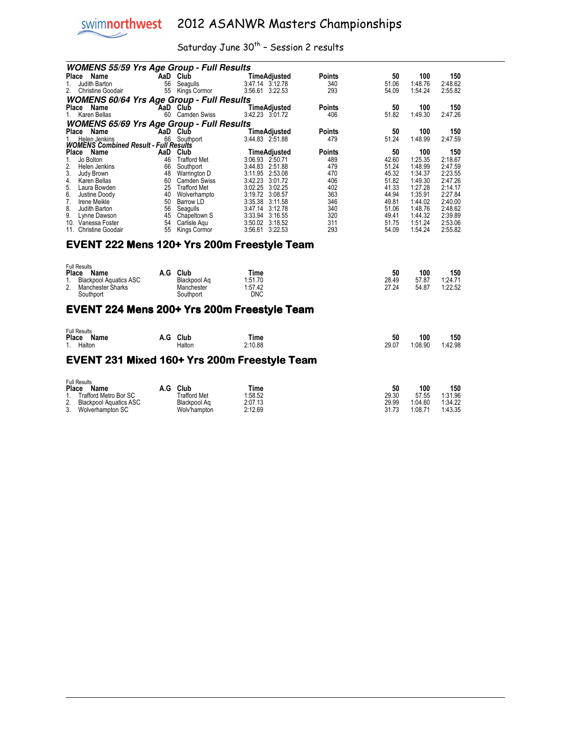# 2012 ASANWR Masters Championships

Saturday June 30th – Session 2 results

### WOMENS 55/59 Yrs Age Group - Full Results

| Place | Name | AaD | Club | Time | Adjusted | Points | 50 | 100 | 150 |
|---|---|---|---|---|---|---|---|---|---|
| 1. | Judith Barton | 56 | Seagulls | 3:47.14 | 3:12.78 | 340 | 51.06 | 1:48.76 | 2:48.62 |
| 2. | Christine Goodair | 55 | Kings Cormor | 3:56.61 | 3:22.53 | 293 | 54.09 | 1:54.24 | 2:55.82 |

### WOMENS 60/64 Yrs Age Group - Full Results

| Place | Name | AaD | Club | Time | Adjusted | Points | 50 | 100 | 150 |
|---|---|---|---|---|---|---|---|---|---|
| 1. | Karen Bellas | 60 | Camden Swiss | 3:42.23 | 3:01.72 | 406 | 51.82 | 1:49.30 | 2:47.26 |

### WOMENS 65/69 Yrs Age Group - Full Results

| Place | Name | AaD | Club | Time | Adjusted | Points | 50 | 100 | 150 |
|---|---|---|---|---|---|---|---|---|---|
| 1. | Helen Jenkins | 66 | Southport | 3:44.83 | 2:51.88 | 479 | 51.24 | 1:48.99 | 2:47.59 |

### WOMENS Combined Result - Full Results

| Place | Name | AaD | Club | Time | Adjusted | Points | 50 | 100 | 150 |
|---|---|---|---|---|---|---|---|---|---|
| 1. | Jo Bolton | 46 | Trafford Met | 3:06.93 | 2:50.71 | 489 | 42.60 | 1:25.35 | 2:18.67 |
| 2. | Helen Jenkins | 66 | Southport | 3:44.83 | 2:51.88 | 479 | 51.24 | 1:48.99 | 2:47.59 |
| 3. | Judy Brown | 48 | Warrington D | 3:11.95 | 2:53.08 | 470 | 45.32 | 1:34.37 | 2:23.55 |
| 4. | Karen Bellas | 60 | Camden Swiss | 3:42.23 | 3:01.72 | 406 | 51.82 | 1:49.30 | 2:47.26 |
| 5. | Laura Bowden | 25 | Trafford Met | 3:02.25 | 3:02.25 | 402 | 41.33 | 1:27.28 | 2:14.17 |
| 6. | Justine Doody | 40 | Wolverhampto | 3:19.72 | 3:08.57 | 363 | 44.94 | 1:35.91 | 2:27.84 |
| 7. | Irene Meikle | 50 | Barrow LD | 3:35.38 | 3:11.58 | 346 | 49.81 | 1:44.02 | 2:40.00 |
| 8. | Judith Barton | 56 | Seagulls | 3:47.14 | 3:12.78 | 340 | 51.06 | 1:48.76 | 2:48.62 |
| 9. | Lynne Dawson | 45 | Chapeltown S | 3:33.94 | 3:16.55 | 320 | 49.41 | 1:44.32 | 2:39.89 |
| 10. | Vanessa Foster | 54 | Carlisle Aqu | 3:50.02 | 3:18.52 | 311 | 51.75 | 1:51.24 | 2:53.06 |
| 11. | Christine Goodair | 55 | Kings Cormor | 3:56.61 | 3:22.53 | 293 | 54.09 | 1:54.24 | 2:55.82 |

## EVENT 222 Mens 120+ Yrs 200m Freestyle Team

Full Results

| Place | Name | A.G | Club | Time | 50 | 100 | 150 |
|---|---|---|---|---|---|---|---|
| 1. | Blackpool Aquatics ASC | | Blackpool Aq | 1:51.70 | 28.49 | 57.87 | 1:24.71 |
| 2. | Manchester Sharks | | Manchester | 1:57.42 | 27.24 | 54.87 | 1:22.52 |
| | Southport | | Southport | DNC | | | |

## EVENT 224 Mens 200+ Yrs 200m Freestyle Team

Full Results

| Place | Name | A.G | Club | Time | 50 | 100 | 150 |
|---|---|---|---|---|---|---|---|
| 1. | Halton | | Halton | 2:10.88 | 29.07 | 1:08.90 | 1:42.98 |

## EVENT 231 Mixed 160+ Yrs 200m Freestyle Team

Full Results

| Place | Name | A.G | Club | Time | 50 | 100 | 150 |
|---|---|---|---|---|---|---|---|
| 1. | Trafford Metro Bor SC | | Trafford Met | 1:58.52 | 29.30 | 57.55 | 1:31.96 |
| 2. | Blackpool Aquatics ASC | | Blackpool Aq | 2:07.13 | 29.99 | 1:04.60 | 1:34.22 |
| 3. | Wolverhampton SC | | Wolv'hampton | 2:12.69 | 31.73 | 1:08.71 | 1:43.35 |